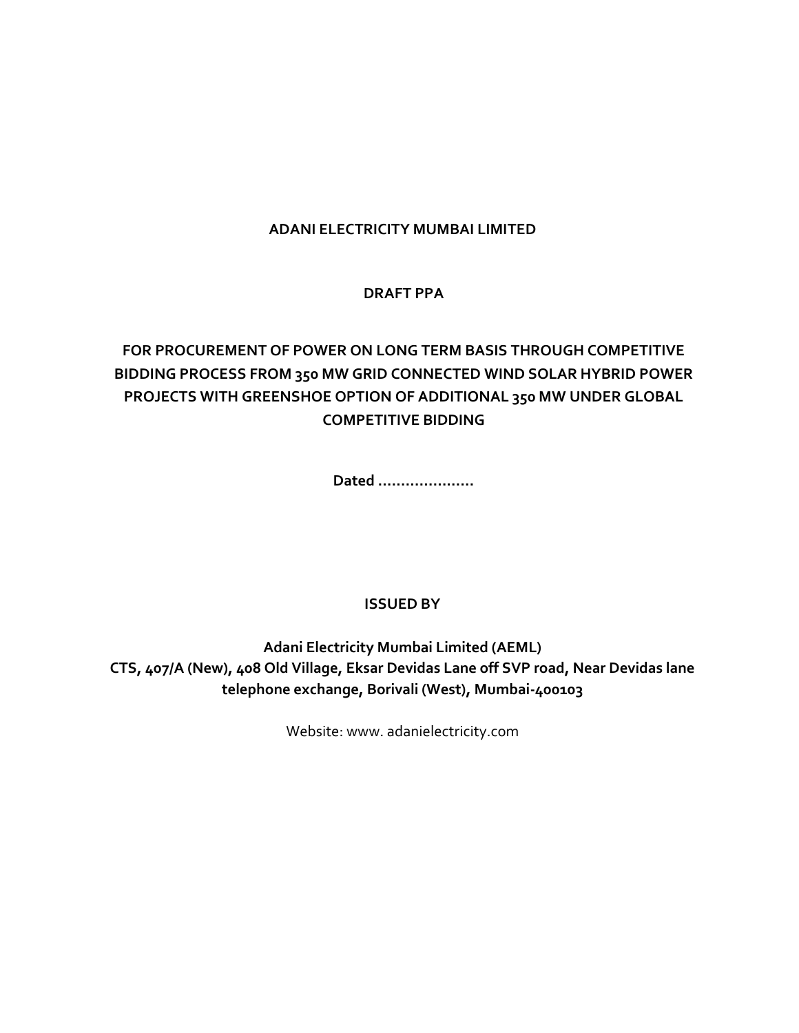**ADANI ELECTRICITY MUMBAI LIMITED**

**DRAFT PPA**

**FOR PROCUREMENT OF POWER ON LONG TERM BASIS THROUGH COMPETITIVE BIDDING PROCESS FROM 350 MW GRID CONNECTED WIND SOLAR HYBRID POWER PROJECTS WITH GREENSHOE OPTION OF ADDITIONAL 350 MW UNDER GLOBAL COMPETITIVE BIDDING**

**Dated …………………**

**ISSUED BY**

**Adani Electricity Mumbai Limited (AEML)**
**CTS, 407/A (New), 408 Old Village, Eksar Devidas Lane off SVP road, Near Devidas lane telephone exchange, Borivali (West), Mumbai-400103**

Website: www. adanielectricity.com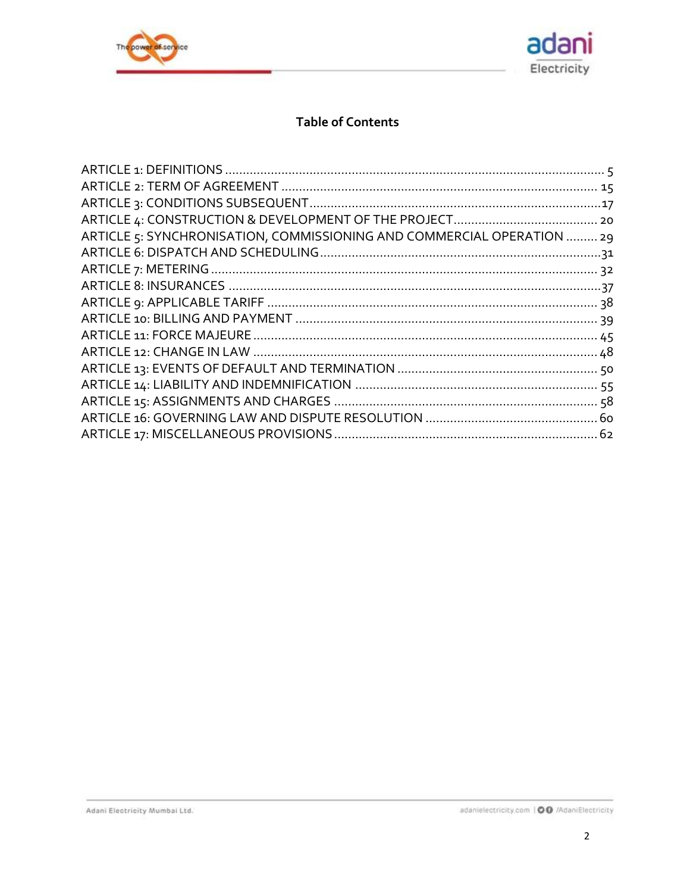## Table of Contents

| | |
|---|---|
| ARTICLE 1: DEFINITIONS | 5 |
| ARTICLE 2: TERM OF AGREEMENT | 15 |
| ARTICLE 3: CONDITIONS SUBSEQUENT | 17 |
| ARTICLE 4: CONSTRUCTION & DEVELOPMENT OF THE PROJECT | 20 |
| ARTICLE 5: SYNCHRONISATION, COMMISSIONING AND COMMERCIAL OPERATION | 29 |
| ARTICLE 6: DISPATCH AND SCHEDULING | 31 |
| ARTICLE 7: METERING | 32 |
| ARTICLE 8: INSURANCES | 37 |
| ARTICLE 9: APPLICABLE TARIFF | 38 |
| ARTICLE 10: BILLING AND PAYMENT | 39 |
| ARTICLE 11: FORCE MAJEURE | 45 |
| ARTICLE 12: CHANGE IN LAW | 48 |
| ARTICLE 13: EVENTS OF DEFAULT AND TERMINATION | 50 |
| ARTICLE 14: LIABILITY AND INDEMNIFICATION | 55 |
| ARTICLE 15: ASSIGNMENTS AND CHARGES | 58 |
| ARTICLE 16: GOVERNING LAW AND DISPUTE RESOLUTION | 60 |
| ARTICLE 17: MISCELLANEOUS PROVISIONS | 62 |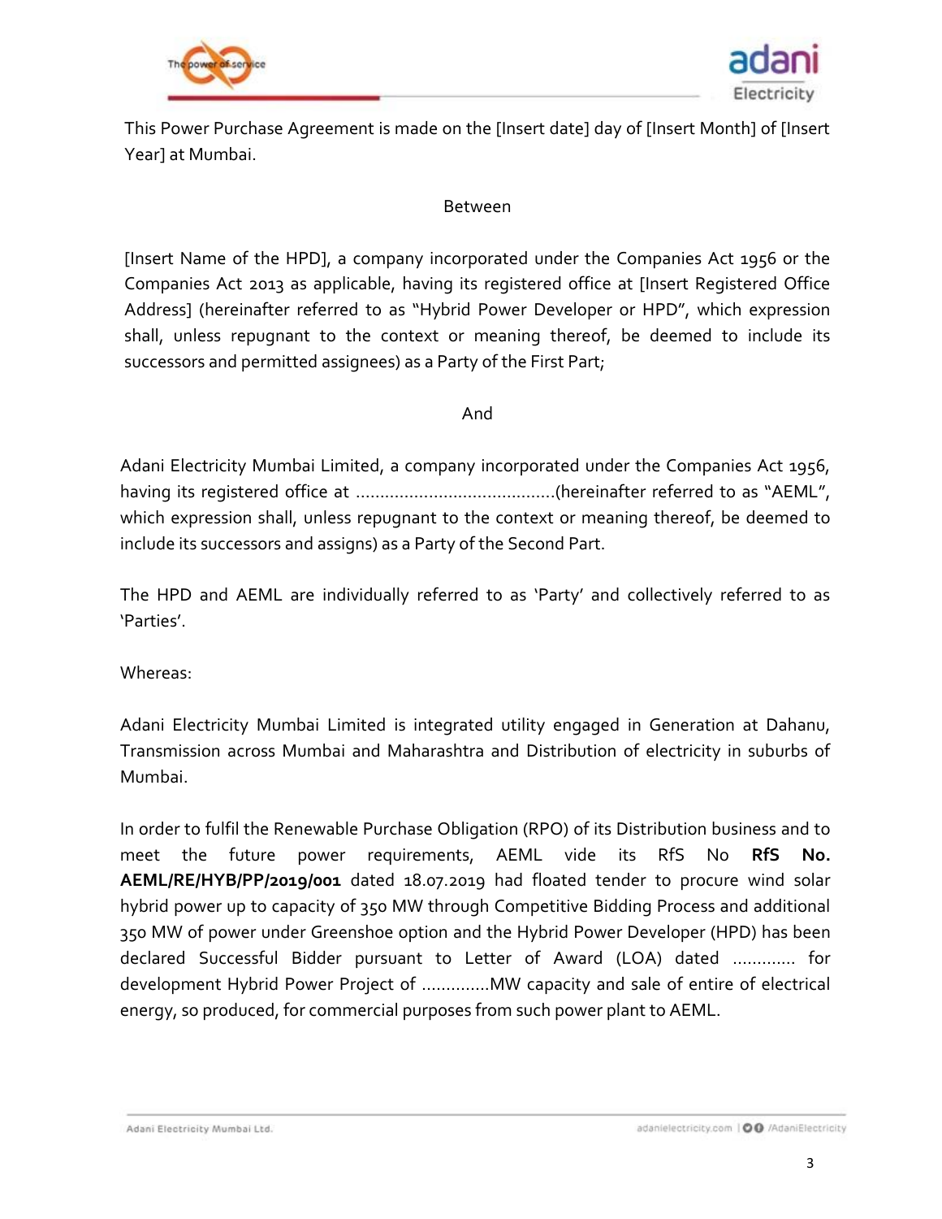This Power Purchase Agreement is made on the [Insert date] day of [Insert Month] of [Insert Year] at Mumbai.

Between

[Insert Name of the HPD], a company incorporated under the Companies Act 1956 or the Companies Act 2013 as applicable, having its registered office at [Insert Registered Office Address] (hereinafter referred to as "Hybrid Power Developer or HPD", which expression shall, unless repugnant to the context or meaning thereof, be deemed to include its successors and permitted assignees) as a Party of the First Part;

And

Adani Electricity Mumbai Limited, a company incorporated under the Companies Act 1956, having its registered office at ..........................................(hereinafter referred to as "AEML", which expression shall, unless repugnant to the context or meaning thereof, be deemed to include its successors and assigns) as a Party of the Second Part.

The HPD and AEML are individually referred to as 'Party' and collectively referred to as 'Parties'.

Whereas:

Adani Electricity Mumbai Limited is integrated utility engaged in Generation at Dahanu, Transmission across Mumbai and Maharashtra and Distribution of electricity in suburbs of Mumbai.

In order to fulfil the Renewable Purchase Obligation (RPO) of its Distribution business and to meet the future power requirements, AEML vide its RfS No **RfS No. AEML/RE/HYB/PP/2019/001** dated 18.07.2019 had floated tender to procure wind solar hybrid power up to capacity of 350 MW through Competitive Bidding Process and additional 350 MW of power under Greenshoe option and the Hybrid Power Developer (HPD) has been declared Successful Bidder pursuant to Letter of Award (LOA) dated ............. for development Hybrid Power Project of .............MW capacity and sale of entire of electrical energy, so produced, for commercial purposes from such power plant to AEML.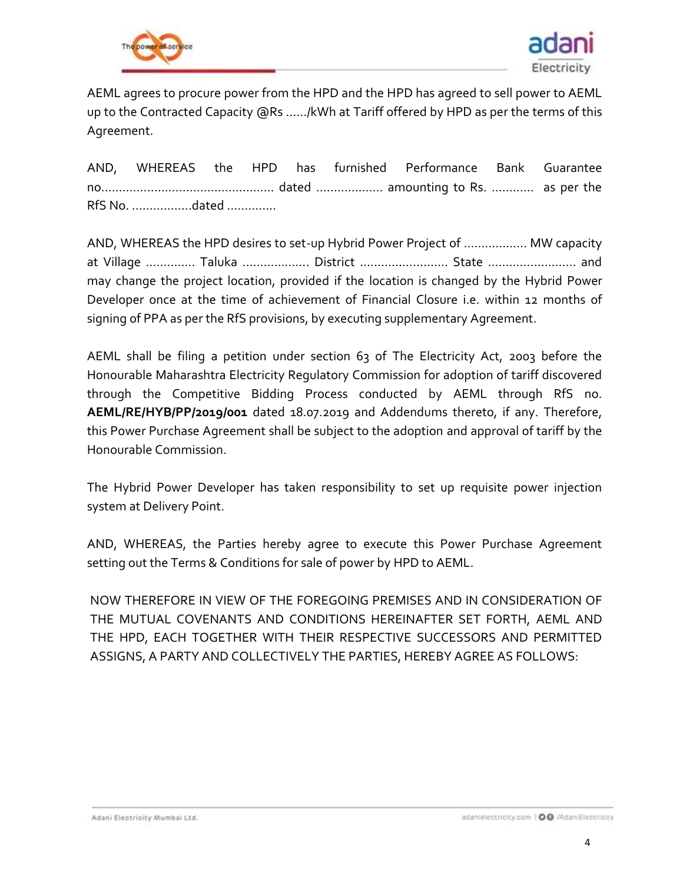AEML agrees to procure power from the HPD and the HPD has agreed to sell power to AEML up to the Contracted Capacity @Rs ....../kWh at Tariff offered by HPD as per the terms of this Agreement.

AND, WHEREAS the HPD has furnished Performance Bank Guarantee no................................................ dated .................. amounting to Rs. ............ as per the RfS No. .................dated .............

AND, WHEREAS the HPD desires to set-up Hybrid Power Project of ................. MW capacity at Village ............. Taluka .................. District ........................ State ........................ and may change the project location, provided if the location is changed by the Hybrid Power Developer once at the time of achievement of Financial Closure i.e. within 12 months of signing of PPA as per the RfS provisions, by executing supplementary Agreement.

AEML shall be filing a petition under section 63 of The Electricity Act, 2003 before the Honourable Maharashtra Electricity Regulatory Commission for adoption of tariff discovered through the Competitive Bidding Process conducted by AEML through RfS no. **AEML/RE/HYB/PP/2019/001** dated 18.07.2019 and Addendums thereto, if any. Therefore, this Power Purchase Agreement shall be subject to the adoption and approval of tariff by the Honourable Commission.

The Hybrid Power Developer has taken responsibility to set up requisite power injection system at Delivery Point.

AND, WHEREAS, the Parties hereby agree to execute this Power Purchase Agreement setting out the Terms & Conditions for sale of power by HPD to AEML.

NOW THEREFORE IN VIEW OF THE FOREGOING PREMISES AND IN CONSIDERATION OF THE MUTUAL COVENANTS AND CONDITIONS HEREINAFTER SET FORTH, AEML AND THE HPD, EACH TOGETHER WITH THEIR RESPECTIVE SUCCESSORS AND PERMITTED ASSIGNS, A PARTY AND COLLECTIVELY THE PARTIES, HEREBY AGREE AS FOLLOWS: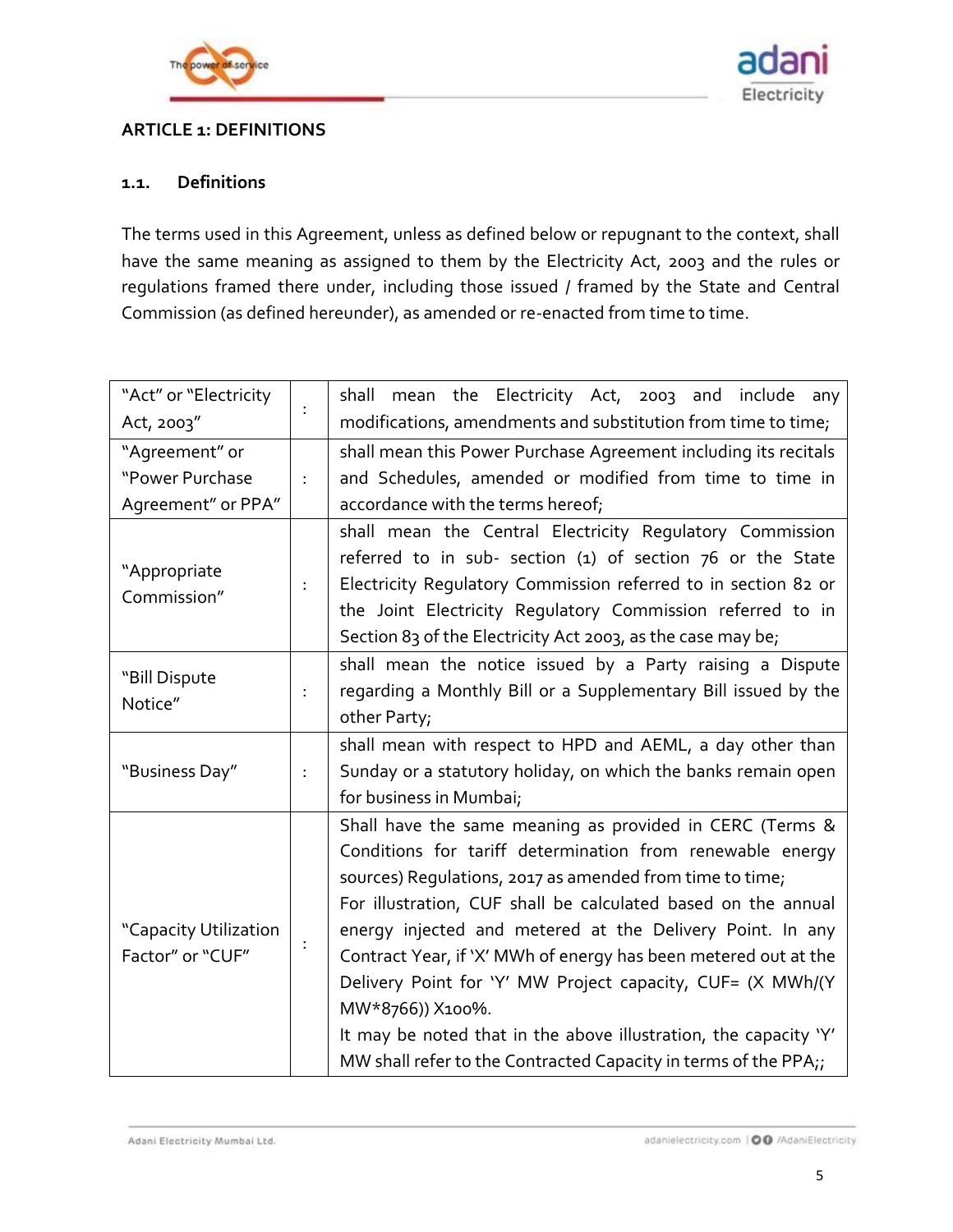## ARTICLE 1: DEFINITIONS

### 1.1. Definitions

The terms used in this Agreement, unless as defined below or repugnant to the context, shall have the same meaning as assigned to them by the Electricity Act, 2003 and the rules or regulations framed there under, including those issued / framed by the State and Central Commission (as defined hereunder), as amended or re-enacted from time to time.

| | | |
|---|---|---|
| "Act" or "Electricity Act, 2003" | : | shall mean the Electricity Act, 2003 and include any modifications, amendments and substitution from time to time; |
| "Agreement" or "Power Purchase Agreement" or PPA" | : | shall mean this Power Purchase Agreement including its recitals and Schedules, amended or modified from time to time in accordance with the terms hereof; |
| "Appropriate Commission" | : | shall mean the Central Electricity Regulatory Commission referred to in sub- section (1) of section 76 or the State Electricity Regulatory Commission referred to in section 82 or the Joint Electricity Regulatory Commission referred to in Section 83 of the Electricity Act 2003, as the case may be; |
| "Bill Dispute Notice" | : | shall mean the notice issued by a Party raising a Dispute regarding a Monthly Bill or a Supplementary Bill issued by the other Party; |
| "Business Day" | : | shall mean with respect to HPD and AEML, a day other than Sunday or a statutory holiday, on which the banks remain open for business in Mumbai; |
| "Capacity Utilization Factor" or "CUF" | : | Shall have the same meaning as provided in CERC (Terms & Conditions for tariff determination from renewable energy sources) Regulations, 2017 as amended from time to time;<br>For illustration, CUF shall be calculated based on the annual energy injected and metered at the Delivery Point. In any Contract Year, if 'X' MWh of energy has been metered out at the Delivery Point for 'Y' MW Project capacity, CUF= (X MWh/(Y MW*8766)) X100%.<br>It may be noted that in the above illustration, the capacity 'Y' MW shall refer to the Contracted Capacity in terms of the PPA;; |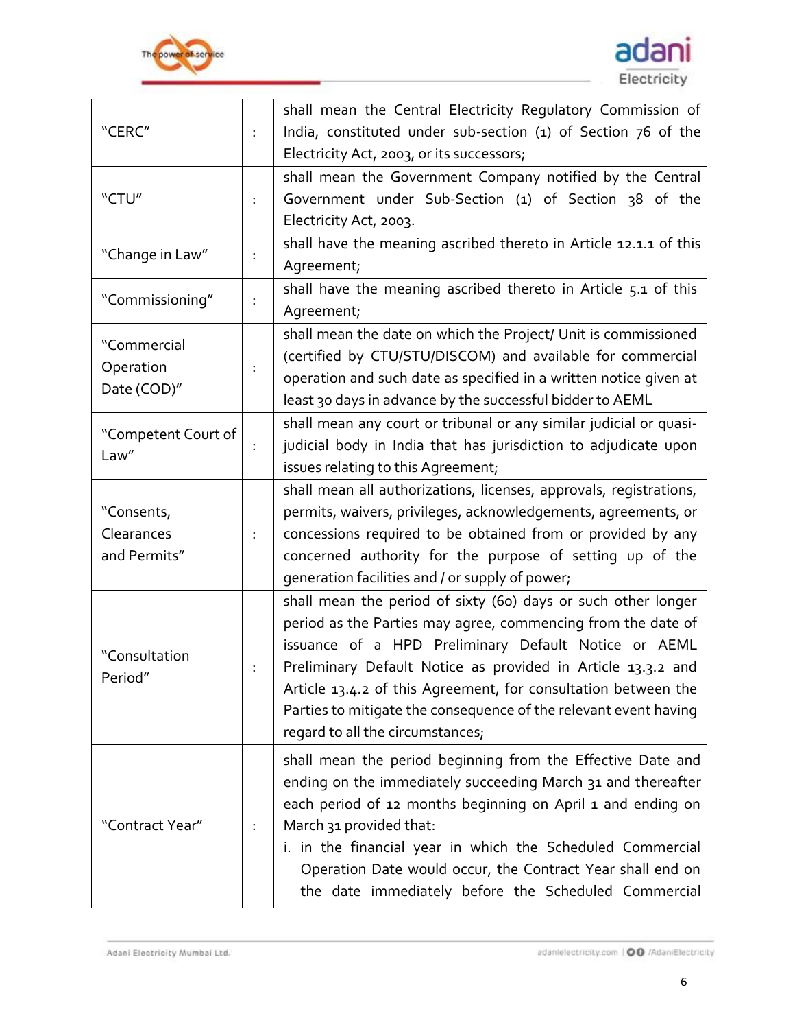| | | |
|---|---|---|
| "CERC" | : | shall mean the Central Electricity Regulatory Commission of India, constituted under sub-section (1) of Section 76 of the Electricity Act, 2003, or its successors; |
| "CTU" | : | shall mean the Government Company notified by the Central Government under Sub-Section (1) of Section 38 of the Electricity Act, 2003. |
| "Change in Law" | : | shall have the meaning ascribed thereto in Article 12.1.1 of this Agreement; |
| "Commissioning" | : | shall have the meaning ascribed thereto in Article 5.1 of this Agreement; |
| "Commercial Operation Date (COD)" | : | shall mean the date on which the Project/ Unit is commissioned (certified by CTU/STU/DISCOM) and available for commercial operation and such date as specified in a written notice given at least 30 days in advance by the successful bidder to AEML |
| "Competent Court of Law" | : | shall mean any court or tribunal or any similar judicial or quasi-judicial body in India that has jurisdiction to adjudicate upon issues relating to this Agreement; |
| "Consents, Clearances and Permits" | : | shall mean all authorizations, licenses, approvals, registrations, permits, waivers, privileges, acknowledgements, agreements, or concessions required to be obtained from or provided by any concerned authority for the purpose of setting up of the generation facilities and / or supply of power; |
| "Consultation Period" | : | shall mean the period of sixty (60) days or such other longer period as the Parties may agree, commencing from the date of issuance of a HPD Preliminary Default Notice or AEML Preliminary Default Notice as provided in Article 13.3.2 and Article 13.4.2 of this Agreement, for consultation between the Parties to mitigate the consequence of the relevant event having regard to all the circumstances; |
| "Contract Year" | : | shall mean the period beginning from the Effective Date and ending on the immediately succeeding March 31 and thereafter each period of 12 months beginning on April 1 and ending on March 31 provided that:<br>i. in the financial year in which the Scheduled Commercial Operation Date would occur, the Contract Year shall end on the date immediately before the Scheduled Commercial |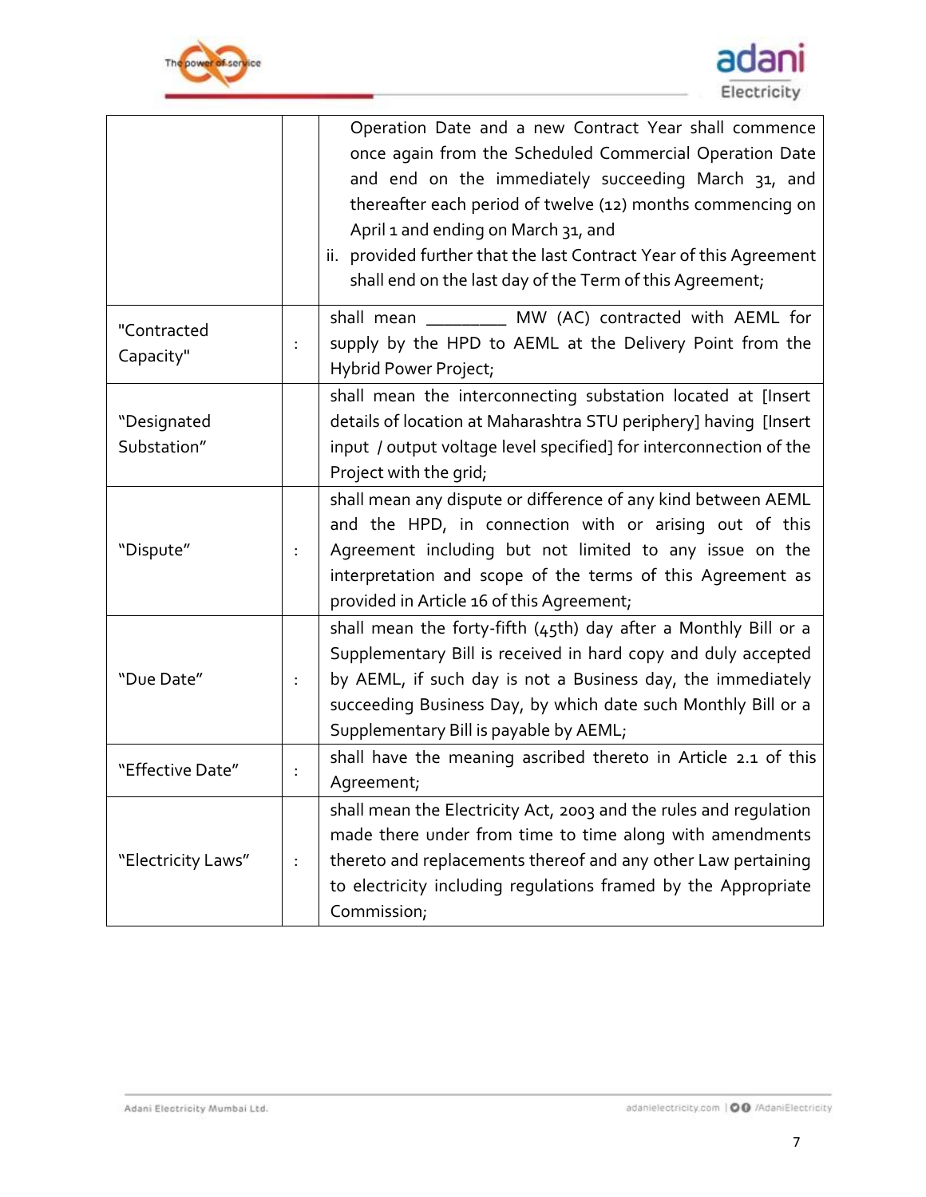| | | |
|---|---|---|
| | | Operation Date and a new Contract Year shall commence once again from the Scheduled Commercial Operation Date and end on the immediately succeeding March 31, and thereafter each period of twelve (12) months commencing on April 1 and ending on March 31, and<br>ii. provided further that the last Contract Year of this Agreement shall end on the last day of the Term of this Agreement; |
| "Contracted Capacity" | : | shall mean _________ MW (AC) contracted with AEML for supply by the HPD to AEML at the Delivery Point from the Hybrid Power Project; |
| "Designated Substation" | | shall mean the interconnecting substation located at [Insert details of location at Maharashtra STU periphery] having [Insert input / output voltage level specified] for interconnection of the Project with the grid; |
| "Dispute" | : | shall mean any dispute or difference of any kind between AEML and the HPD, in connection with or arising out of this Agreement including but not limited to any issue on the interpretation and scope of the terms of this Agreement as provided in Article 16 of this Agreement; |
| "Due Date" | : | shall mean the forty-fifth (45th) day after a Monthly Bill or a Supplementary Bill is received in hard copy and duly accepted by AEML, if such day is not a Business day, the immediately succeeding Business Day, by which date such Monthly Bill or a Supplementary Bill is payable by AEML; |
| "Effective Date" | : | shall have the meaning ascribed thereto in Article 2.1 of this Agreement; |
| "Electricity Laws" | : | shall mean the Electricity Act, 2003 and the rules and regulation made there under from time to time along with amendments thereto and replacements thereof and any other Law pertaining to electricity including regulations framed by the Appropriate Commission; |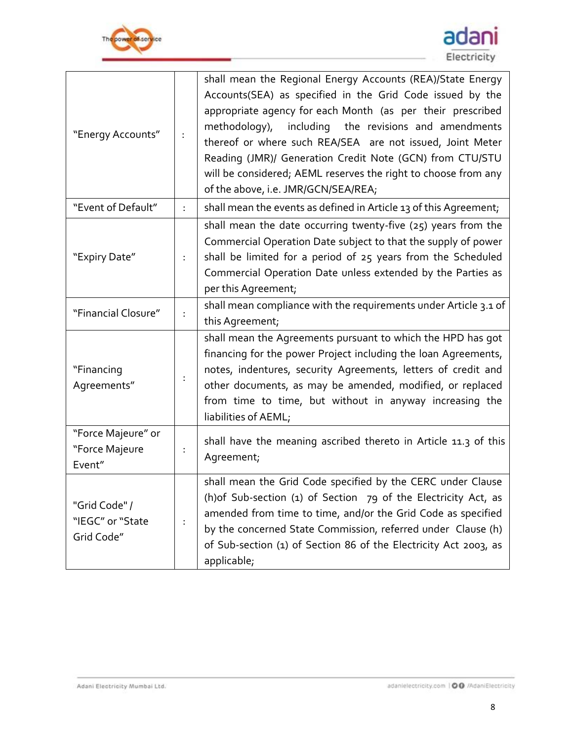| | | |
|---|---|---|
| "Energy Accounts" | : | shall mean the Regional Energy Accounts (REA)/State Energy Accounts(SEA) as specified in the Grid Code issued by the appropriate agency for each Month (as per their prescribed methodology), including the revisions and amendments thereof or where such REA/SEA are not issued, Joint Meter Reading (JMR)/ Generation Credit Note (GCN) from CTU/STU will be considered; AEML reserves the right to choose from any of the above, i.e. JMR/GCN/SEA/REA; |
| "Event of Default" | : | shall mean the events as defined in Article 13 of this Agreement; |
| "Expiry Date" | : | shall mean the date occurring twenty-five (25) years from the Commercial Operation Date subject to that the supply of power shall be limited for a period of 25 years from the Scheduled Commercial Operation Date unless extended by the Parties as per this Agreement; |
| "Financial Closure" | : | shall mean compliance with the requirements under Article 3.1 of this Agreement; |
| "Financing Agreements" | : | shall mean the Agreements pursuant to which the HPD has got financing for the power Project including the loan Agreements, notes, indentures, security Agreements, letters of credit and other documents, as may be amended, modified, or replaced from time to time, but without in anyway increasing the liabilities of AEML; |
| "Force Majeure" or "Force Majeure Event" | : | shall have the meaning ascribed thereto in Article 11.3 of this Agreement; |
| "Grid Code" / "IEGC" or "State Grid Code" | : | shall mean the Grid Code specified by the CERC under Clause (h)of Sub-section (1) of Section 79 of the Electricity Act, as amended from time to time, and/or the Grid Code as specified by the concerned State Commission, referred under Clause (h) of Sub-section (1) of Section 86 of the Electricity Act 2003, as applicable; |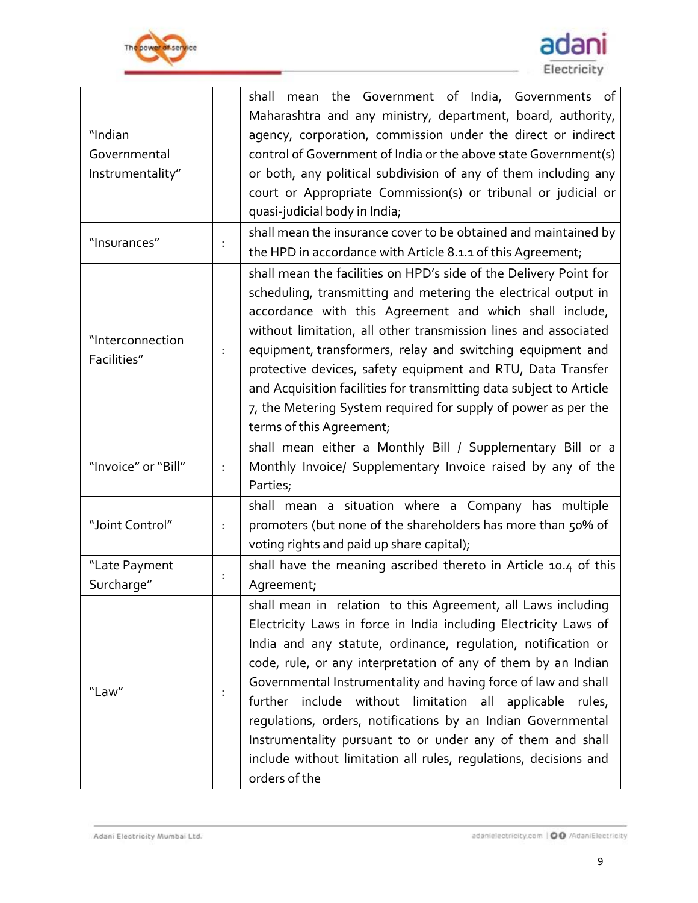| | | |
|---|---|---|
| "Indian Governmental Instrumentality" | | shall mean the Government of India, Governments of Maharashtra and any ministry, department, board, authority, agency, corporation, commission under the direct or indirect control of Government of India or the above state Government(s) or both, any political subdivision of any of them including any court or Appropriate Commission(s) or tribunal or judicial or quasi-judicial body in India; |
| "Insurances" | : | shall mean the insurance cover to be obtained and maintained by the HPD in accordance with Article 8.1.1 of this Agreement; |
| "Interconnection Facilities" | : | shall mean the facilities on HPD's side of the Delivery Point for scheduling, transmitting and metering the electrical output in accordance with this Agreement and which shall include, without limitation, all other transmission lines and associated equipment, transformers, relay and switching equipment and protective devices, safety equipment and RTU, Data Transfer and Acquisition facilities for transmitting data subject to Article 7, the Metering System required for supply of power as per the terms of this Agreement; |
| "Invoice" or "Bill" | : | shall mean either a Monthly Bill / Supplementary Bill or a Monthly Invoice/ Supplementary Invoice raised by any of the Parties; |
| "Joint Control" | : | shall mean a situation where a Company has multiple promoters (but none of the shareholders has more than 50% of voting rights and paid up share capital); |
| "Late Payment Surcharge" | : | shall have the meaning ascribed thereto in Article 10.4 of this Agreement; |
| "Law" | : | shall mean in relation to this Agreement, all Laws including Electricity Laws in force in India including Electricity Laws of India and any statute, ordinance, regulation, notification or code, rule, or any interpretation of any of them by an Indian Governmental Instrumentality and having force of law and shall further include without limitation all applicable rules, regulations, orders, notifications by an Indian Governmental Instrumentality pursuant to or under any of them and shall include without limitation all rules, regulations, decisions and orders of the |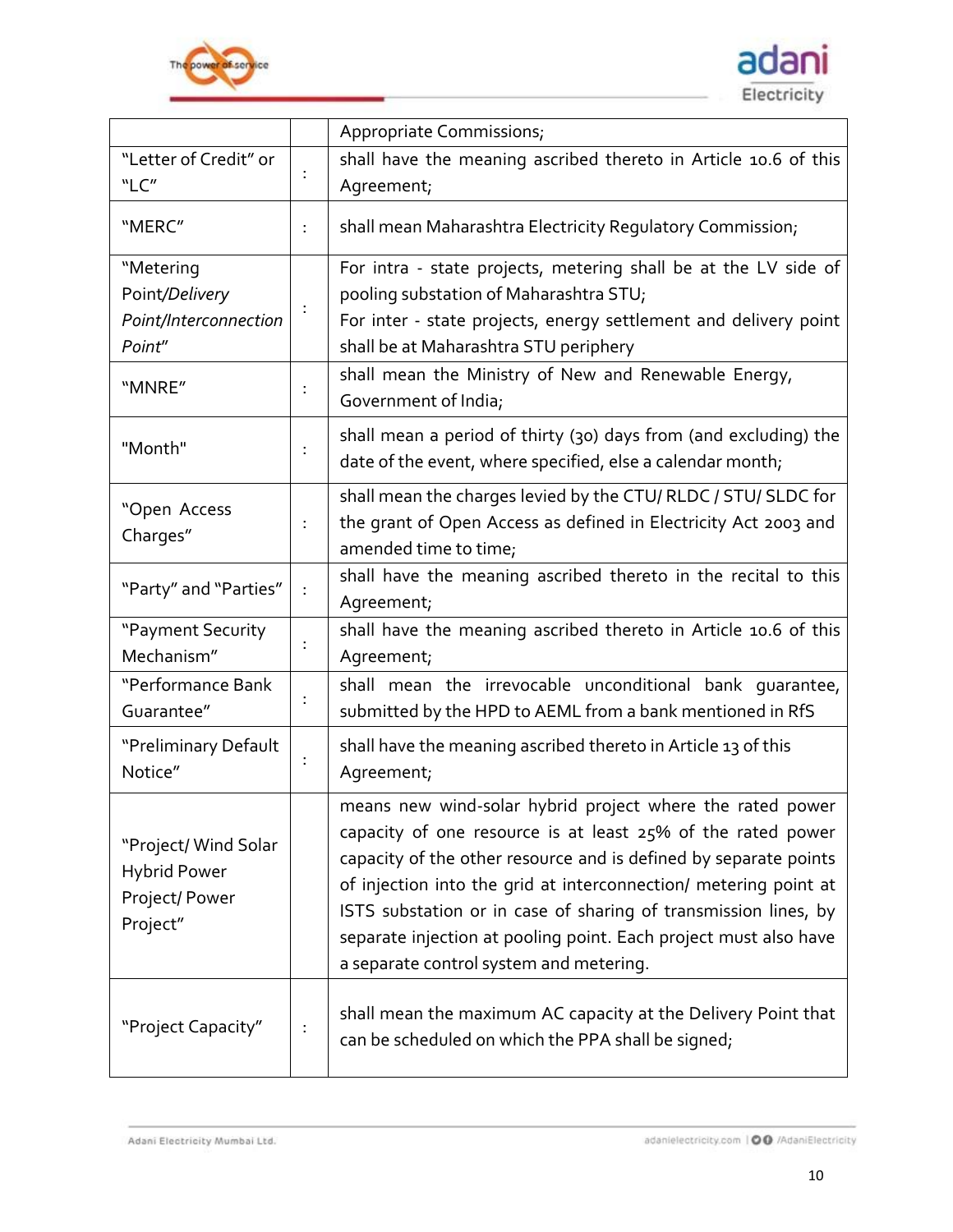| | | |
|---|---|---|
| | | Appropriate Commissions; |
| “Letter of Credit” or “LC” | : | shall have the meaning ascribed thereto in Article 10.6 of this Agreement; |
| “MERC” | : | shall mean Maharashtra Electricity Regulatory Commission; |
| “Metering Point/*Delivery Point/Interconnection Point*” | : | For intra - state projects, metering shall be at the LV side of pooling substation of Maharashtra STU;<br>For inter - state projects, energy settlement and delivery point shall be at Maharashtra STU periphery |
| “MNRE” | : | shall mean the Ministry of New and Renewable Energy, Government of India; |
| "Month" | : | shall mean a period of thirty (30) days from (and excluding) the date of the event, where specified, else a calendar month; |
| “Open Access Charges” | : | shall mean the charges levied by the CTU/ RLDC / STU/ SLDC for the grant of Open Access as defined in Electricity Act 2003 and amended time to time; |
| “Party” and “Parties” | : | shall have the meaning ascribed thereto in the recital to this Agreement; |
| “Payment Security Mechanism” | : | shall have the meaning ascribed thereto in Article 10.6 of this Agreement; |
| “Performance Bank Guarantee” | : | shall mean the irrevocable unconditional bank guarantee, submitted by the HPD to AEML from a bank mentioned in RfS |
| “Preliminary Default Notice” | : | shall have the meaning ascribed thereto in Article 13 of this Agreement; |
| “Project/ Wind Solar Hybrid Power Project/ Power Project” | | means new wind-solar hybrid project where the rated power capacity of one resource is at least 25% of the rated power capacity of the other resource and is defined by separate points of injection into the grid at interconnection/ metering point at ISTS substation or in case of sharing of transmission lines, by separate injection at pooling point. Each project must also have a separate control system and metering. |
| “Project Capacity” | : | shall mean the maximum AC capacity at the Delivery Point that can be scheduled on which the PPA shall be signed; |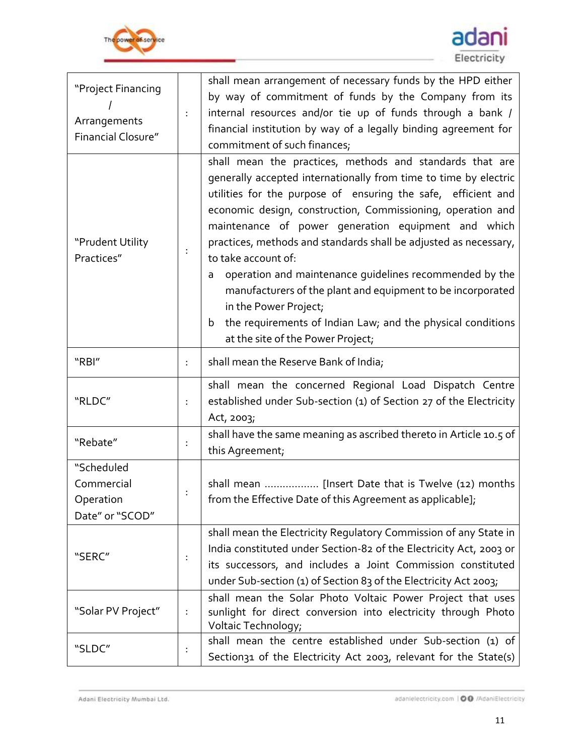| | | |
|---|---|---|
| "Project Financing / Arrangements Financial Closure" | : | shall mean arrangement of necessary funds by the HPD either by way of commitment of funds by the Company from its internal resources and/or tie up of funds through a bank / financial institution by way of a legally binding agreement for commitment of such finances; |
| "Prudent Utility Practices" | : | shall mean the practices, methods and standards that are generally accepted internationally from time to time by electric utilities for the purpose of ensuring the safe, efficient and economic design, construction, Commissioning, operation and maintenance of power generation equipment and which practices, methods and standards shall be adjusted as necessary, to take account of:<br>a operation and maintenance guidelines recommended by the manufacturers of the plant and equipment to be incorporated in the Power Project;<br>b the requirements of Indian Law; and the physical conditions at the site of the Power Project; |
| "RBI" | : | shall mean the Reserve Bank of India; |
| "RLDC" | : | shall mean the concerned Regional Load Dispatch Centre established under Sub-section (1) of Section 27 of the Electricity Act, 2003; |
| "Rebate" | : | shall have the same meaning as ascribed thereto in Article 10.5 of this Agreement; |
| "Scheduled Commercial Operation Date" or "SCOD" | : | shall mean .................. [Insert Date that is Twelve (12) months from the Effective Date of this Agreement as applicable]; |
| "SERC" | : | shall mean the Electricity Regulatory Commission of any State in India constituted under Section-82 of the Electricity Act, 2003 or its successors, and includes a Joint Commission constituted under Sub-section (1) of Section 83 of the Electricity Act 2003; |
| "Solar PV Project" | : | shall mean the Solar Photo Voltaic Power Project that uses sunlight for direct conversion into electricity through Photo Voltaic Technology; |
| "SLDC" | : | shall mean the centre established under Sub-section (1) of Section31 of the Electricity Act 2003, relevant for the State(s) |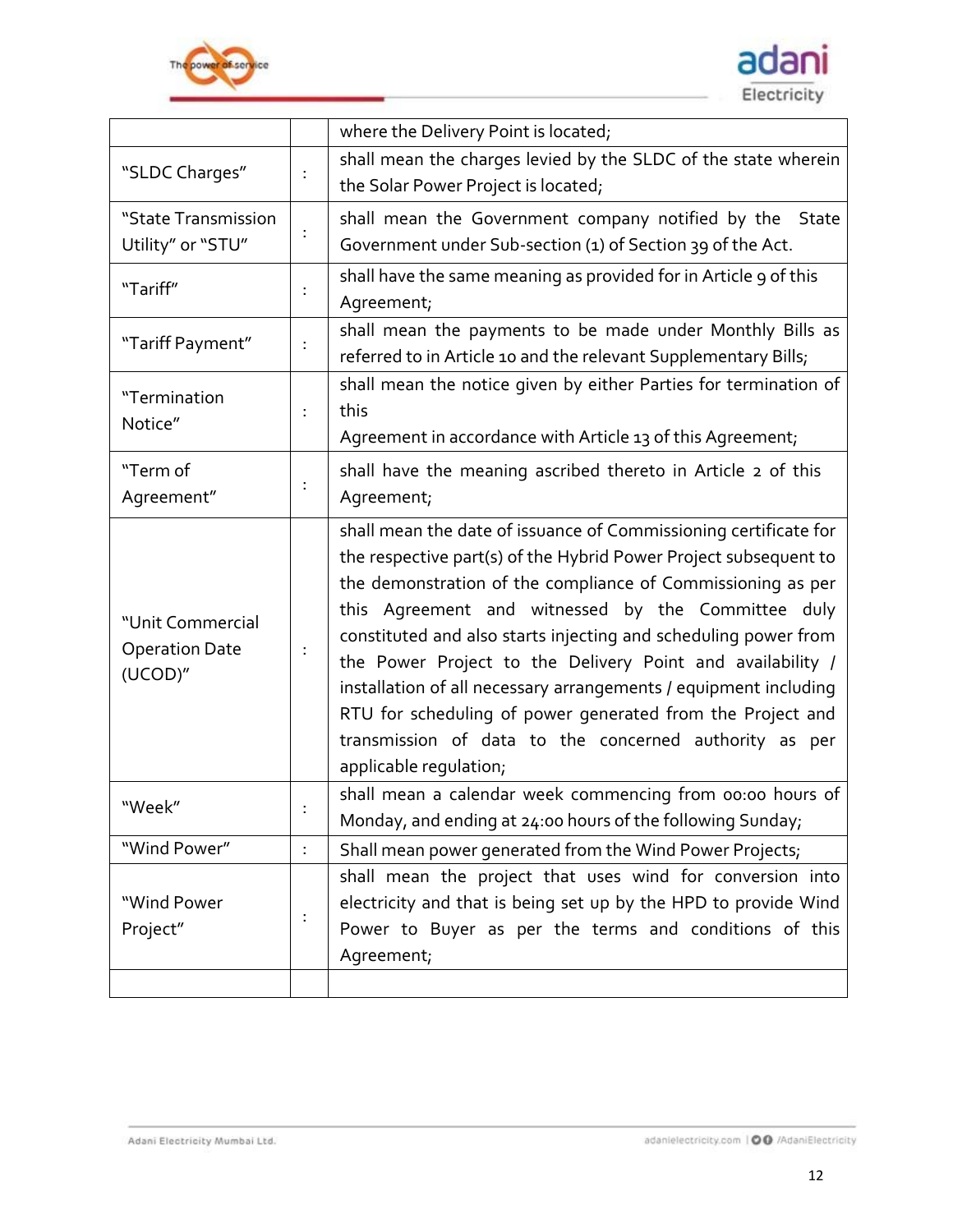| | | |
|---|---|---|
| | | where the Delivery Point is located; |
| "SLDC Charges" | : | shall mean the charges levied by the SLDC of the state wherein the Solar Power Project is located; |
| "State Transmission Utility" or "STU" | : | shall mean the Government company notified by the State Government under Sub-section (1) of Section 39 of the Act. |
| "Tariff" | : | shall have the same meaning as provided for in Article 9 of this Agreement; |
| "Tariff Payment" | : | shall mean the payments to be made under Monthly Bills as referred to in Article 10 and the relevant Supplementary Bills; |
| "Termination Notice" | : | shall mean the notice given by either Parties for termination of this Agreement in accordance with Article 13 of this Agreement; |
| "Term of Agreement" | : | shall have the meaning ascribed thereto in Article 2 of this Agreement; |
| "Unit Commercial Operation Date (UCOD)" | : | shall mean the date of issuance of Commissioning certificate for the respective part(s) of the Hybrid Power Project subsequent to the demonstration of the compliance of Commissioning as per this Agreement and witnessed by the Committee duly constituted and also starts injecting and scheduling power from the Power Project to the Delivery Point and availability / installation of all necessary arrangements / equipment including RTU for scheduling of power generated from the Project and transmission of data to the concerned authority as per applicable regulation; |
| "Week" | : | shall mean a calendar week commencing from 00:00 hours of Monday, and ending at 24:00 hours of the following Sunday; |
| "Wind Power" | : | Shall mean power generated from the Wind Power Projects; |
| "Wind Power Project" | : | shall mean the project that uses wind for conversion into electricity and that is being set up by the HPD to provide Wind Power to Buyer as per the terms and conditions of this Agreement; |
| | | |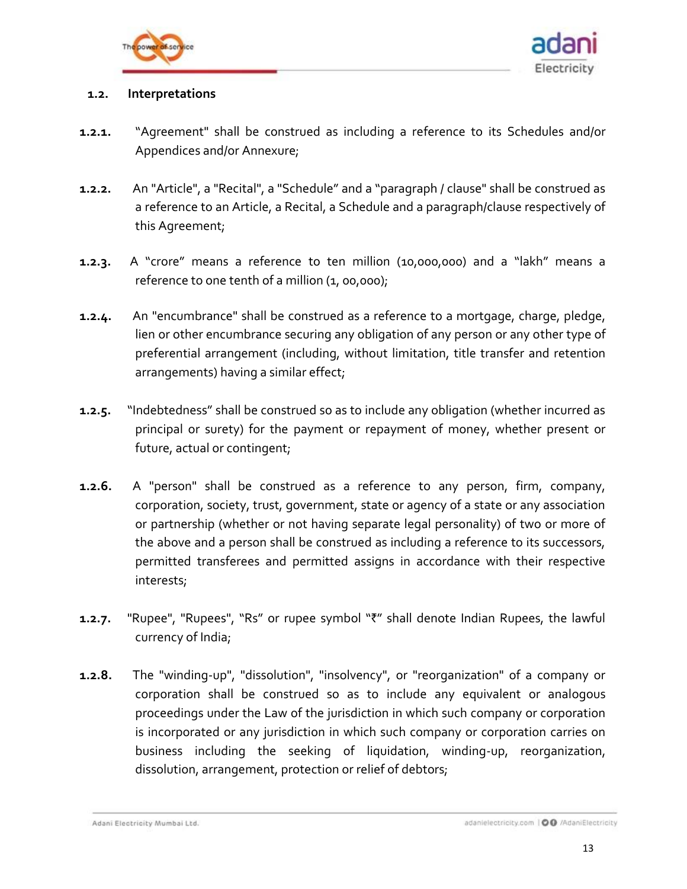## 1.2. Interpretations

**1.2.1.** "Agreement" shall be construed as including a reference to its Schedules and/or Appendices and/or Annexure;

**1.2.2.** An "Article", a "Recital", a "Schedule" and a "paragraph / clause" shall be construed as a reference to an Article, a Recital, a Schedule and a paragraph/clause respectively of this Agreement;

**1.2.3.** A "crore" means a reference to ten million (10,000,000) and a "lakh" means a reference to one tenth of a million (1, 00,000);

**1.2.4.** An "encumbrance" shall be construed as a reference to a mortgage, charge, pledge, lien or other encumbrance securing any obligation of any person or any other type of preferential arrangement (including, without limitation, title transfer and retention arrangements) having a similar effect;

**1.2.5.** "Indebtedness" shall be construed so as to include any obligation (whether incurred as principal or surety) for the payment or repayment of money, whether present or future, actual or contingent;

**1.2.6.** A "person" shall be construed as a reference to any person, firm, company, corporation, society, trust, government, state or agency of a state or any association or partnership (whether or not having separate legal personality) of two or more of the above and a person shall be construed as including a reference to its successors, permitted transferees and permitted assigns in accordance with their respective interests;

**1.2.7.** "Rupee", "Rupees", "Rs" or rupee symbol "₹" shall denote Indian Rupees, the lawful currency of India;

**1.2.8.** The "winding-up", "dissolution", "insolvency", or "reorganization" of a company or corporation shall be construed so as to include any equivalent or analogous proceedings under the Law of the jurisdiction in which such company or corporation is incorporated or any jurisdiction in which such company or corporation carries on business including the seeking of liquidation, winding-up, reorganization, dissolution, arrangement, protection or relief of debtors;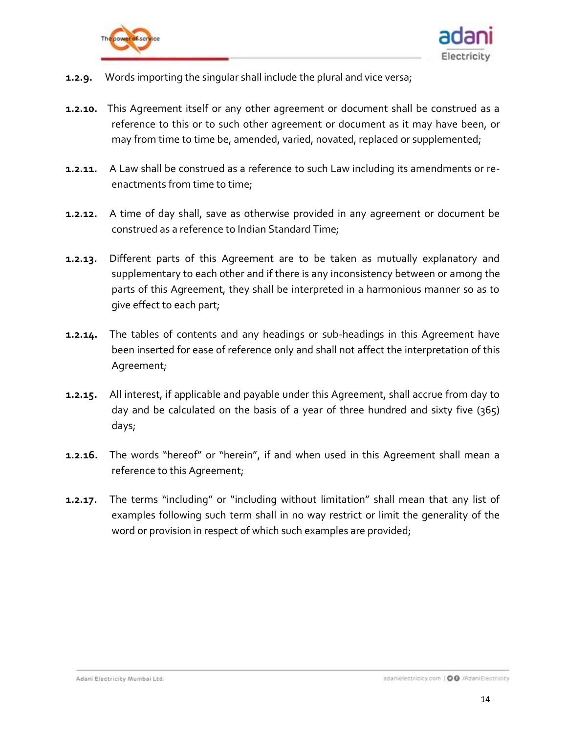**1.2.9.** Words importing the singular shall include the plural and vice versa;

**1.2.10.** This Agreement itself or any other agreement or document shall be construed as a reference to this or to such other agreement or document as it may have been, or may from time to time be, amended, varied, novated, replaced or supplemented;

**1.2.11.** A Law shall be construed as a reference to such Law including its amendments or re-enactments from time to time;

**1.2.12.** A time of day shall, save as otherwise provided in any agreement or document be construed as a reference to Indian Standard Time;

**1.2.13.** Different parts of this Agreement are to be taken as mutually explanatory and supplementary to each other and if there is any inconsistency between or among the parts of this Agreement, they shall be interpreted in a harmonious manner so as to give effect to each part;

**1.2.14.** The tables of contents and any headings or sub-headings in this Agreement have been inserted for ease of reference only and shall not affect the interpretation of this Agreement;

**1.2.15.** All interest, if applicable and payable under this Agreement, shall accrue from day to day and be calculated on the basis of a year of three hundred and sixty five (365) days;

**1.2.16.** The words "hereof" or "herein", if and when used in this Agreement shall mean a reference to this Agreement;

**1.2.17.** The terms "including" or "including without limitation" shall mean that any list of examples following such term shall in no way restrict or limit the generality of the word or provision in respect of which such examples are provided;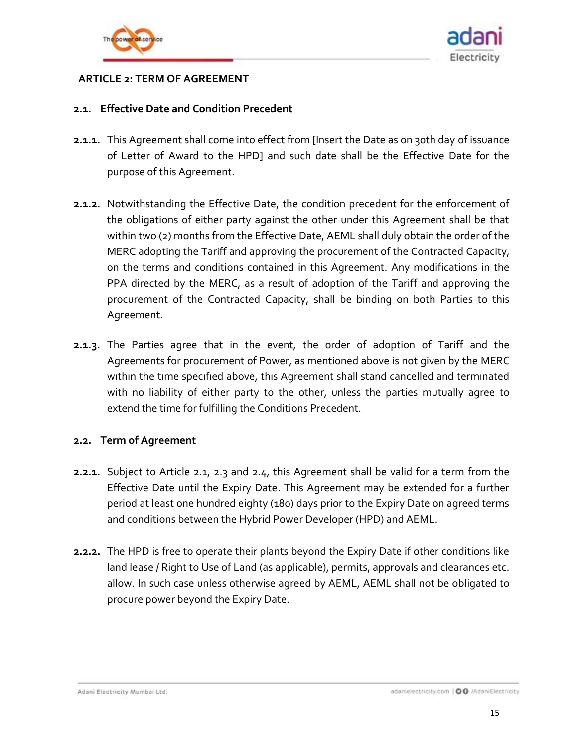## ARTICLE 2: TERM OF AGREEMENT

### 2.1. Effective Date and Condition Precedent

**2.1.1.** This Agreement shall come into effect from [Insert the Date as on 30th day of issuance of Letter of Award to the HPD] and such date shall be the Effective Date for the purpose of this Agreement.

**2.1.2.** Notwithstanding the Effective Date, the condition precedent for the enforcement of the obligations of either party against the other under this Agreement shall be that within two (2) months from the Effective Date, AEML shall duly obtain the order of the MERC adopting the Tariff and approving the procurement of the Contracted Capacity, on the terms and conditions contained in this Agreement. Any modifications in the PPA directed by the MERC, as a result of adoption of the Tariff and approving the procurement of the Contracted Capacity, shall be binding on both Parties to this Agreement.

**2.1.3.** The Parties agree that in the event, the order of adoption of Tariff and the Agreements for procurement of Power, as mentioned above is not given by the MERC within the time specified above, this Agreement shall stand cancelled and terminated with no liability of either party to the other, unless the parties mutually agree to extend the time for fulfilling the Conditions Precedent.

### 2.2. Term of Agreement

**2.2.1.** Subject to Article 2.1, 2.3 and 2.4, this Agreement shall be valid for a term from the Effective Date until the Expiry Date. This Agreement may be extended for a further period at least one hundred eighty (180) days prior to the Expiry Date on agreed terms and conditions between the Hybrid Power Developer (HPD) and AEML.

**2.2.2.** The HPD is free to operate their plants beyond the Expiry Date if other conditions like land lease / Right to Use of Land (as applicable), permits, approvals and clearances etc. allow. In such case unless otherwise agreed by AEML, AEML shall not be obligated to procure power beyond the Expiry Date.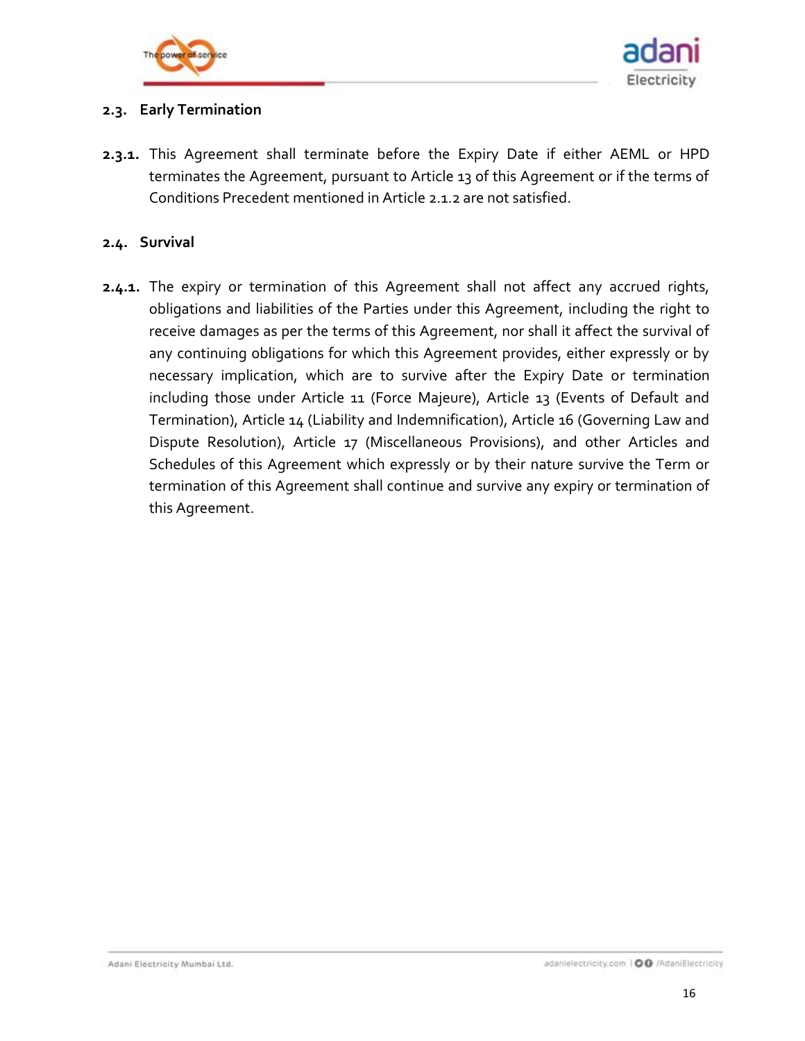### 2.3. Early Termination

**2.3.1.** This Agreement shall terminate before the Expiry Date if either AEML or HPD terminates the Agreement, pursuant to Article 13 of this Agreement or if the terms of Conditions Precedent mentioned in Article 2.1.2 are not satisfied.

### 2.4. Survival

**2.4.1.** The expiry or termination of this Agreement shall not affect any accrued rights, obligations and liabilities of the Parties under this Agreement, including the right to receive damages as per the terms of this Agreement, nor shall it affect the survival of any continuing obligations for which this Agreement provides, either expressly or by necessary implication, which are to survive after the Expiry Date or termination including those under Article 11 (Force Majeure), Article 13 (Events of Default and Termination), Article 14 (Liability and Indemnification), Article 16 (Governing Law and Dispute Resolution), Article 17 (Miscellaneous Provisions), and other Articles and Schedules of this Agreement which expressly or by their nature survive the Term or termination of this Agreement shall continue and survive any expiry or termination of this Agreement.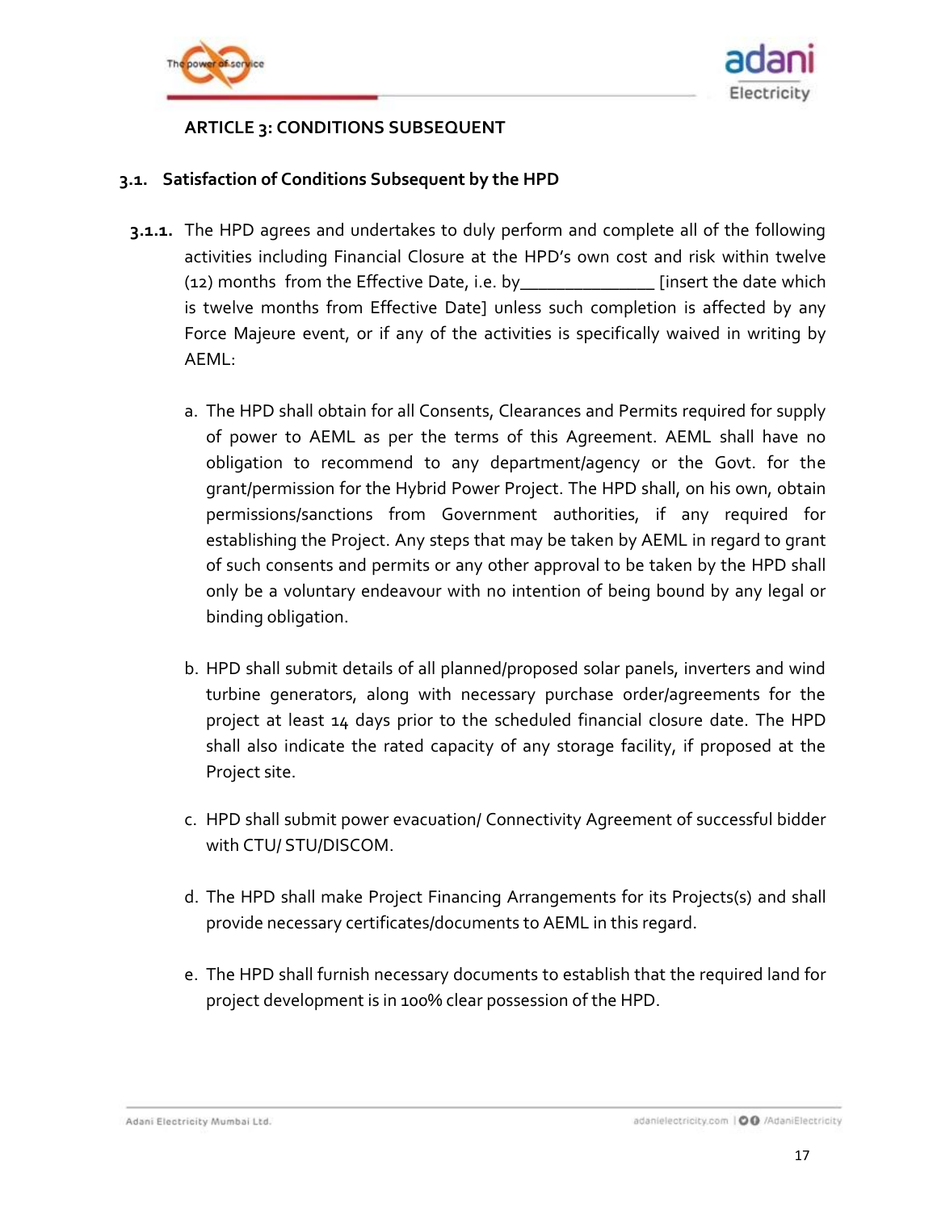## ARTICLE 3: CONDITIONS SUBSEQUENT

### 3.1. Satisfaction of Conditions Subsequent by the HPD

**3.1.1.** The HPD agrees and undertakes to duly perform and complete all of the following activities including Financial Closure at the HPD's own cost and risk within twelve (12) months from the Effective Date, i.e. by______________ [insert the date which is twelve months from Effective Date] unless such completion is affected by any Force Majeure event, or if any of the activities is specifically waived in writing by AEML:

a. The HPD shall obtain for all Consents, Clearances and Permits required for supply of power to AEML as per the terms of this Agreement. AEML shall have no obligation to recommend to any department/agency or the Govt. for the grant/permission for the Hybrid Power Project. The HPD shall, on his own, obtain permissions/sanctions from Government authorities, if any required for establishing the Project. Any steps that may be taken by AEML in regard to grant of such consents and permits or any other approval to be taken by the HPD shall only be a voluntary endeavour with no intention of being bound by any legal or binding obligation.

b. HPD shall submit details of all planned/proposed solar panels, inverters and wind turbine generators, along with necessary purchase order/agreements for the project at least 14 days prior to the scheduled financial closure date. The HPD shall also indicate the rated capacity of any storage facility, if proposed at the Project site.

c. HPD shall submit power evacuation/ Connectivity Agreement of successful bidder with CTU/ STU/DISCOM.

d. The HPD shall make Project Financing Arrangements for its Projects(s) and shall provide necessary certificates/documents to AEML in this regard.

e. The HPD shall furnish necessary documents to establish that the required land for project development is in 100% clear possession of the HPD.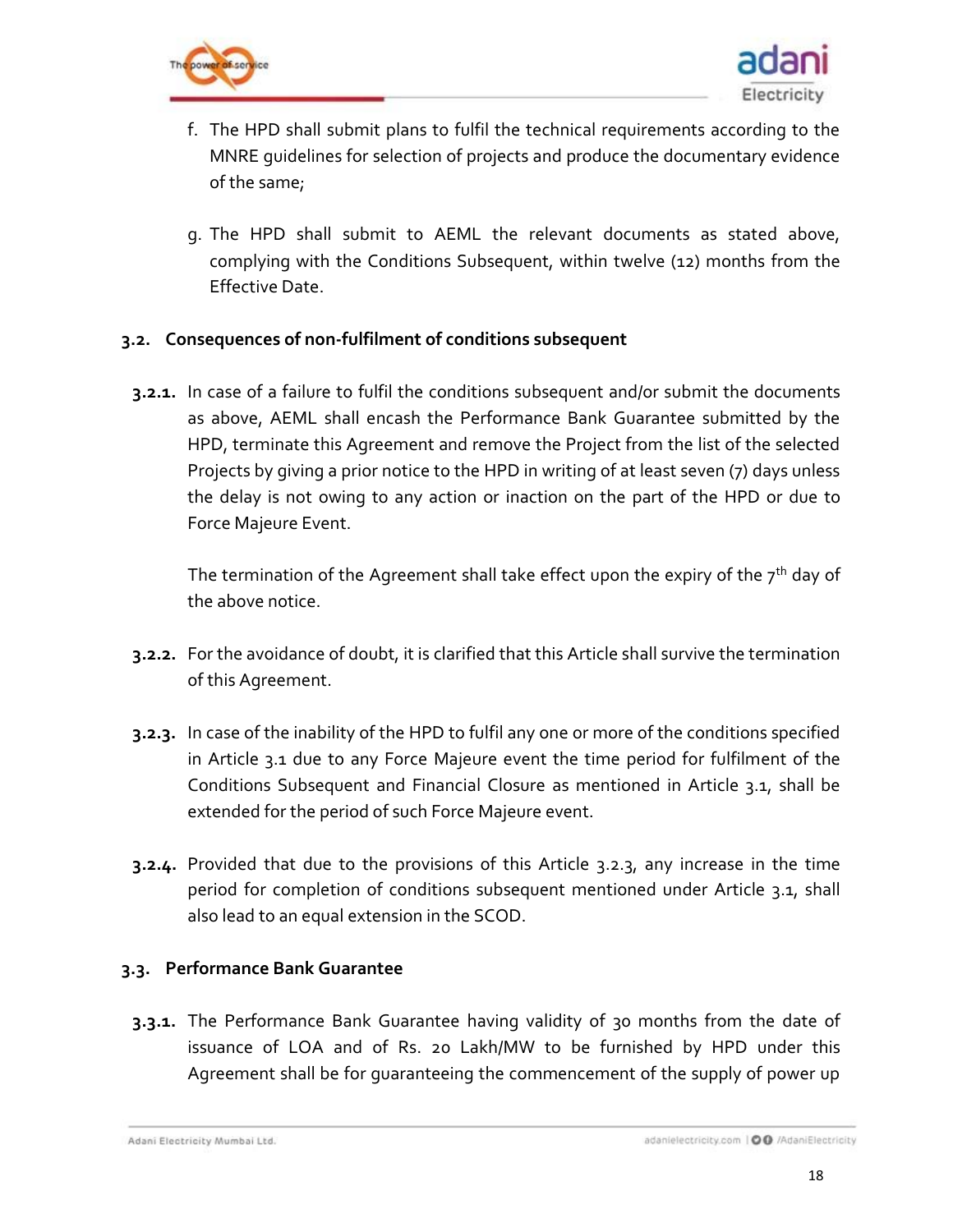f. The HPD shall submit plans to fulfil the technical requirements according to the MNRE guidelines for selection of projects and produce the documentary evidence of the same;

g. The HPD shall submit to AEML the relevant documents as stated above, complying with the Conditions Subsequent, within twelve (12) months from the Effective Date.

### 3.2. Consequences of non-fulfilment of conditions subsequent

**3.2.1.** In case of a failure to fulfil the conditions subsequent and/or submit the documents as above, AEML shall encash the Performance Bank Guarantee submitted by the HPD, terminate this Agreement and remove the Project from the list of the selected Projects by giving a prior notice to the HPD in writing of at least seven (7) days unless the delay is not owing to any action or inaction on the part of the HPD or due to Force Majeure Event.

The termination of the Agreement shall take effect upon the expiry of the 7th day of the above notice.

**3.2.2.** For the avoidance of doubt, it is clarified that this Article shall survive the termination of this Agreement.

**3.2.3.** In case of the inability of the HPD to fulfil any one or more of the conditions specified in Article 3.1 due to any Force Majeure event the time period for fulfilment of the Conditions Subsequent and Financial Closure as mentioned in Article 3.1, shall be extended for the period of such Force Majeure event.

**3.2.4.** Provided that due to the provisions of this Article 3.2.3, any increase in the time period for completion of conditions subsequent mentioned under Article 3.1, shall also lead to an equal extension in the SCOD.

### 3.3. Performance Bank Guarantee

**3.3.1.** The Performance Bank Guarantee having validity of 30 months from the date of issuance of LOA and of Rs. 20 Lakh/MW to be furnished by HPD under this Agreement shall be for guaranteeing the commencement of the supply of power up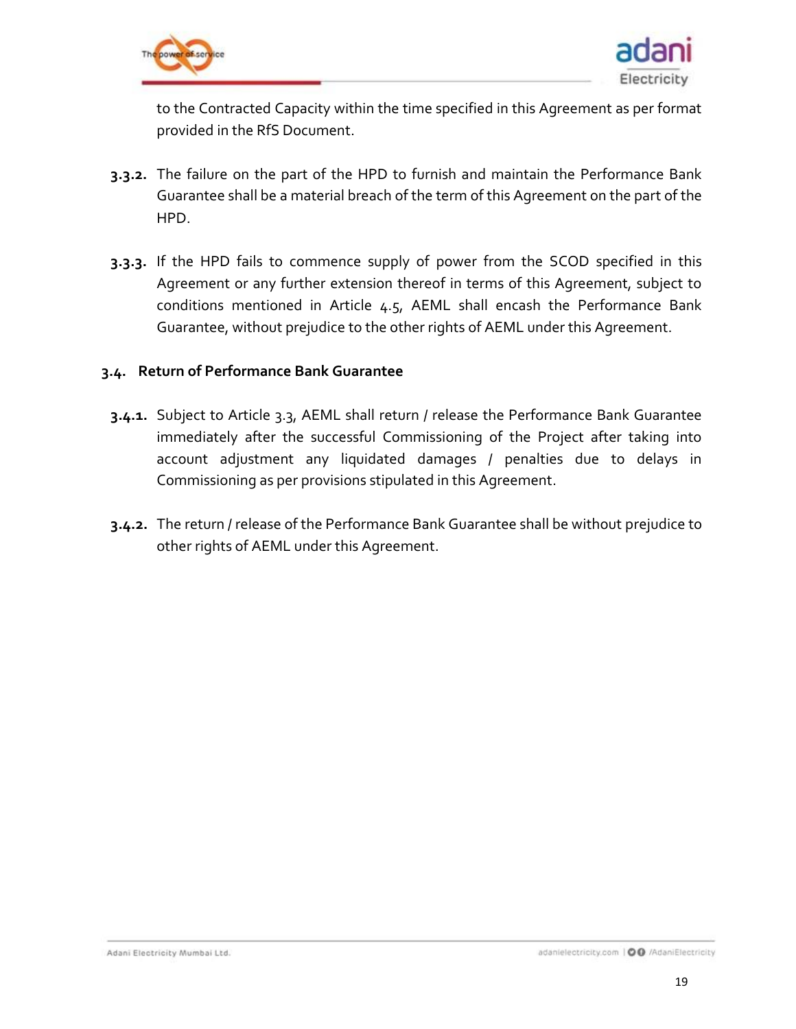to the Contracted Capacity within the time specified in this Agreement as per format provided in the RfS Document.

**3.3.2.** The failure on the part of the HPD to furnish and maintain the Performance Bank Guarantee shall be a material breach of the term of this Agreement on the part of the HPD.

**3.3.3.** If the HPD fails to commence supply of power from the SCOD specified in this Agreement or any further extension thereof in terms of this Agreement, subject to conditions mentioned in Article 4.5, AEML shall encash the Performance Bank Guarantee, without prejudice to the other rights of AEML under this Agreement.

### 3.4. Return of Performance Bank Guarantee

**3.4.1.** Subject to Article 3.3, AEML shall return / release the Performance Bank Guarantee immediately after the successful Commissioning of the Project after taking into account adjustment any liquidated damages / penalties due to delays in Commissioning as per provisions stipulated in this Agreement.

**3.4.2.** The return / release of the Performance Bank Guarantee shall be without prejudice to other rights of AEML under this Agreement.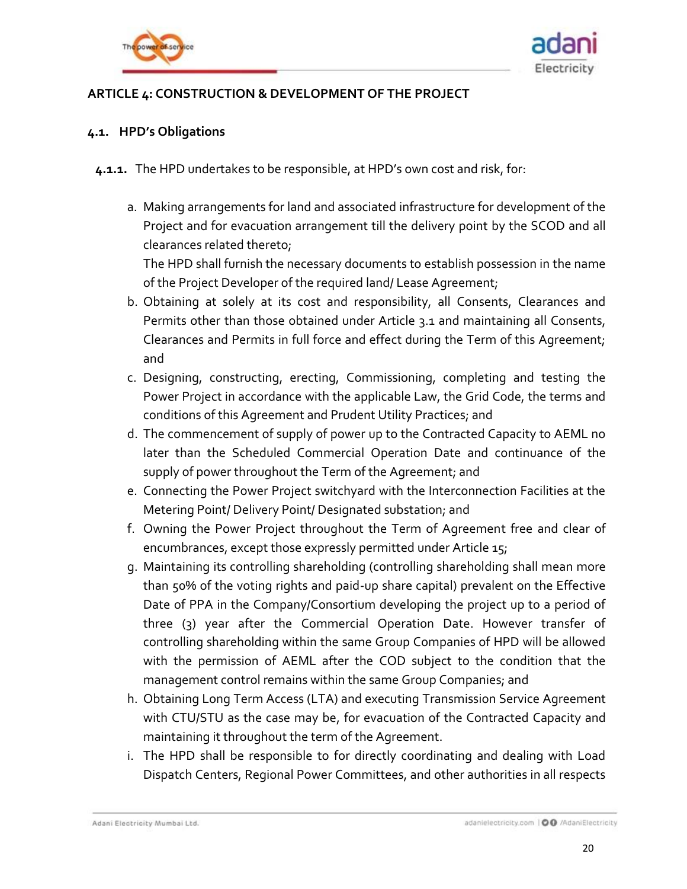## ARTICLE 4: CONSTRUCTION & DEVELOPMENT OF THE PROJECT

### 4.1. HPD's Obligations

**4.1.1.** The HPD undertakes to be responsible, at HPD's own cost and risk, for:

a. Making arrangements for land and associated infrastructure for development of the Project and for evacuation arrangement till the delivery point by the SCOD and all clearances related thereto;
   The HPD shall furnish the necessary documents to establish possession in the name of the Project Developer of the required land/ Lease Agreement;
b. Obtaining at solely at its cost and responsibility, all Consents, Clearances and Permits other than those obtained under Article 3.1 and maintaining all Consents, Clearances and Permits in full force and effect during the Term of this Agreement; and
c. Designing, constructing, erecting, Commissioning, completing and testing the Power Project in accordance with the applicable Law, the Grid Code, the terms and conditions of this Agreement and Prudent Utility Practices; and
d. The commencement of supply of power up to the Contracted Capacity to AEML no later than the Scheduled Commercial Operation Date and continuance of the supply of power throughout the Term of the Agreement; and
e. Connecting the Power Project switchyard with the Interconnection Facilities at the Metering Point/ Delivery Point/ Designated substation; and
f. Owning the Power Project throughout the Term of Agreement free and clear of encumbrances, except those expressly permitted under Article 15;
g. Maintaining its controlling shareholding (controlling shareholding shall mean more than 50% of the voting rights and paid-up share capital) prevalent on the Effective Date of PPA in the Company/Consortium developing the project up to a period of three (3) year after the Commercial Operation Date. However transfer of controlling shareholding within the same Group Companies of HPD will be allowed with the permission of AEML after the COD subject to the condition that the management control remains within the same Group Companies; and
h. Obtaining Long Term Access (LTA) and executing Transmission Service Agreement with CTU/STU as the case may be, for evacuation of the Contracted Capacity and maintaining it throughout the term of the Agreement.
i. The HPD shall be responsible to for directly coordinating and dealing with Load Dispatch Centers, Regional Power Committees, and other authorities in all respects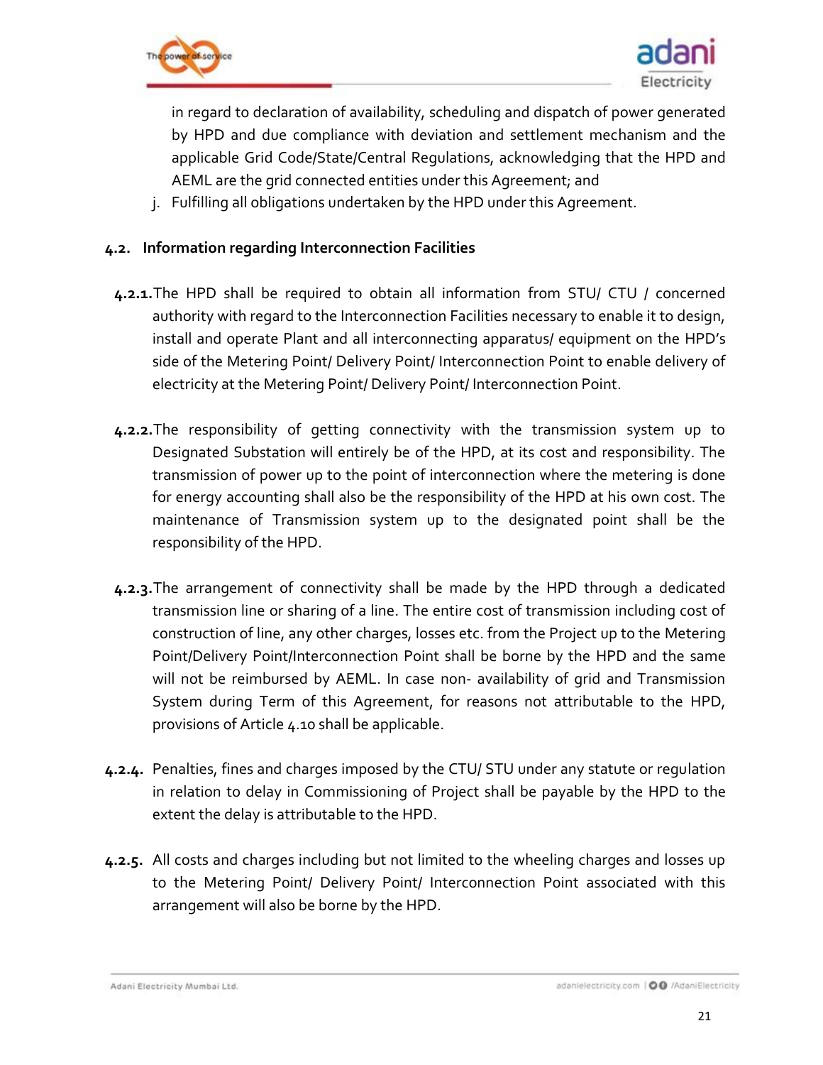in regard to declaration of availability, scheduling and dispatch of power generated by HPD and due compliance with deviation and settlement mechanism and the applicable Grid Code/State/Central Regulations, acknowledging that the HPD and AEML are the grid connected entities under this Agreement; and

j. Fulfilling all obligations undertaken by the HPD under this Agreement.

### 4.2. Information regarding Interconnection Facilities

**4.2.1.** The HPD shall be required to obtain all information from STU/ CTU / concerned authority with regard to the Interconnection Facilities necessary to enable it to design, install and operate Plant and all interconnecting apparatus/ equipment on the HPD's side of the Metering Point/ Delivery Point/ Interconnection Point to enable delivery of electricity at the Metering Point/ Delivery Point/ Interconnection Point.

**4.2.2.** The responsibility of getting connectivity with the transmission system up to Designated Substation will entirely be of the HPD, at its cost and responsibility. The transmission of power up to the point of interconnection where the metering is done for energy accounting shall also be the responsibility of the HPD at his own cost. The maintenance of Transmission system up to the designated point shall be the responsibility of the HPD.

**4.2.3.** The arrangement of connectivity shall be made by the HPD through a dedicated transmission line or sharing of a line. The entire cost of transmission including cost of construction of line, any other charges, losses etc. from the Project up to the Metering Point/Delivery Point/Interconnection Point shall be borne by the HPD and the same will not be reimbursed by AEML. In case non- availability of grid and Transmission System during Term of this Agreement, for reasons not attributable to the HPD, provisions of Article 4.10 shall be applicable.

**4.2.4.** Penalties, fines and charges imposed by the CTU/ STU under any statute or regulation in relation to delay in Commissioning of Project shall be payable by the HPD to the extent the delay is attributable to the HPD.

**4.2.5.** All costs and charges including but not limited to the wheeling charges and losses up to the Metering Point/ Delivery Point/ Interconnection Point associated with this arrangement will also be borne by the HPD.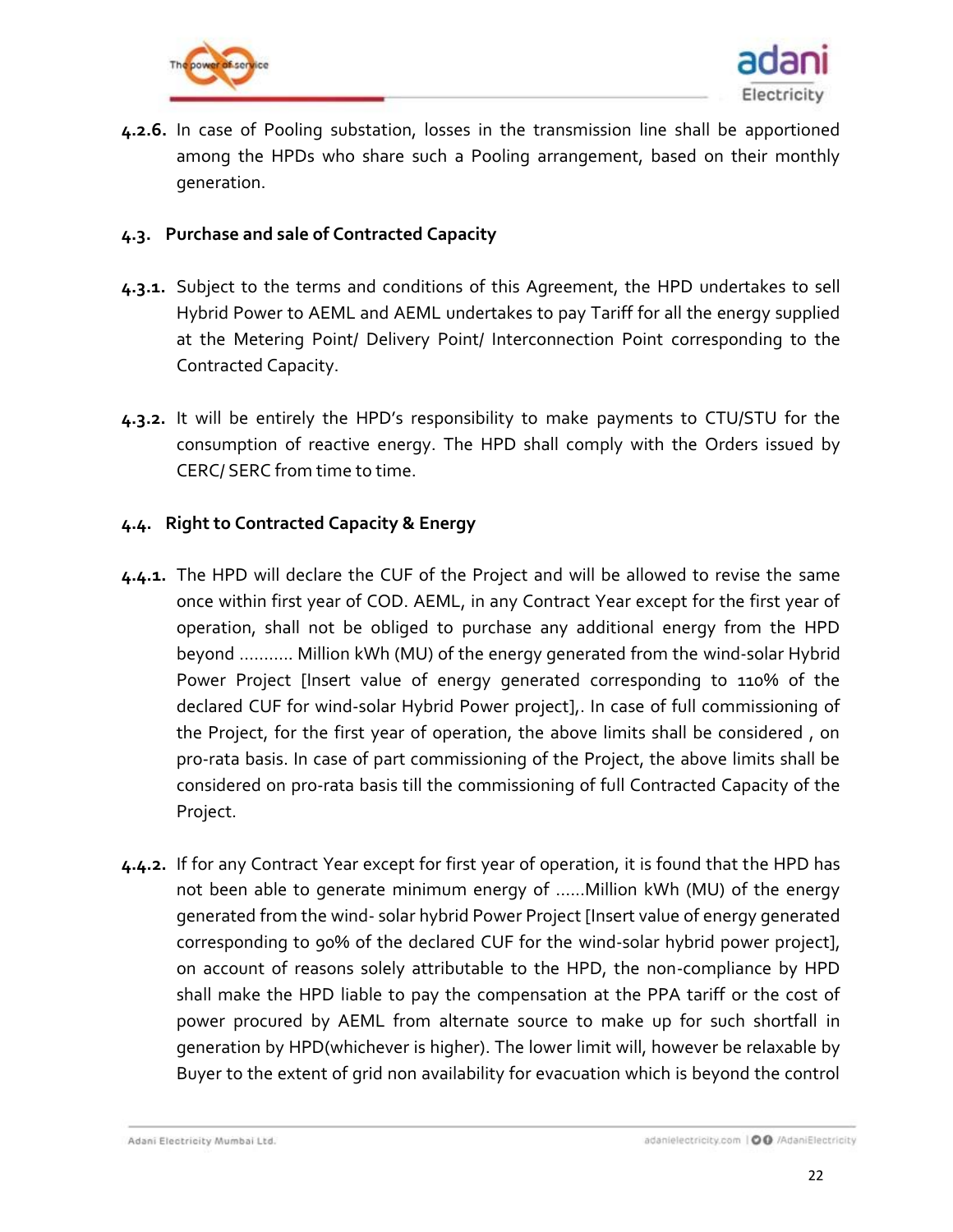**4.2.6.** In case of Pooling substation, losses in the transmission line shall be apportioned among the HPDs who share such a Pooling arrangement, based on their monthly generation.

**4.3. Purchase and sale of Contracted Capacity**

**4.3.1.** Subject to the terms and conditions of this Agreement, the HPD undertakes to sell Hybrid Power to AEML and AEML undertakes to pay Tariff for all the energy supplied at the Metering Point/ Delivery Point/ Interconnection Point corresponding to the Contracted Capacity.

**4.3.2.** It will be entirely the HPD's responsibility to make payments to CTU/STU for the consumption of reactive energy. The HPD shall comply with the Orders issued by CERC/ SERC from time to time.

**4.4. Right to Contracted Capacity & Energy**

**4.4.1.** The HPD will declare the CUF of the Project and will be allowed to revise the same once within first year of COD. AEML, in any Contract Year except for the first year of operation, shall not be obliged to purchase any additional energy from the HPD beyond ........... Million kWh (MU) of the energy generated from the wind-solar Hybrid Power Project [Insert value of energy generated corresponding to 110% of the declared CUF for wind-solar Hybrid Power project],. In case of full commissioning of the Project, for the first year of operation, the above limits shall be considered , on pro-rata basis. In case of part commissioning of the Project, the above limits shall be considered on pro-rata basis till the commissioning of full Contracted Capacity of the Project.

**4.4.2.** If for any Contract Year except for first year of operation, it is found that the HPD has not been able to generate minimum energy of ......Million kWh (MU) of the energy generated from the wind- solar hybrid Power Project [Insert value of energy generated corresponding to 90% of the declared CUF for the wind-solar hybrid power project], on account of reasons solely attributable to the HPD, the non-compliance by HPD shall make the HPD liable to pay the compensation at the PPA tariff or the cost of power procured by AEML from alternate source to make up for such shortfall in generation by HPD(whichever is higher). The lower limit will, however be relaxable by Buyer to the extent of grid non availability for evacuation which is beyond the control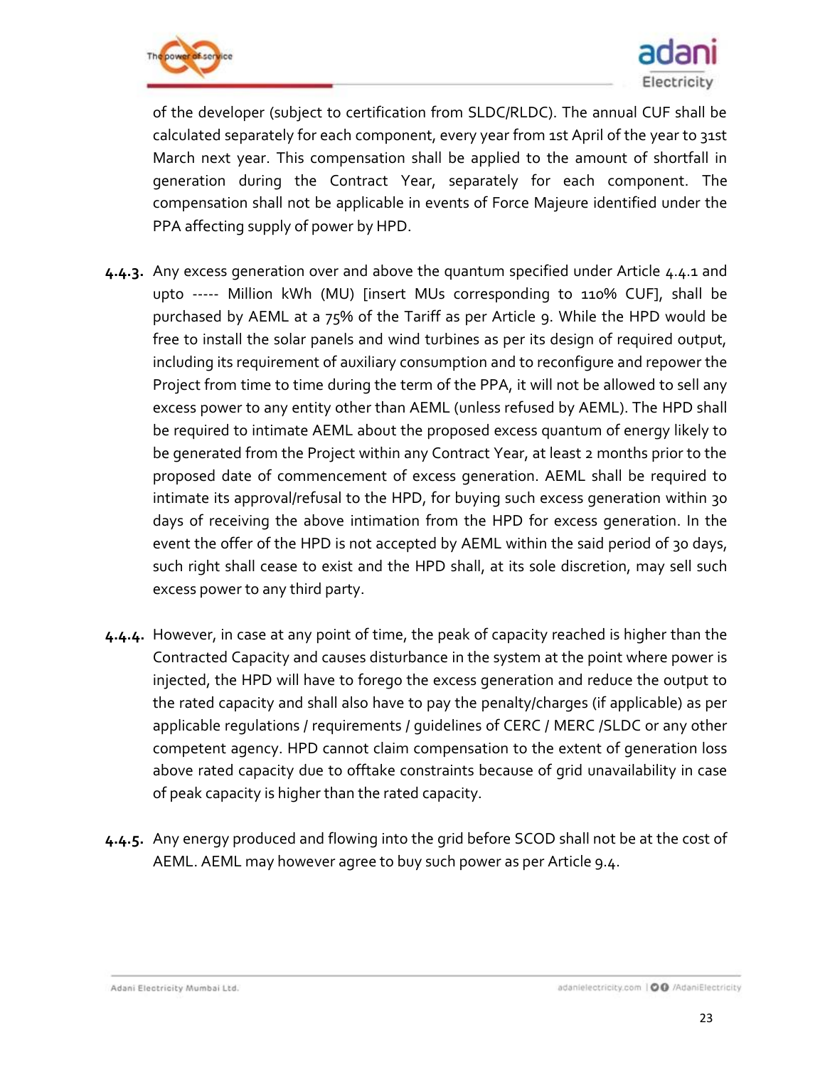of the developer (subject to certification from SLDC/RLDC). The annual CUF shall be calculated separately for each component, every year from 1st April of the year to 31st March next year. This compensation shall be applied to the amount of shortfall in generation during the Contract Year, separately for each component. The compensation shall not be applicable in events of Force Majeure identified under the PPA affecting supply of power by HPD.

**4.4.3.** Any excess generation over and above the quantum specified under Article 4.4.1 and upto ----- Million kWh (MU) [insert MUs corresponding to 110% CUF], shall be purchased by AEML at a 75% of the Tariff as per Article 9. While the HPD would be free to install the solar panels and wind turbines as per its design of required output, including its requirement of auxiliary consumption and to reconfigure and repower the Project from time to time during the term of the PPA, it will not be allowed to sell any excess power to any entity other than AEML (unless refused by AEML). The HPD shall be required to intimate AEML about the proposed excess quantum of energy likely to be generated from the Project within any Contract Year, at least 2 months prior to the proposed date of commencement of excess generation. AEML shall be required to intimate its approval/refusal to the HPD, for buying such excess generation within 30 days of receiving the above intimation from the HPD for excess generation. In the event the offer of the HPD is not accepted by AEML within the said period of 30 days, such right shall cease to exist and the HPD shall, at its sole discretion, may sell such excess power to any third party.

**4.4.4.** However, in case at any point of time, the peak of capacity reached is higher than the Contracted Capacity and causes disturbance in the system at the point where power is injected, the HPD will have to forego the excess generation and reduce the output to the rated capacity and shall also have to pay the penalty/charges (if applicable) as per applicable regulations / requirements / guidelines of CERC / MERC /SLDC or any other competent agency. HPD cannot claim compensation to the extent of generation loss above rated capacity due to offtake constraints because of grid unavailability in case of peak capacity is higher than the rated capacity.

**4.4.5.** Any energy produced and flowing into the grid before SCOD shall not be at the cost of AEML. AEML may however agree to buy such power as per Article 9.4.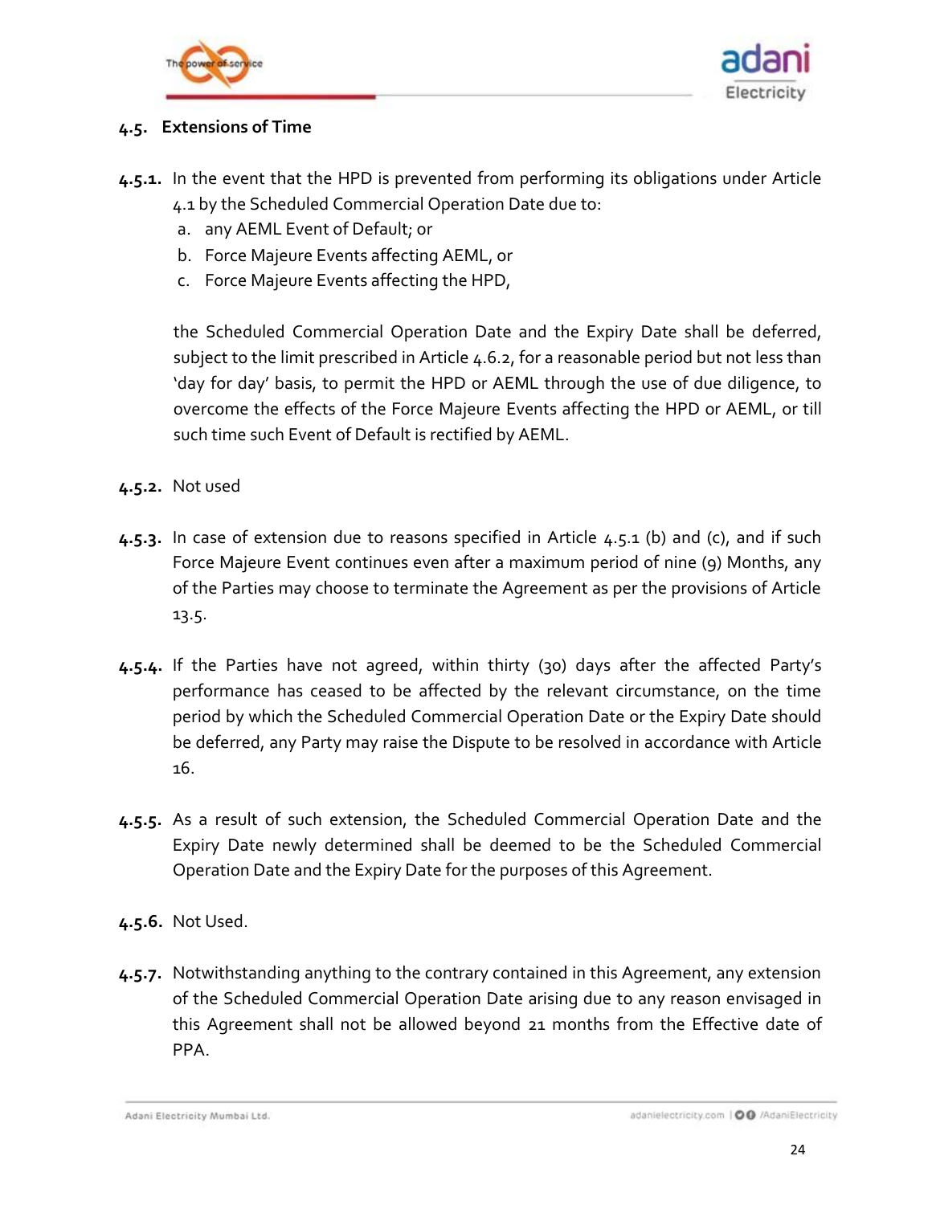### 4.5. Extensions of Time

**4.5.1.** In the event that the HPD is prevented from performing its obligations under Article 4.1 by the Scheduled Commercial Operation Date due to:

a. any AEML Event of Default; or
b. Force Majeure Events affecting AEML, or
c. Force Majeure Events affecting the HPD,

the Scheduled Commercial Operation Date and the Expiry Date shall be deferred, subject to the limit prescribed in Article 4.6.2, for a reasonable period but not less than 'day for day' basis, to permit the HPD or AEML through the use of due diligence, to overcome the effects of the Force Majeure Events affecting the HPD or AEML, or till such time such Event of Default is rectified by AEML.

**4.5.2.** Not used

**4.5.3.** In case of extension due to reasons specified in Article 4.5.1 (b) and (c), and if such Force Majeure Event continues even after a maximum period of nine (9) Months, any of the Parties may choose to terminate the Agreement as per the provisions of Article 13.5.

**4.5.4.** If the Parties have not agreed, within thirty (30) days after the affected Party's performance has ceased to be affected by the relevant circumstance, on the time period by which the Scheduled Commercial Operation Date or the Expiry Date should be deferred, any Party may raise the Dispute to be resolved in accordance with Article 16.

**4.5.5.** As a result of such extension, the Scheduled Commercial Operation Date and the Expiry Date newly determined shall be deemed to be the Scheduled Commercial Operation Date and the Expiry Date for the purposes of this Agreement.

**4.5.6.** Not Used.

**4.5.7.** Notwithstanding anything to the contrary contained in this Agreement, any extension of the Scheduled Commercial Operation Date arising due to any reason envisaged in this Agreement shall not be allowed beyond 21 months from the Effective date of PPA.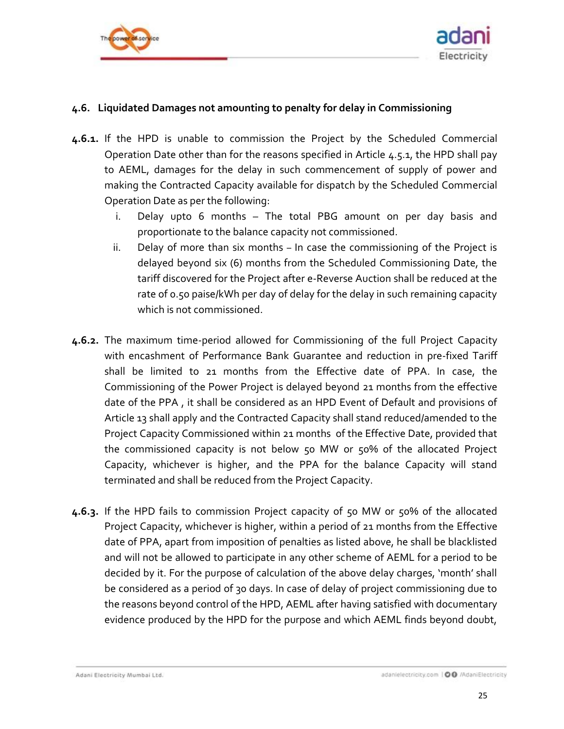### 4.6. Liquidated Damages not amounting to penalty for delay in Commissioning

**4.6.1.** If the HPD is unable to commission the Project by the Scheduled Commercial Operation Date other than for the reasons specified in Article 4.5.1, the HPD shall pay to AEML, damages for the delay in such commencement of supply of power and making the Contracted Capacity available for dispatch by the Scheduled Commercial Operation Date as per the following:

i. Delay upto 6 months – The total PBG amount on per day basis and proportionate to the balance capacity not commissioned.

ii. Delay of more than six months – In case the commissioning of the Project is delayed beyond six (6) months from the Scheduled Commissioning Date, the tariff discovered for the Project after e-Reverse Auction shall be reduced at the rate of 0.50 paise/kWh per day of delay for the delay in such remaining capacity which is not commissioned.

**4.6.2.** The maximum time-period allowed for Commissioning of the full Project Capacity with encashment of Performance Bank Guarantee and reduction in pre-fixed Tariff shall be limited to 21 months from the Effective date of PPA. In case, the Commissioning of the Power Project is delayed beyond 21 months from the effective date of the PPA , it shall be considered as an HPD Event of Default and provisions of Article 13 shall apply and the Contracted Capacity shall stand reduced/amended to the Project Capacity Commissioned within 21 months of the Effective Date, provided that the commissioned capacity is not below 50 MW or 50% of the allocated Project Capacity, whichever is higher, and the PPA for the balance Capacity will stand terminated and shall be reduced from the Project Capacity.

**4.6.3.** If the HPD fails to commission Project capacity of 50 MW or 50% of the allocated Project Capacity, whichever is higher, within a period of 21 months from the Effective date of PPA, apart from imposition of penalties as listed above, he shall be blacklisted and will not be allowed to participate in any other scheme of AEML for a period to be decided by it. For the purpose of calculation of the above delay charges, 'month' shall be considered as a period of 30 days. In case of delay of project commissioning due to the reasons beyond control of the HPD, AEML after having satisfied with documentary evidence produced by the HPD for the purpose and which AEML finds beyond doubt,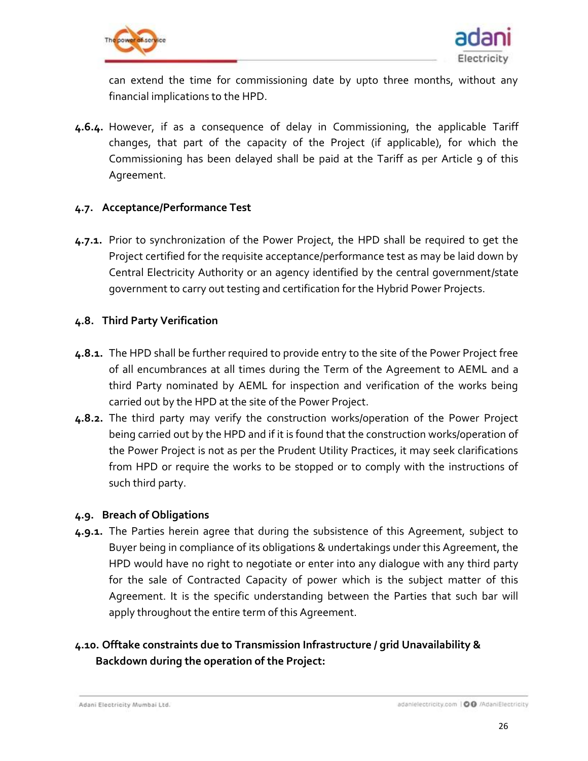can extend the time for commissioning date by upto three months, without any financial implications to the HPD.

**4.6.4.** However, if as a consequence of delay in Commissioning, the applicable Tariff changes, that part of the capacity of the Project (if applicable), for which the Commissioning has been delayed shall be paid at the Tariff as per Article 9 of this Agreement.

### 4.7. Acceptance/Performance Test

**4.7.1.** Prior to synchronization of the Power Project, the HPD shall be required to get the Project certified for the requisite acceptance/performance test as may be laid down by Central Electricity Authority or an agency identified by the central government/state government to carry out testing and certification for the Hybrid Power Projects.

### 4.8. Third Party Verification

**4.8.1.** The HPD shall be further required to provide entry to the site of the Power Project free of all encumbrances at all times during the Term of the Agreement to AEML and a third Party nominated by AEML for inspection and verification of the works being carried out by the HPD at the site of the Power Project.

**4.8.2.** The third party may verify the construction works/operation of the Power Project being carried out by the HPD and if it is found that the construction works/operation of the Power Project is not as per the Prudent Utility Practices, it may seek clarifications from HPD or require the works to be stopped or to comply with the instructions of such third party.

### 4.9. Breach of Obligations

**4.9.1.** The Parties herein agree that during the subsistence of this Agreement, subject to Buyer being in compliance of its obligations & undertakings under this Agreement, the HPD would have no right to negotiate or enter into any dialogue with any third party for the sale of Contracted Capacity of power which is the subject matter of this Agreement. It is the specific understanding between the Parties that such bar will apply throughout the entire term of this Agreement.

### 4.10. Offtake constraints due to Transmission Infrastructure / grid Unavailability & Backdown during the operation of the Project: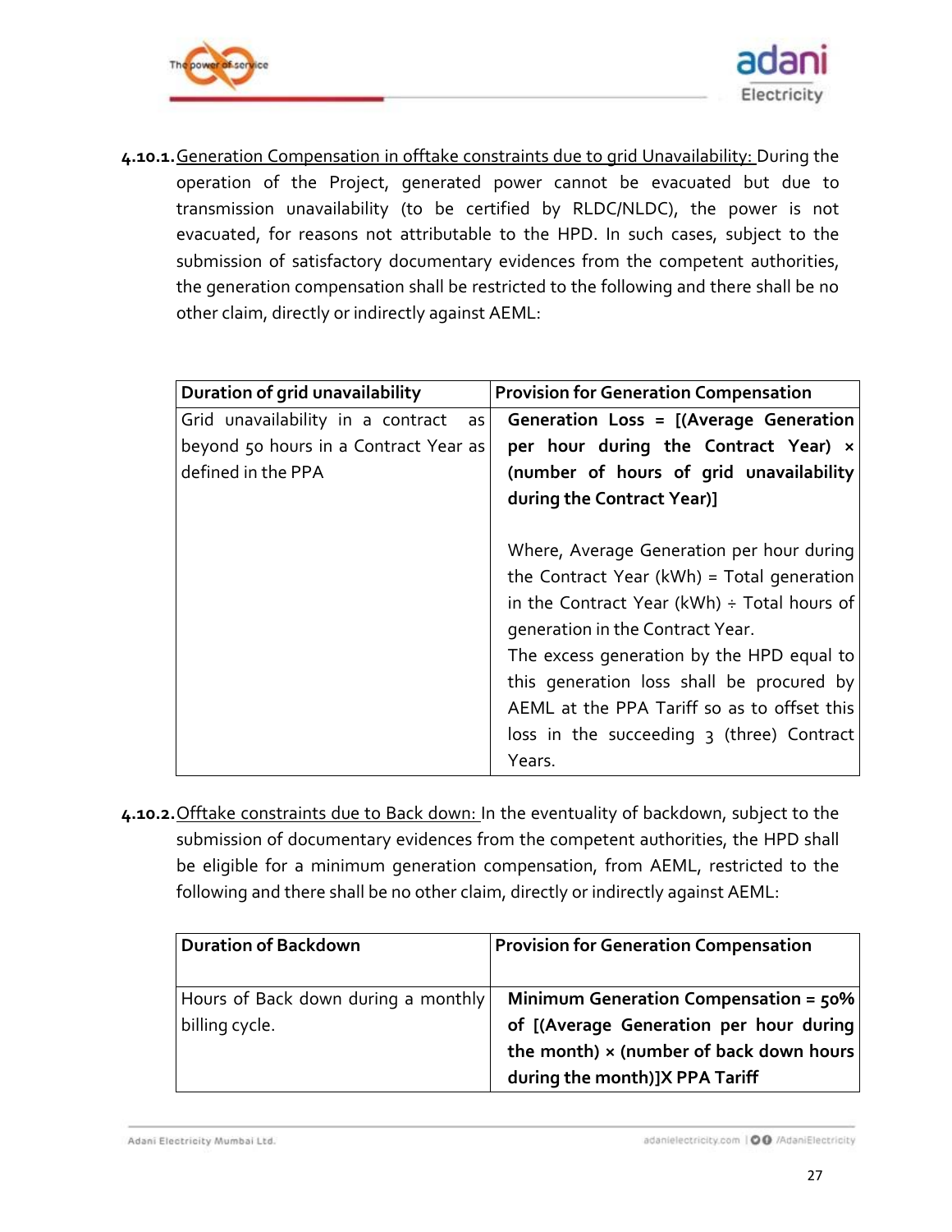**4.10.1.** <u>Generation Compensation in offtake constraints due to grid Unavailability:</u> During the operation of the Project, generated power cannot be evacuated but due to transmission unavailability (to be certified by RLDC/NLDC), the power is not evacuated, for reasons not attributable to the HPD. In such cases, subject to the submission of satisfactory documentary evidences from the competent authorities, the generation compensation shall be restricted to the following and there shall be no other claim, directly or indirectly against AEML:

| Duration of grid unavailability | Provision for Generation Compensation |
|---|---|
| Grid unavailability in a contract as beyond 50 hours in a Contract Year as defined in the PPA | **Generation Loss = [(Average Generation per hour during the Contract Year) × (number of hours of grid unavailability during the Contract Year)]**<br><br>Where, Average Generation per hour during the Contract Year (kWh) = Total generation in the Contract Year (kWh) ÷ Total hours of generation in the Contract Year.<br>The excess generation by the HPD equal to this generation loss shall be procured by AEML at the PPA Tariff so as to offset this loss in the succeeding 3 (three) Contract Years. |

**4.10.2.** <u>Offtake constraints due to Back down:</u> In the eventuality of backdown, subject to the submission of documentary evidences from the competent authorities, the HPD shall be eligible for a minimum generation compensation, from AEML, restricted to the following and there shall be no other claim, directly or indirectly against AEML:

| Duration of Backdown | Provision for Generation Compensation |
|---|---|
| Hours of Back down during a monthly billing cycle. | **Minimum Generation Compensation = 50% of [(Average Generation per hour during the month) × (number of back down hours during the month)]X PPA Tariff** |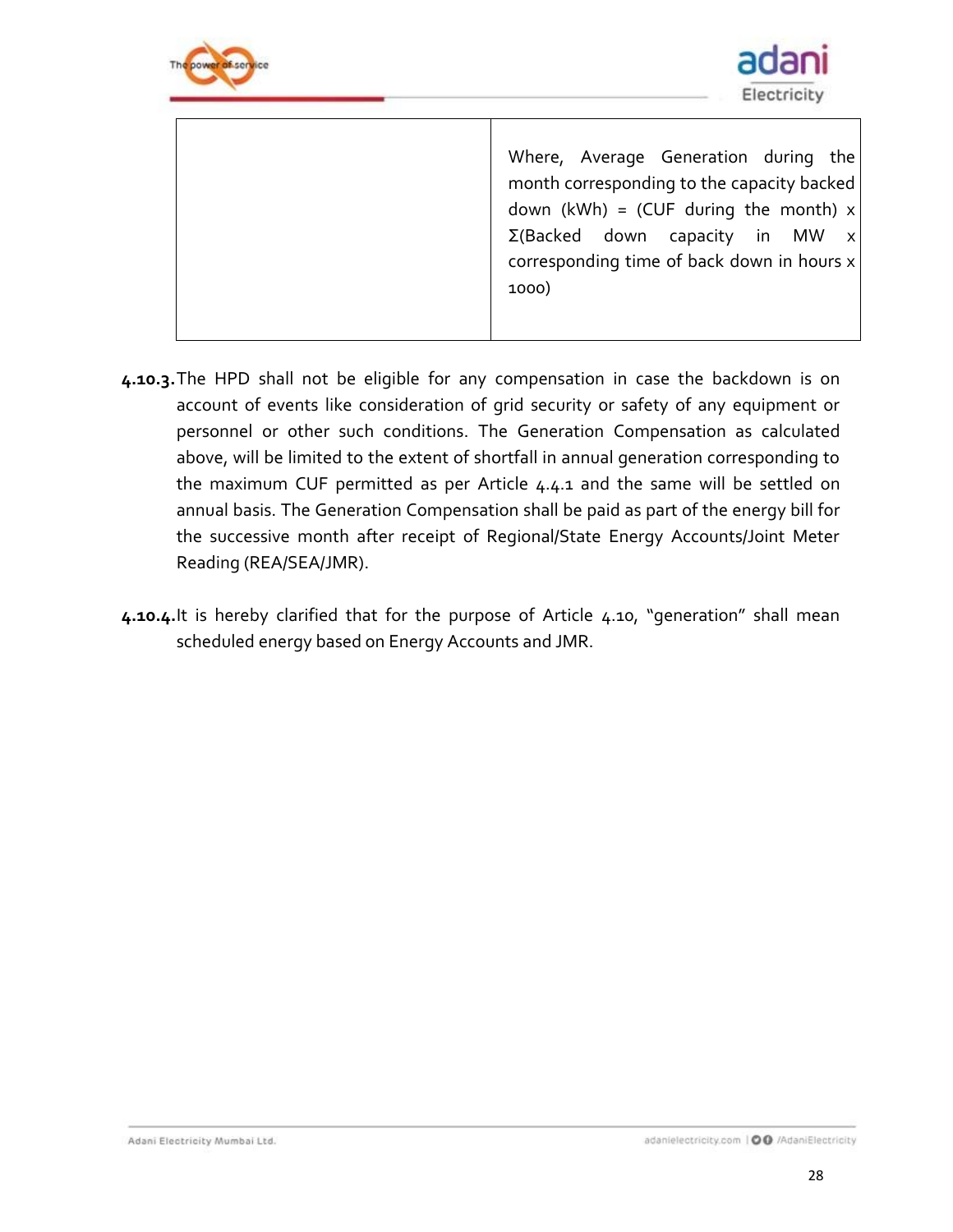| | |
|---|---|
| | Where, Average Generation during the month corresponding to the capacity backed down (kWh) = (CUF during the month) x Σ(Backed down capacity in MW x corresponding time of back down in hours x 1000) |

**4.10.3.** The HPD shall not be eligible for any compensation in case the backdown is on account of events like consideration of grid security or safety of any equipment or personnel or other such conditions. The Generation Compensation as calculated above, will be limited to the extent of shortfall in annual generation corresponding to the maximum CUF permitted as per Article 4.4.1 and the same will be settled on annual basis. The Generation Compensation shall be paid as part of the energy bill for the successive month after receipt of Regional/State Energy Accounts/Joint Meter Reading (REA/SEA/JMR).

**4.10.4.** It is hereby clarified that for the purpose of Article 4.10, "generation" shall mean scheduled energy based on Energy Accounts and JMR.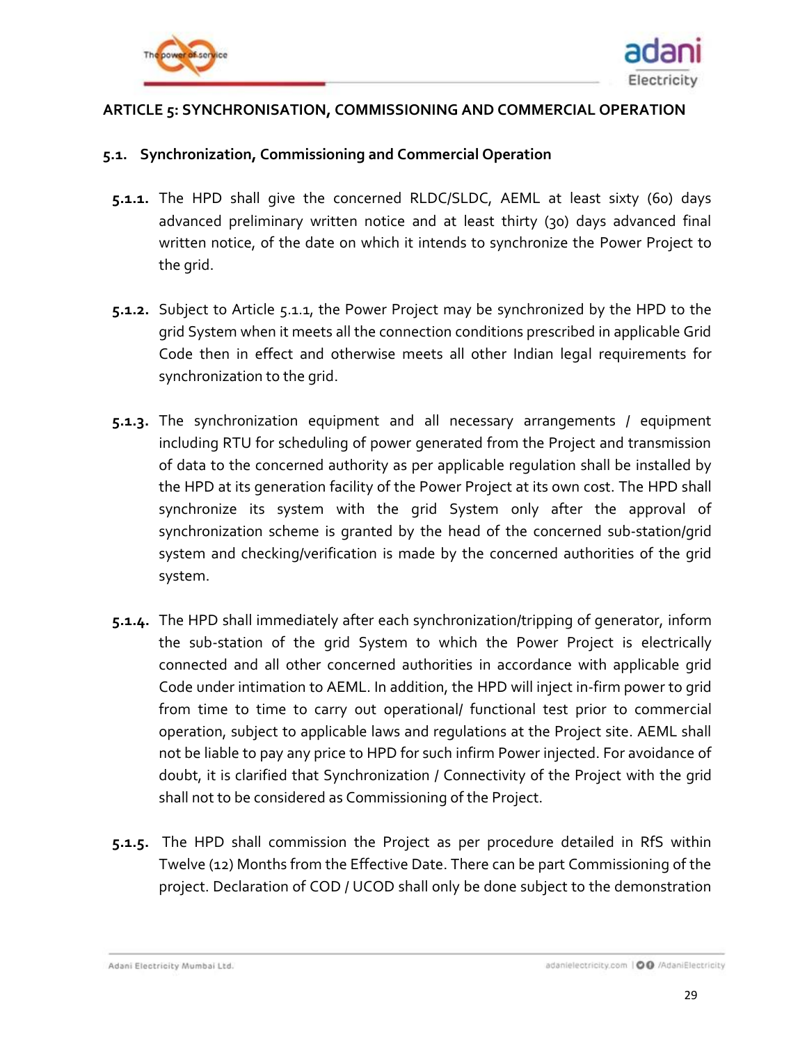## ARTICLE 5: SYNCHRONISATION, COMMISSIONING AND COMMERCIAL OPERATION

### 5.1. Synchronization, Commissioning and Commercial Operation

**5.1.1.** The HPD shall give the concerned RLDC/SLDC, AEML at least sixty (60) days advanced preliminary written notice and at least thirty (30) days advanced final written notice, of the date on which it intends to synchronize the Power Project to the grid.

**5.1.2.** Subject to Article 5.1.1, the Power Project may be synchronized by the HPD to the grid System when it meets all the connection conditions prescribed in applicable Grid Code then in effect and otherwise meets all other Indian legal requirements for synchronization to the grid.

**5.1.3.** The synchronization equipment and all necessary arrangements / equipment including RTU for scheduling of power generated from the Project and transmission of data to the concerned authority as per applicable regulation shall be installed by the HPD at its generation facility of the Power Project at its own cost. The HPD shall synchronize its system with the grid System only after the approval of synchronization scheme is granted by the head of the concerned sub-station/grid system and checking/verification is made by the concerned authorities of the grid system.

**5.1.4.** The HPD shall immediately after each synchronization/tripping of generator, inform the sub-station of the grid System to which the Power Project is electrically connected and all other concerned authorities in accordance with applicable grid Code under intimation to AEML. In addition, the HPD will inject in-firm power to grid from time to time to carry out operational/ functional test prior to commercial operation, subject to applicable laws and regulations at the Project site. AEML shall not be liable to pay any price to HPD for such infirm Power injected. For avoidance of doubt, it is clarified that Synchronization / Connectivity of the Project with the grid shall not to be considered as Commissioning of the Project.

**5.1.5.** The HPD shall commission the Project as per procedure detailed in RfS within Twelve (12) Months from the Effective Date. There can be part Commissioning of the project. Declaration of COD / UCOD shall only be done subject to the demonstration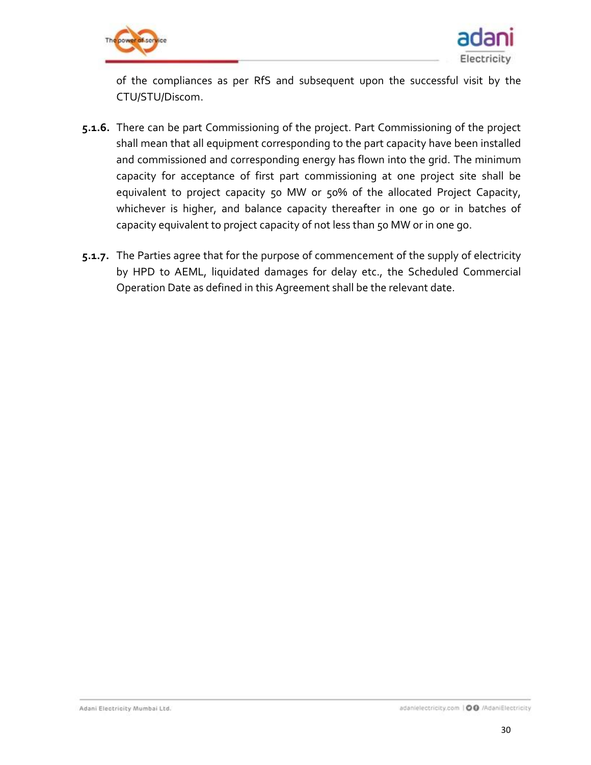of the compliances as per RfS and subsequent upon the successful visit by the CTU/STU/Discom.

**5.1.6.** There can be part Commissioning of the project. Part Commissioning of the project shall mean that all equipment corresponding to the part capacity have been installed and commissioned and corresponding energy has flown into the grid. The minimum capacity for acceptance of first part commissioning at one project site shall be equivalent to project capacity 50 MW or 50% of the allocated Project Capacity, whichever is higher, and balance capacity thereafter in one go or in batches of capacity equivalent to project capacity of not less than 50 MW or in one go.

**5.1.7.** The Parties agree that for the purpose of commencement of the supply of electricity by HPD to AEML, liquidated damages for delay etc., the Scheduled Commercial Operation Date as defined in this Agreement shall be the relevant date.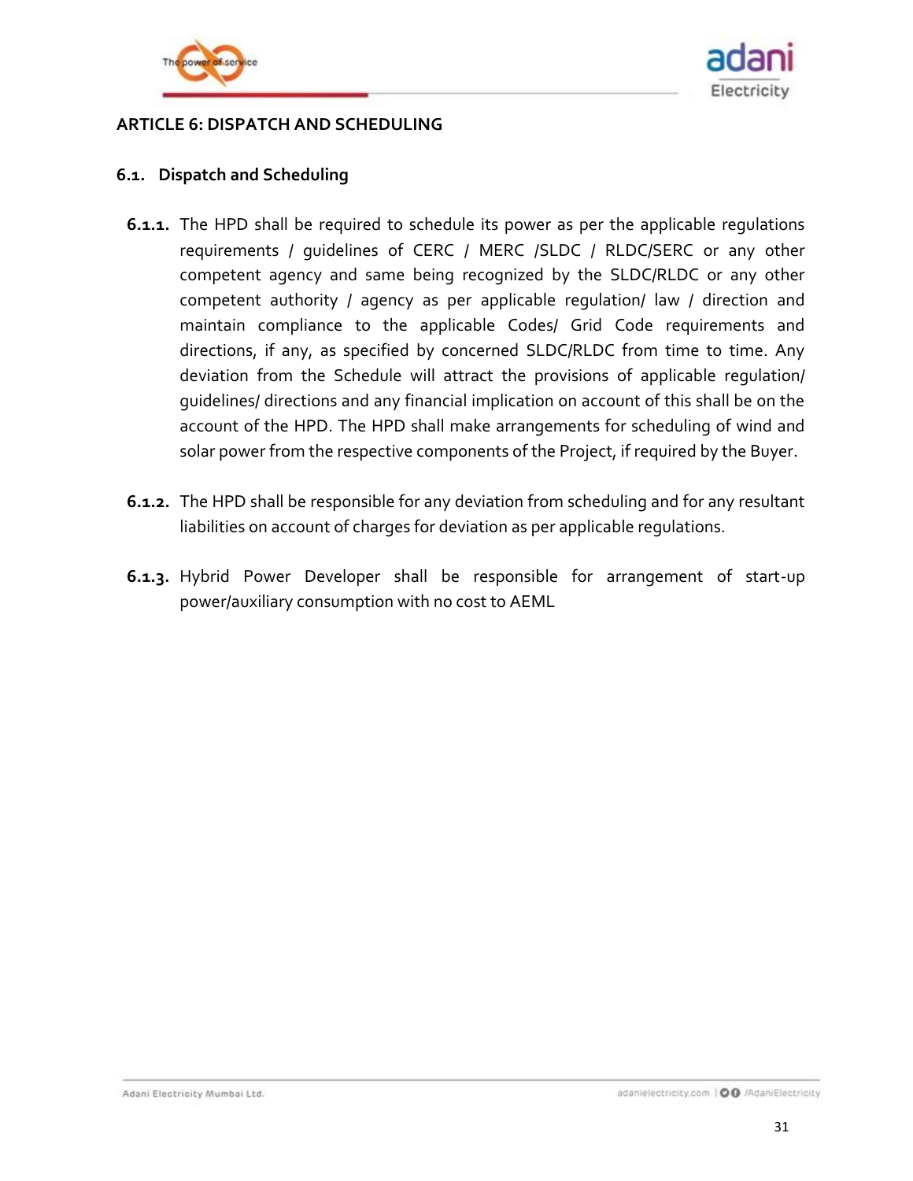## ARTICLE 6: DISPATCH AND SCHEDULING

### 6.1. Dispatch and Scheduling

**6.1.1.** The HPD shall be required to schedule its power as per the applicable regulations requirements / guidelines of CERC / MERC /SLDC / RLDC/SERC or any other competent agency and same being recognized by the SLDC/RLDC or any other competent authority / agency as per applicable regulation/ law / direction and maintain compliance to the applicable Codes/ Grid Code requirements and directions, if any, as specified by concerned SLDC/RLDC from time to time. Any deviation from the Schedule will attract the provisions of applicable regulation/ guidelines/ directions and any financial implication on account of this shall be on the account of the HPD. The HPD shall make arrangements for scheduling of wind and solar power from the respective components of the Project, if required by the Buyer.

**6.1.2.** The HPD shall be responsible for any deviation from scheduling and for any resultant liabilities on account of charges for deviation as per applicable regulations.

**6.1.3.** Hybrid Power Developer shall be responsible for arrangement of start-up power/auxiliary consumption with no cost to AEML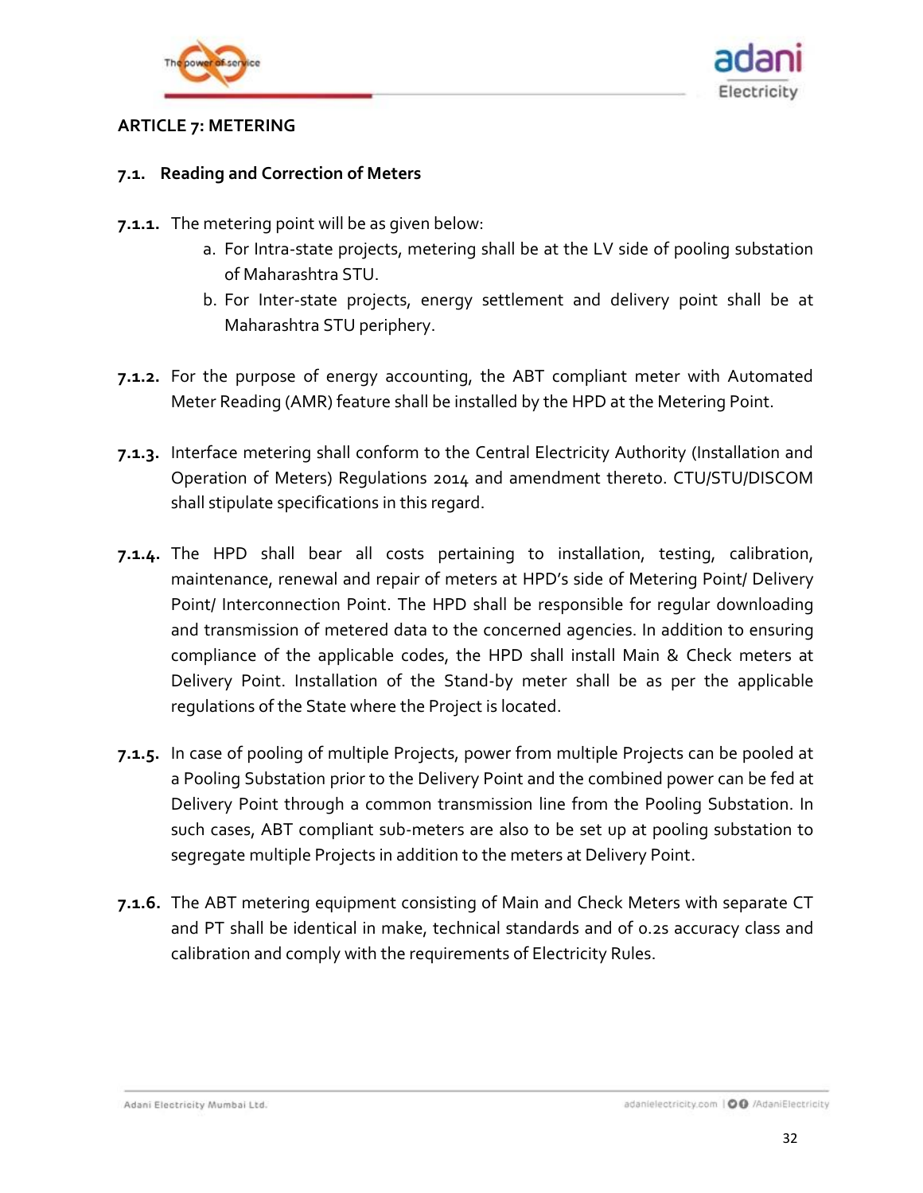## ARTICLE 7: METERING

### 7.1. Reading and Correction of Meters

**7.1.1.** The metering point will be as given below:

a. For Intra-state projects, metering shall be at the LV side of pooling substation of Maharashtra STU.

b. For Inter-state projects, energy settlement and delivery point shall be at Maharashtra STU periphery.

**7.1.2.** For the purpose of energy accounting, the ABT compliant meter with Automated Meter Reading (AMR) feature shall be installed by the HPD at the Metering Point.

**7.1.3.** Interface metering shall conform to the Central Electricity Authority (Installation and Operation of Meters) Regulations 2014 and amendment thereto. CTU/STU/DISCOM shall stipulate specifications in this regard.

**7.1.4.** The HPD shall bear all costs pertaining to installation, testing, calibration, maintenance, renewal and repair of meters at HPD's side of Metering Point/ Delivery Point/ Interconnection Point. The HPD shall be responsible for regular downloading and transmission of metered data to the concerned agencies. In addition to ensuring compliance of the applicable codes, the HPD shall install Main & Check meters at Delivery Point. Installation of the Stand-by meter shall be as per the applicable regulations of the State where the Project is located.

**7.1.5.** In case of pooling of multiple Projects, power from multiple Projects can be pooled at a Pooling Substation prior to the Delivery Point and the combined power can be fed at Delivery Point through a common transmission line from the Pooling Substation. In such cases, ABT compliant sub-meters are also to be set up at pooling substation to segregate multiple Projects in addition to the meters at Delivery Point.

**7.1.6.** The ABT metering equipment consisting of Main and Check Meters with separate CT and PT shall be identical in make, technical standards and of 0.2s accuracy class and calibration and comply with the requirements of Electricity Rules.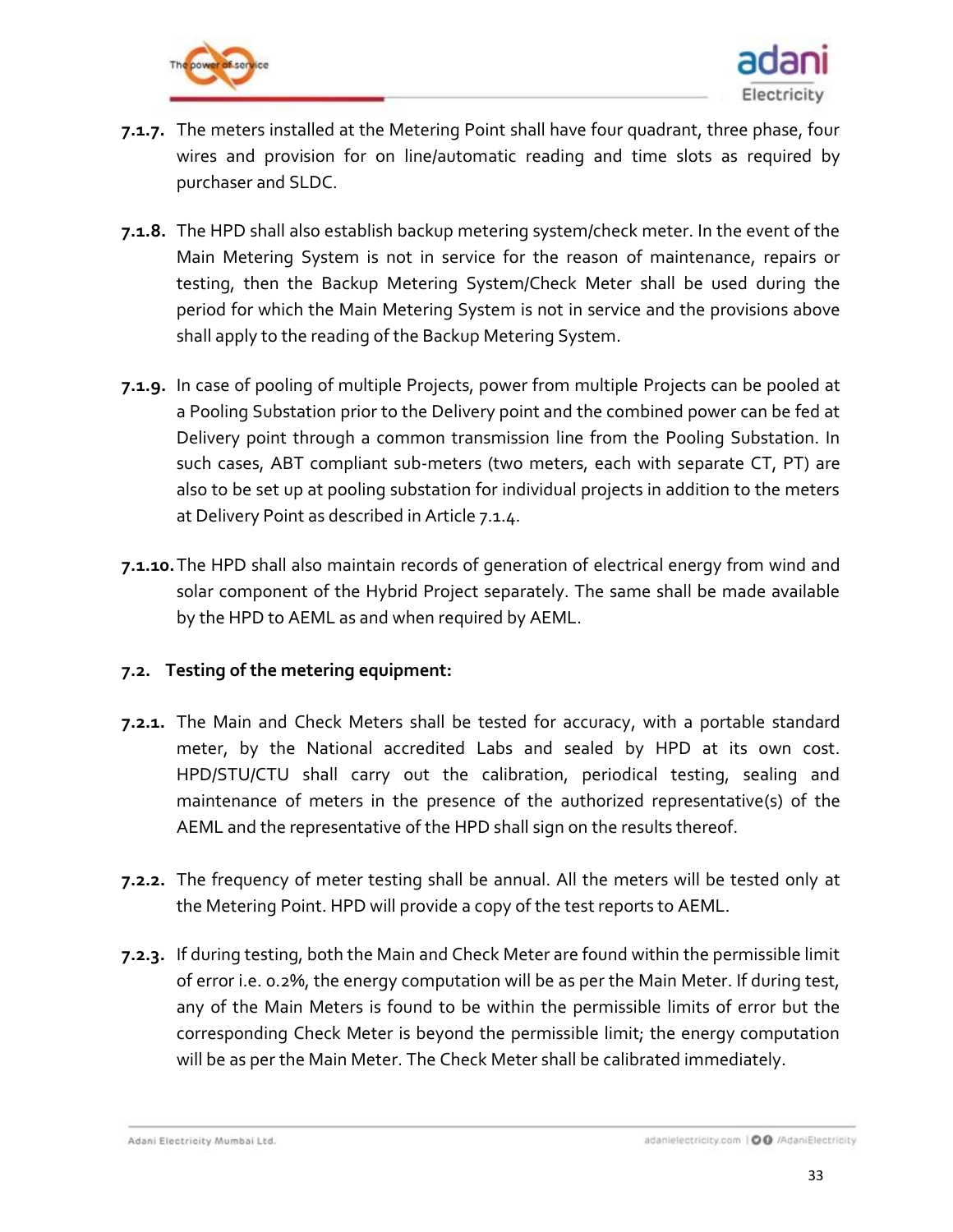**7.1.7.** The meters installed at the Metering Point shall have four quadrant, three phase, four wires and provision for on line/automatic reading and time slots as required by purchaser and SLDC.

**7.1.8.** The HPD shall also establish backup metering system/check meter. In the event of the Main Metering System is not in service for the reason of maintenance, repairs or testing, then the Backup Metering System/Check Meter shall be used during the period for which the Main Metering System is not in service and the provisions above shall apply to the reading of the Backup Metering System.

**7.1.9.** In case of pooling of multiple Projects, power from multiple Projects can be pooled at a Pooling Substation prior to the Delivery point and the combined power can be fed at Delivery point through a common transmission line from the Pooling Substation. In such cases, ABT compliant sub-meters (two meters, each with separate CT, PT) are also to be set up at pooling substation for individual projects in addition to the meters at Delivery Point as described in Article 7.1.4.

**7.1.10.** The HPD shall also maintain records of generation of electrical energy from wind and solar component of the Hybrid Project separately. The same shall be made available by the HPD to AEML as and when required by AEML.

### 7.2. Testing of the metering equipment:

**7.2.1.** The Main and Check Meters shall be tested for accuracy, with a portable standard meter, by the National accredited Labs and sealed by HPD at its own cost. HPD/STU/CTU shall carry out the calibration, periodical testing, sealing and maintenance of meters in the presence of the authorized representative(s) of the AEML and the representative of the HPD shall sign on the results thereof.

**7.2.2.** The frequency of meter testing shall be annual. All the meters will be tested only at the Metering Point. HPD will provide a copy of the test reports to AEML.

**7.2.3.** If during testing, both the Main and Check Meter are found within the permissible limit of error i.e. 0.2%, the energy computation will be as per the Main Meter. If during test, any of the Main Meters is found to be within the permissible limits of error but the corresponding Check Meter is beyond the permissible limit; the energy computation will be as per the Main Meter. The Check Meter shall be calibrated immediately.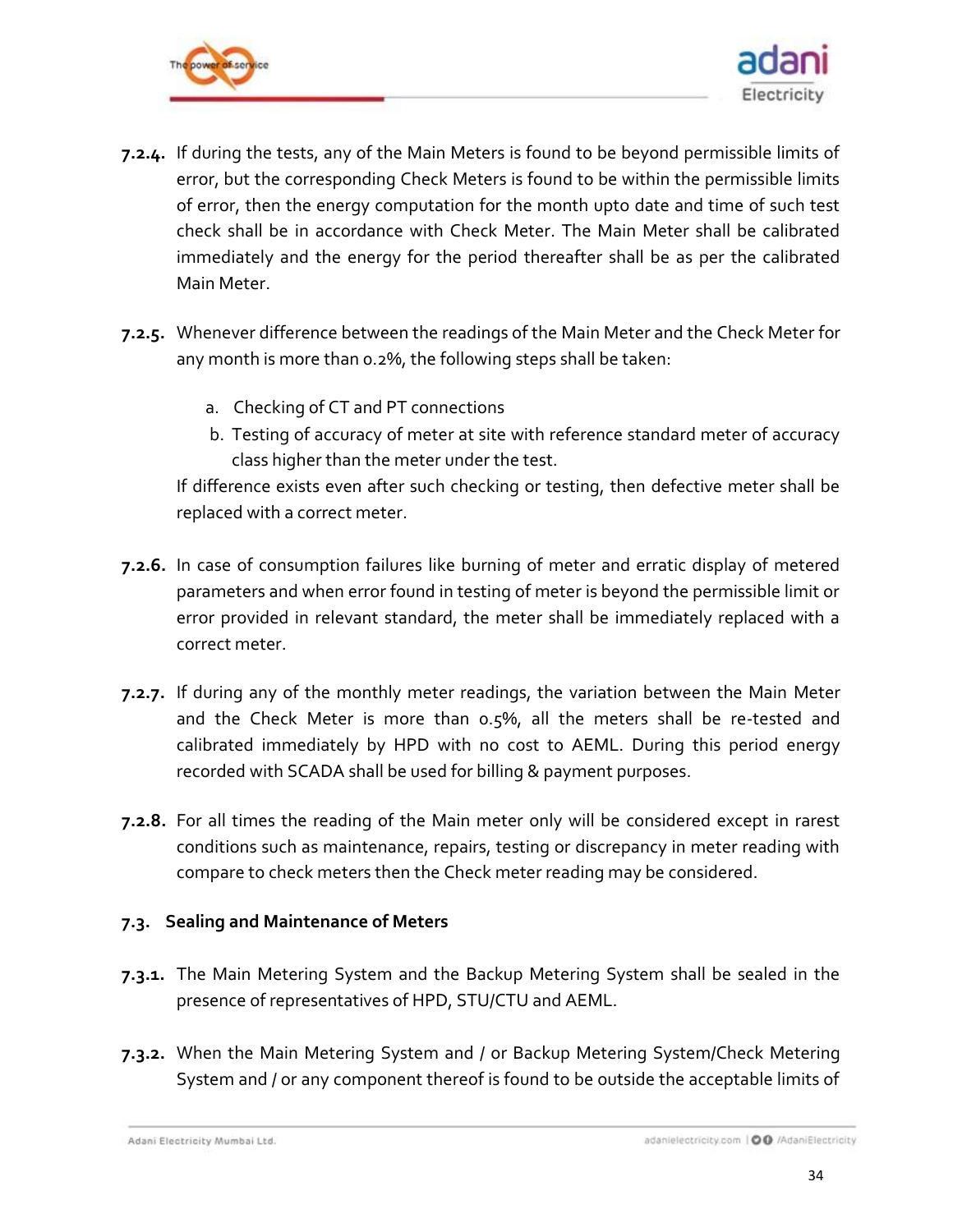**7.2.4.** If during the tests, any of the Main Meters is found to be beyond permissible limits of error, but the corresponding Check Meters is found to be within the permissible limits of error, then the energy computation for the month upto date and time of such test check shall be in accordance with Check Meter. The Main Meter shall be calibrated immediately and the energy for the period thereafter shall be as per the calibrated Main Meter.

**7.2.5.** Whenever difference between the readings of the Main Meter and the Check Meter for any month is more than 0.2%, the following steps shall be taken:

a. Checking of CT and PT connections
b. Testing of accuracy of meter at site with reference standard meter of accuracy class higher than the meter under the test.

If difference exists even after such checking or testing, then defective meter shall be replaced with a correct meter.

**7.2.6.** In case of consumption failures like burning of meter and erratic display of metered parameters and when error found in testing of meter is beyond the permissible limit or error provided in relevant standard, the meter shall be immediately replaced with a correct meter.

**7.2.7.** If during any of the monthly meter readings, the variation between the Main Meter and the Check Meter is more than 0.5%, all the meters shall be re-tested and calibrated immediately by HPD with no cost to AEML. During this period energy recorded with SCADA shall be used for billing & payment purposes.

**7.2.8.** For all times the reading of the Main meter only will be considered except in rarest conditions such as maintenance, repairs, testing or discrepancy in meter reading with compare to check meters then the Check meter reading may be considered.

### 7.3. Sealing and Maintenance of Meters

**7.3.1.** The Main Metering System and the Backup Metering System shall be sealed in the presence of representatives of HPD, STU/CTU and AEML.

**7.3.2.** When the Main Metering System and / or Backup Metering System/Check Metering System and / or any component thereof is found to be outside the acceptable limits of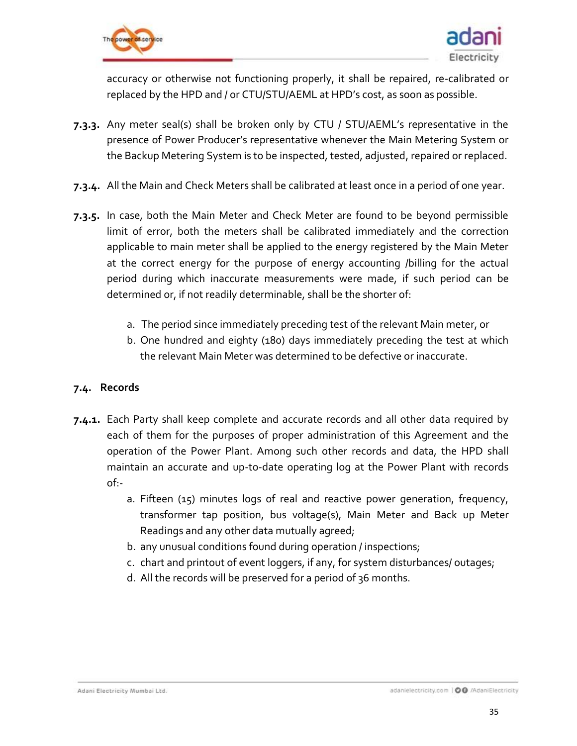accuracy or otherwise not functioning properly, it shall be repaired, re-calibrated or replaced by the HPD and / or CTU/STU/AEML at HPD's cost, as soon as possible.

**7.3.3.** Any meter seal(s) shall be broken only by CTU / STU/AEML's representative in the presence of Power Producer's representative whenever the Main Metering System or the Backup Metering System is to be inspected, tested, adjusted, repaired or replaced.

**7.3.4.** All the Main and Check Meters shall be calibrated at least once in a period of one year.

**7.3.5.** In case, both the Main Meter and Check Meter are found to be beyond permissible limit of error, both the meters shall be calibrated immediately and the correction applicable to main meter shall be applied to the energy registered by the Main Meter at the correct energy for the purpose of energy accounting /billing for the actual period during which inaccurate measurements were made, if such period can be determined or, if not readily determinable, shall be the shorter of:

a. The period since immediately preceding test of the relevant Main meter, or
b. One hundred and eighty (180) days immediately preceding the test at which the relevant Main Meter was determined to be defective or inaccurate.

## 7.4. Records

**7.4.1.** Each Party shall keep complete and accurate records and all other data required by each of them for the purposes of proper administration of this Agreement and the operation of the Power Plant. Among such other records and data, the HPD shall maintain an accurate and up-to-date operating log at the Power Plant with records of:-

a. Fifteen (15) minutes logs of real and reactive power generation, frequency, transformer tap position, bus voltage(s), Main Meter and Back up Meter Readings and any other data mutually agreed;
b. any unusual conditions found during operation / inspections;
c. chart and printout of event loggers, if any, for system disturbances/ outages;
d. All the records will be preserved for a period of 36 months.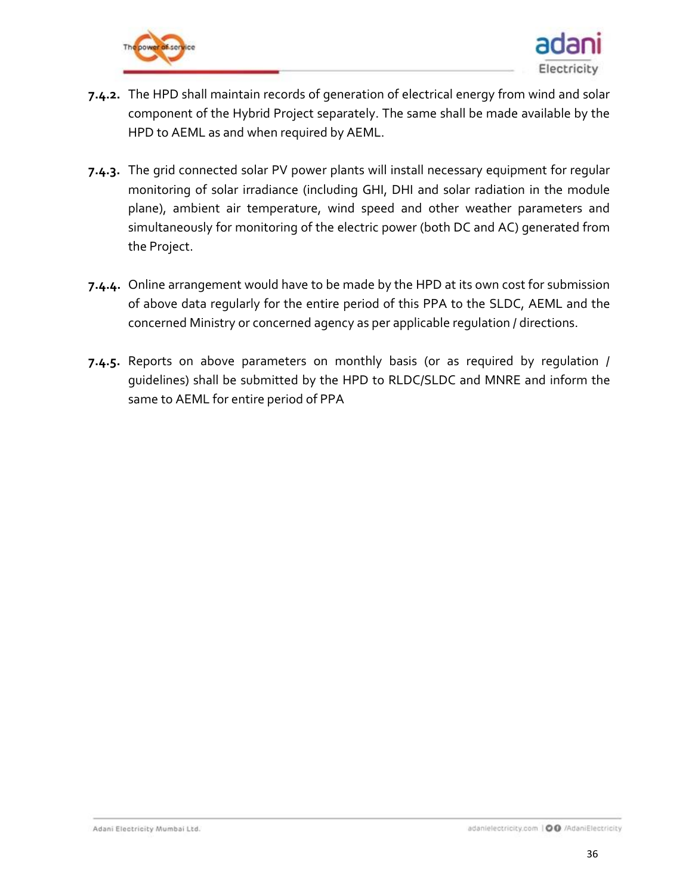**7.4.2.** The HPD shall maintain records of generation of electrical energy from wind and solar component of the Hybrid Project separately. The same shall be made available by the HPD to AEML as and when required by AEML.

**7.4.3.** The grid connected solar PV power plants will install necessary equipment for regular monitoring of solar irradiance (including GHI, DHI and solar radiation in the module plane), ambient air temperature, wind speed and other weather parameters and simultaneously for monitoring of the electric power (both DC and AC) generated from the Project.

**7.4.4.** Online arrangement would have to be made by the HPD at its own cost for submission of above data regularly for the entire period of this PPA to the SLDC, AEML and the concerned Ministry or concerned agency as per applicable regulation / directions.

**7.4.5.** Reports on above parameters on monthly basis (or as required by regulation / guidelines) shall be submitted by the HPD to RLDC/SLDC and MNRE and inform the same to AEML for entire period of PPA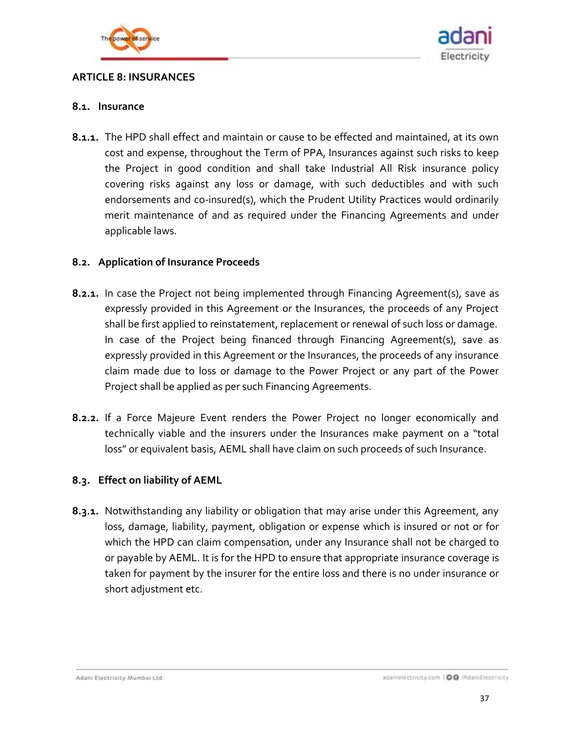## ARTICLE 8: INSURANCES

### 8.1. Insurance

**8.1.1.** The HPD shall effect and maintain or cause to be effected and maintained, at its own cost and expense, throughout the Term of PPA, Insurances against such risks to keep the Project in good condition and shall take Industrial All Risk insurance policy covering risks against any loss or damage, with such deductibles and with such endorsements and co-insured(s), which the Prudent Utility Practices would ordinarily merit maintenance of and as required under the Financing Agreements and under applicable laws.

### 8.2. Application of Insurance Proceeds

**8.2.1.** In case the Project not being implemented through Financing Agreement(s), save as expressly provided in this Agreement or the Insurances, the proceeds of any Project shall be first applied to reinstatement, replacement or renewal of such loss or damage. In case of the Project being financed through Financing Agreement(s), save as expressly provided in this Agreement or the Insurances, the proceeds of any insurance claim made due to loss or damage to the Power Project or any part of the Power Project shall be applied as per such Financing Agreements.

**8.2.2.** If a Force Majeure Event renders the Power Project no longer economically and technically viable and the insurers under the Insurances make payment on a "total loss" or equivalent basis, AEML shall have claim on such proceeds of such Insurance.

### 8.3. Effect on liability of AEML

**8.3.1.** Notwithstanding any liability or obligation that may arise under this Agreement, any loss, damage, liability, payment, obligation or expense which is insured or not or for which the HPD can claim compensation, under any Insurance shall not be charged to or payable by AEML. It is for the HPD to ensure that appropriate insurance coverage is taken for payment by the insurer for the entire loss and there is no under insurance or short adjustment etc.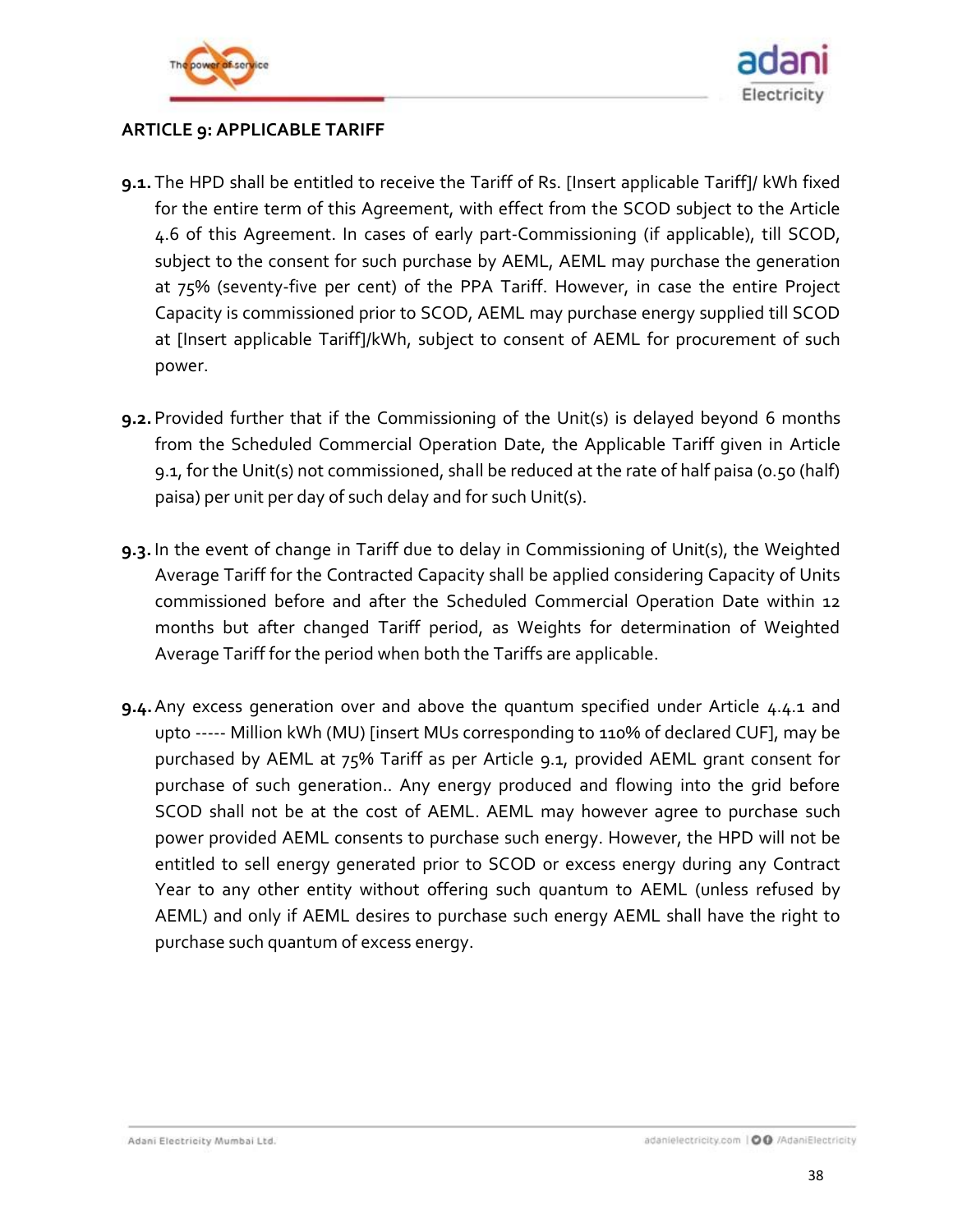## ARTICLE 9: APPLICABLE TARIFF

**9.1.** The HPD shall be entitled to receive the Tariff of Rs. [Insert applicable Tariff]/ kWh fixed for the entire term of this Agreement, with effect from the SCOD subject to the Article 4.6 of this Agreement. In cases of early part-Commissioning (if applicable), till SCOD, subject to the consent for such purchase by AEML, AEML may purchase the generation at 75% (seventy-five per cent) of the PPA Tariff. However, in case the entire Project Capacity is commissioned prior to SCOD, AEML may purchase energy supplied till SCOD at [Insert applicable Tariff]/kWh, subject to consent of AEML for procurement of such power.

**9.2.** Provided further that if the Commissioning of the Unit(s) is delayed beyond 6 months from the Scheduled Commercial Operation Date, the Applicable Tariff given in Article 9.1, for the Unit(s) not commissioned, shall be reduced at the rate of half paisa (0.50 (half) paisa) per unit per day of such delay and for such Unit(s).

**9.3.** In the event of change in Tariff due to delay in Commissioning of Unit(s), the Weighted Average Tariff for the Contracted Capacity shall be applied considering Capacity of Units commissioned before and after the Scheduled Commercial Operation Date within 12 months but after changed Tariff period, as Weights for determination of Weighted Average Tariff for the period when both the Tariffs are applicable.

**9.4.** Any excess generation over and above the quantum specified under Article 4.4.1 and upto ----- Million kWh (MU) [insert MUs corresponding to 110% of declared CUF], may be purchased by AEML at 75% Tariff as per Article 9.1, provided AEML grant consent for purchase of such generation.. Any energy produced and flowing into the grid before SCOD shall not be at the cost of AEML. AEML may however agree to purchase such power provided AEML consents to purchase such energy. However, the HPD will not be entitled to sell energy generated prior to SCOD or excess energy during any Contract Year to any other entity without offering such quantum to AEML (unless refused by AEML) and only if AEML desires to purchase such energy AEML shall have the right to purchase such quantum of excess energy.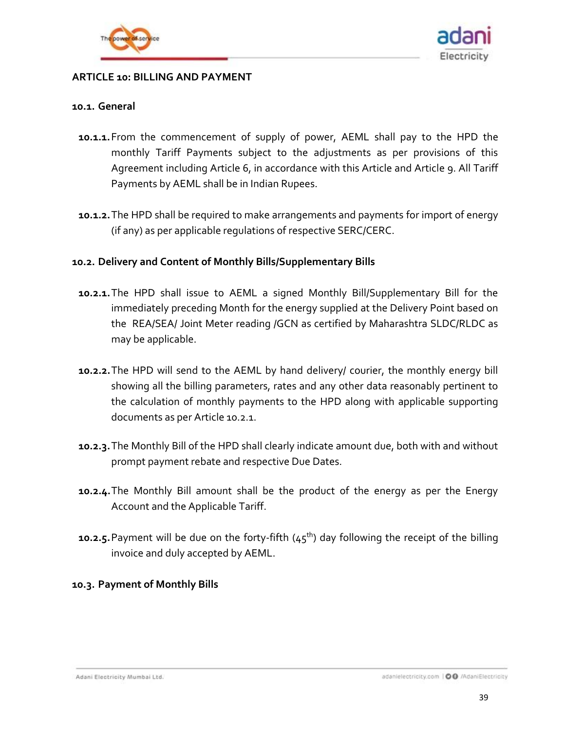## ARTICLE 10: BILLING AND PAYMENT

### 10.1. General

**10.1.1.** From the commencement of supply of power, AEML shall pay to the HPD the monthly Tariff Payments subject to the adjustments as per provisions of this Agreement including Article 6, in accordance with this Article and Article 9. All Tariff Payments by AEML shall be in Indian Rupees.

**10.1.2.** The HPD shall be required to make arrangements and payments for import of energy (if any) as per applicable regulations of respective SERC/CERC.

### 10.2. Delivery and Content of Monthly Bills/Supplementary Bills

**10.2.1.** The HPD shall issue to AEML a signed Monthly Bill/Supplementary Bill for the immediately preceding Month for the energy supplied at the Delivery Point based on the REA/SEA/ Joint Meter reading /GCN as certified by Maharashtra SLDC/RLDC as may be applicable.

**10.2.2.** The HPD will send to the AEML by hand delivery/ courier, the monthly energy bill showing all the billing parameters, rates and any other data reasonably pertinent to the calculation of monthly payments to the HPD along with applicable supporting documents as per Article 10.2.1.

**10.2.3.** The Monthly Bill of the HPD shall clearly indicate amount due, both with and without prompt payment rebate and respective Due Dates.

**10.2.4.** The Monthly Bill amount shall be the product of the energy as per the Energy Account and the Applicable Tariff.

**10.2.5.** Payment will be due on the forty-fifth (45th) day following the receipt of the billing invoice and duly accepted by AEML.

### 10.3. Payment of Monthly Bills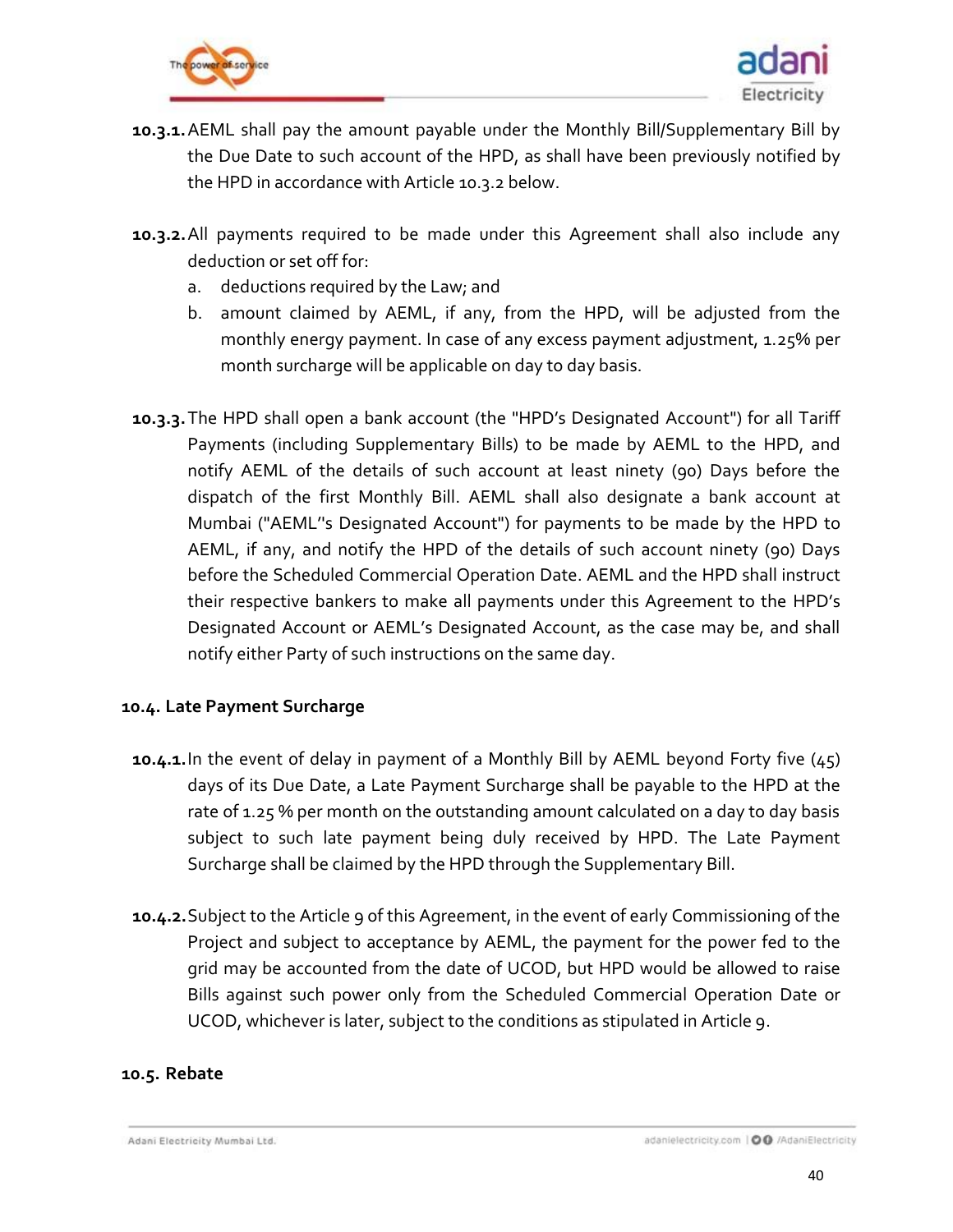**10.3.1.** AEML shall pay the amount payable under the Monthly Bill/Supplementary Bill by the Due Date to such account of the HPD, as shall have been previously notified by the HPD in accordance with Article 10.3.2 below.

**10.3.2.** All payments required to be made under this Agreement shall also include any deduction or set off for:

a. deductions required by the Law; and

b. amount claimed by AEML, if any, from the HPD, will be adjusted from the monthly energy payment. In case of any excess payment adjustment, 1.25% per month surcharge will be applicable on day to day basis.

**10.3.3.** The HPD shall open a bank account (the "HPD's Designated Account") for all Tariff Payments (including Supplementary Bills) to be made by AEML to the HPD, and notify AEML of the details of such account at least ninety (90) Days before the dispatch of the first Monthly Bill. AEML shall also designate a bank account at Mumbai ("AEML"s Designated Account") for payments to be made by the HPD to AEML, if any, and notify the HPD of the details of such account ninety (90) Days before the Scheduled Commercial Operation Date. AEML and the HPD shall instruct their respective bankers to make all payments under this Agreement to the HPD's Designated Account or AEML's Designated Account, as the case may be, and shall notify either Party of such instructions on the same day.

**10.4. Late Payment Surcharge**

**10.4.1.** In the event of delay in payment of a Monthly Bill by AEML beyond Forty five (45) days of its Due Date, a Late Payment Surcharge shall be payable to the HPD at the rate of 1.25 % per month on the outstanding amount calculated on a day to day basis subject to such late payment being duly received by HPD. The Late Payment Surcharge shall be claimed by the HPD through the Supplementary Bill.

**10.4.2.** Subject to the Article 9 of this Agreement, in the event of early Commissioning of the Project and subject to acceptance by AEML, the payment for the power fed to the grid may be accounted from the date of UCOD, but HPD would be allowed to raise Bills against such power only from the Scheduled Commercial Operation Date or UCOD, whichever is later, subject to the conditions as stipulated in Article 9.

**10.5. Rebate**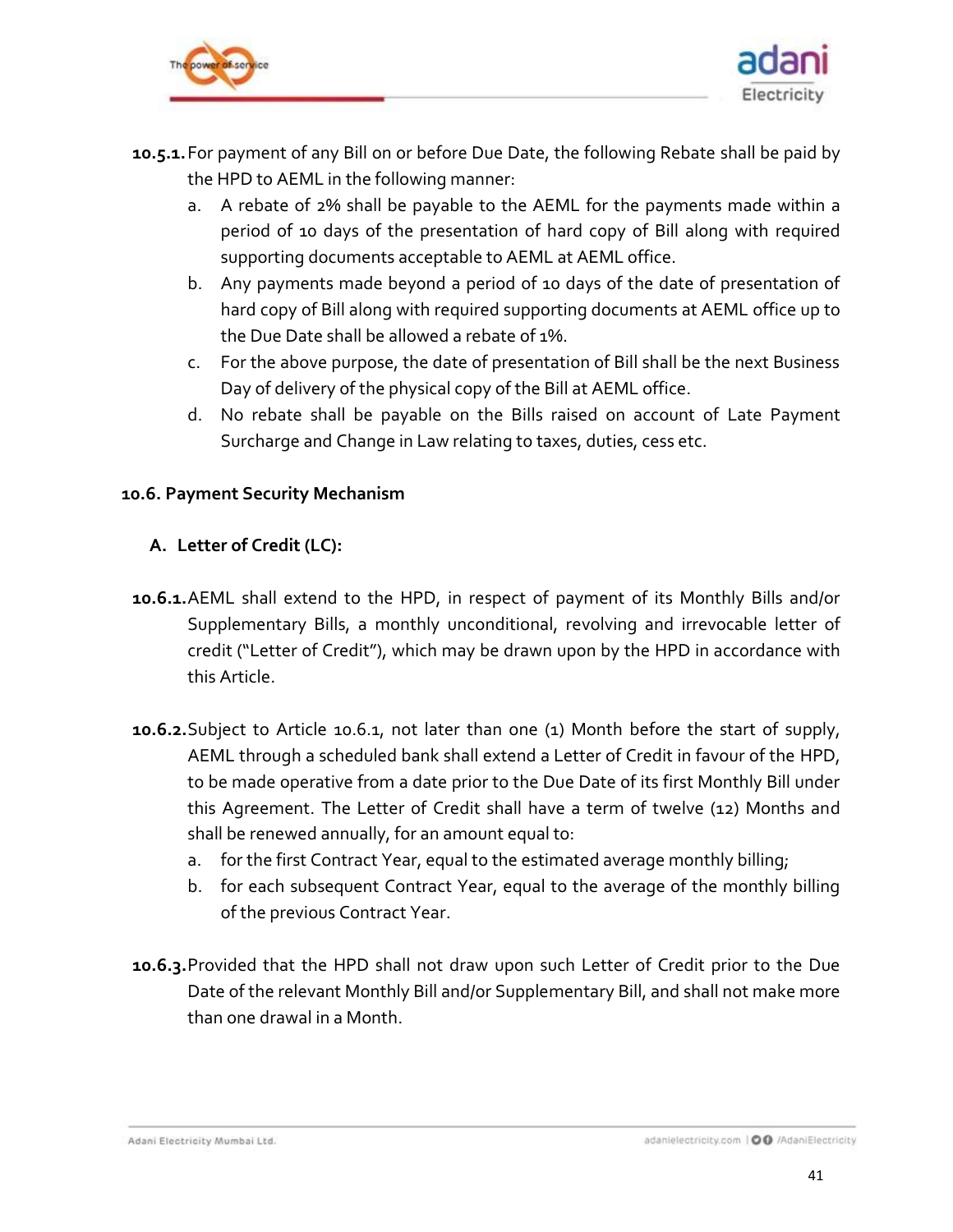**10.5.1.** For payment of any Bill on or before Due Date, the following Rebate shall be paid by the HPD to AEML in the following manner:

a. A rebate of 2% shall be payable to the AEML for the payments made within a period of 10 days of the presentation of hard copy of Bill along with required supporting documents acceptable to AEML at AEML office.

b. Any payments made beyond a period of 10 days of the date of presentation of hard copy of Bill along with required supporting documents at AEML office up to the Due Date shall be allowed a rebate of 1%.

c. For the above purpose, the date of presentation of Bill shall be the next Business Day of delivery of the physical copy of the Bill at AEML office.

d. No rebate shall be payable on the Bills raised on account of Late Payment Surcharge and Change in Law relating to taxes, duties, cess etc.

### 10.6. Payment Security Mechanism

#### A. Letter of Credit (LC):

**10.6.1.** AEML shall extend to the HPD, in respect of payment of its Monthly Bills and/or Supplementary Bills, a monthly unconditional, revolving and irrevocable letter of credit ("Letter of Credit"), which may be drawn upon by the HPD in accordance with this Article.

**10.6.2.** Subject to Article 10.6.1, not later than one (1) Month before the start of supply, AEML through a scheduled bank shall extend a Letter of Credit in favour of the HPD, to be made operative from a date prior to the Due Date of its first Monthly Bill under this Agreement. The Letter of Credit shall have a term of twelve (12) Months and shall be renewed annually, for an amount equal to:

a. for the first Contract Year, equal to the estimated average monthly billing;

b. for each subsequent Contract Year, equal to the average of the monthly billing of the previous Contract Year.

**10.6.3.** Provided that the HPD shall not draw upon such Letter of Credit prior to the Due Date of the relevant Monthly Bill and/or Supplementary Bill, and shall not make more than one drawal in a Month.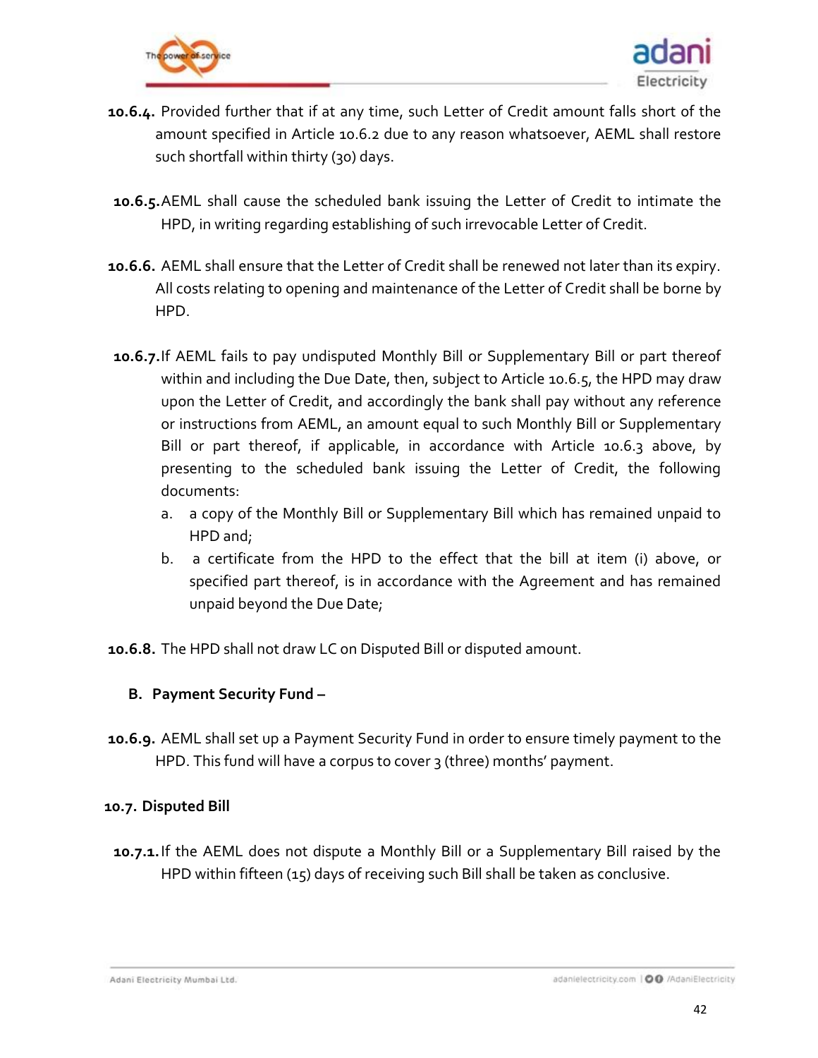**10.6.4.** Provided further that if at any time, such Letter of Credit amount falls short of the amount specified in Article 10.6.2 due to any reason whatsoever, AEML shall restore such shortfall within thirty (30) days.

**10.6.5.** AEML shall cause the scheduled bank issuing the Letter of Credit to intimate the HPD, in writing regarding establishing of such irrevocable Letter of Credit.

**10.6.6.** AEML shall ensure that the Letter of Credit shall be renewed not later than its expiry. All costs relating to opening and maintenance of the Letter of Credit shall be borne by HPD.

**10.6.7.** If AEML fails to pay undisputed Monthly Bill or Supplementary Bill or part thereof within and including the Due Date, then, subject to Article 10.6.5, the HPD may draw upon the Letter of Credit, and accordingly the bank shall pay without any reference or instructions from AEML, an amount equal to such Monthly Bill or Supplementary Bill or part thereof, if applicable, in accordance with Article 10.6.3 above, by presenting to the scheduled bank issuing the Letter of Credit, the following documents:

a. a copy of the Monthly Bill or Supplementary Bill which has remained unpaid to HPD and;

b. a certificate from the HPD to the effect that the bill at item (i) above, or specified part thereof, is in accordance with the Agreement and has remained unpaid beyond the Due Date;

**10.6.8.** The HPD shall not draw LC on Disputed Bill or disputed amount.

**B. Payment Security Fund –**

**10.6.9.** AEML shall set up a Payment Security Fund in order to ensure timely payment to the HPD. This fund will have a corpus to cover 3 (three) months' payment.

## 10.7. Disputed Bill

**10.7.1.** If the AEML does not dispute a Monthly Bill or a Supplementary Bill raised by the HPD within fifteen (15) days of receiving such Bill shall be taken as conclusive.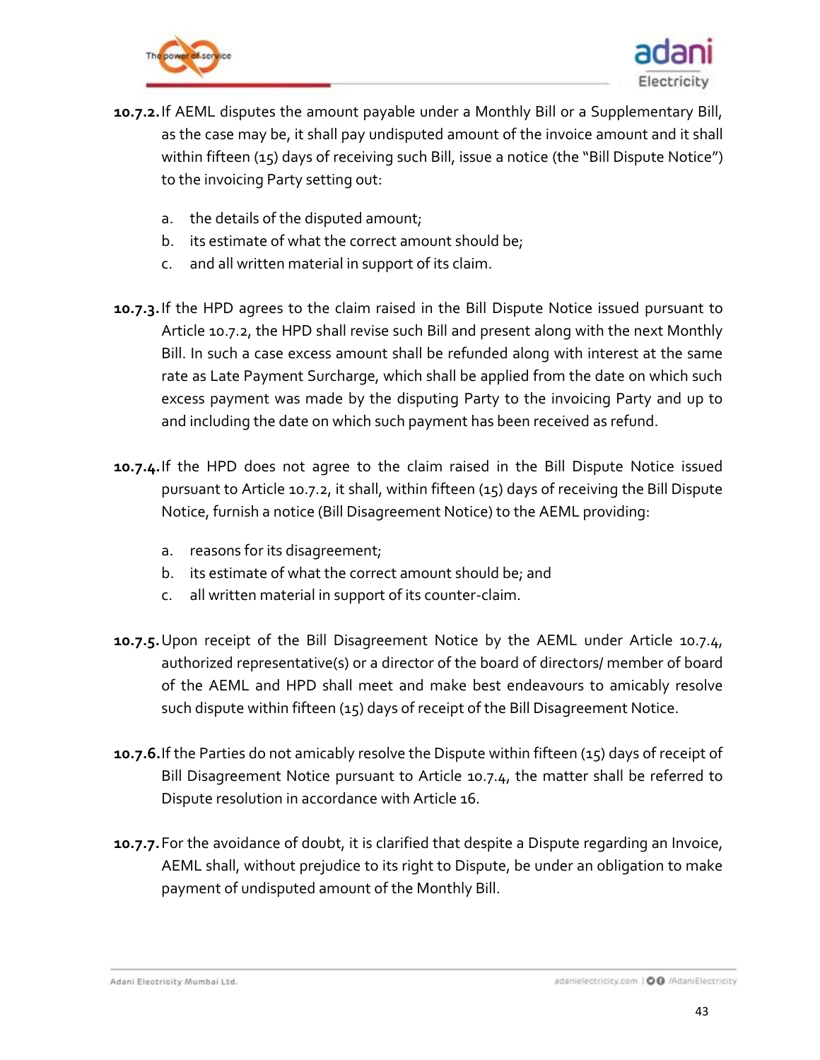**10.7.2.** If AEML disputes the amount payable under a Monthly Bill or a Supplementary Bill, as the case may be, it shall pay undisputed amount of the invoice amount and it shall within fifteen (15) days of receiving such Bill, issue a notice (the "Bill Dispute Notice") to the invoicing Party setting out:

a. the details of the disputed amount;
b. its estimate of what the correct amount should be;
c. and all written material in support of its claim.

**10.7.3.** If the HPD agrees to the claim raised in the Bill Dispute Notice issued pursuant to Article 10.7.2, the HPD shall revise such Bill and present along with the next Monthly Bill. In such a case excess amount shall be refunded along with interest at the same rate as Late Payment Surcharge, which shall be applied from the date on which such excess payment was made by the disputing Party to the invoicing Party and up to and including the date on which such payment has been received as refund.

**10.7.4.** If the HPD does not agree to the claim raised in the Bill Dispute Notice issued pursuant to Article 10.7.2, it shall, within fifteen (15) days of receiving the Bill Dispute Notice, furnish a notice (Bill Disagreement Notice) to the AEML providing:

a. reasons for its disagreement;
b. its estimate of what the correct amount should be; and
c. all written material in support of its counter-claim.

**10.7.5.** Upon receipt of the Bill Disagreement Notice by the AEML under Article 10.7.4, authorized representative(s) or a director of the board of directors/ member of board of the AEML and HPD shall meet and make best endeavours to amicably resolve such dispute within fifteen (15) days of receipt of the Bill Disagreement Notice.

**10.7.6.** If the Parties do not amicably resolve the Dispute within fifteen (15) days of receipt of Bill Disagreement Notice pursuant to Article 10.7.4, the matter shall be referred to Dispute resolution in accordance with Article 16.

**10.7.7.** For the avoidance of doubt, it is clarified that despite a Dispute regarding an Invoice, AEML shall, without prejudice to its right to Dispute, be under an obligation to make payment of undisputed amount of the Monthly Bill.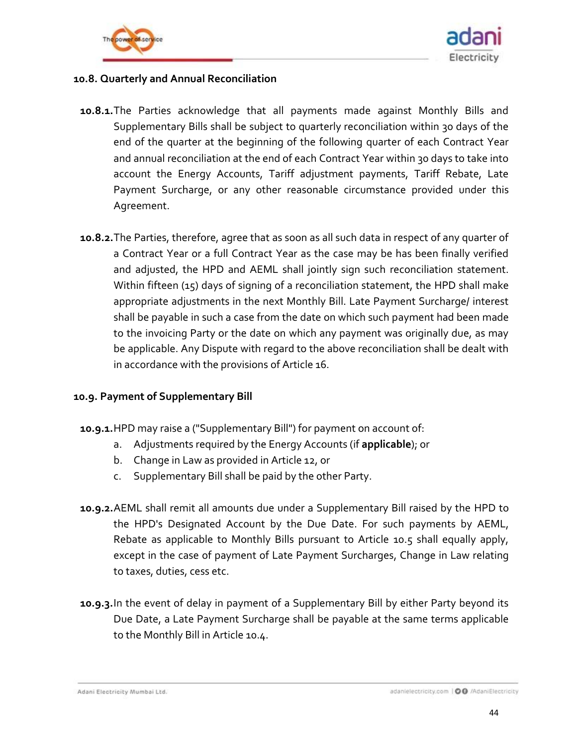### 10.8. Quarterly and Annual Reconciliation

**10.8.1.** The Parties acknowledge that all payments made against Monthly Bills and Supplementary Bills shall be subject to quarterly reconciliation within 30 days of the end of the quarter at the beginning of the following quarter of each Contract Year and annual reconciliation at the end of each Contract Year within 30 days to take into account the Energy Accounts, Tariff adjustment payments, Tariff Rebate, Late Payment Surcharge, or any other reasonable circumstance provided under this Agreement.

**10.8.2.** The Parties, therefore, agree that as soon as all such data in respect of any quarter of a Contract Year or a full Contract Year as the case may be has been finally verified and adjusted, the HPD and AEML shall jointly sign such reconciliation statement. Within fifteen (15) days of signing of a reconciliation statement, the HPD shall make appropriate adjustments in the next Monthly Bill. Late Payment Surcharge/ interest shall be payable in such a case from the date on which such payment had been made to the invoicing Party or the date on which any payment was originally due, as may be applicable. Any Dispute with regard to the above reconciliation shall be dealt with in accordance with the provisions of Article 16.

### 10.9. Payment of Supplementary Bill

**10.9.1.** HPD may raise a ("Supplementary Bill") for payment on account of:

a. Adjustments required by the Energy Accounts (if **applicable**); or
b. Change in Law as provided in Article 12, or
c. Supplementary Bill shall be paid by the other Party.

**10.9.2.** AEML shall remit all amounts due under a Supplementary Bill raised by the HPD to the HPD's Designated Account by the Due Date. For such payments by AEML, Rebate as applicable to Monthly Bills pursuant to Article 10.5 shall equally apply, except in the case of payment of Late Payment Surcharges, Change in Law relating to taxes, duties, cess etc.

**10.9.3.** In the event of delay in payment of a Supplementary Bill by either Party beyond its Due Date, a Late Payment Surcharge shall be payable at the same terms applicable to the Monthly Bill in Article 10.4.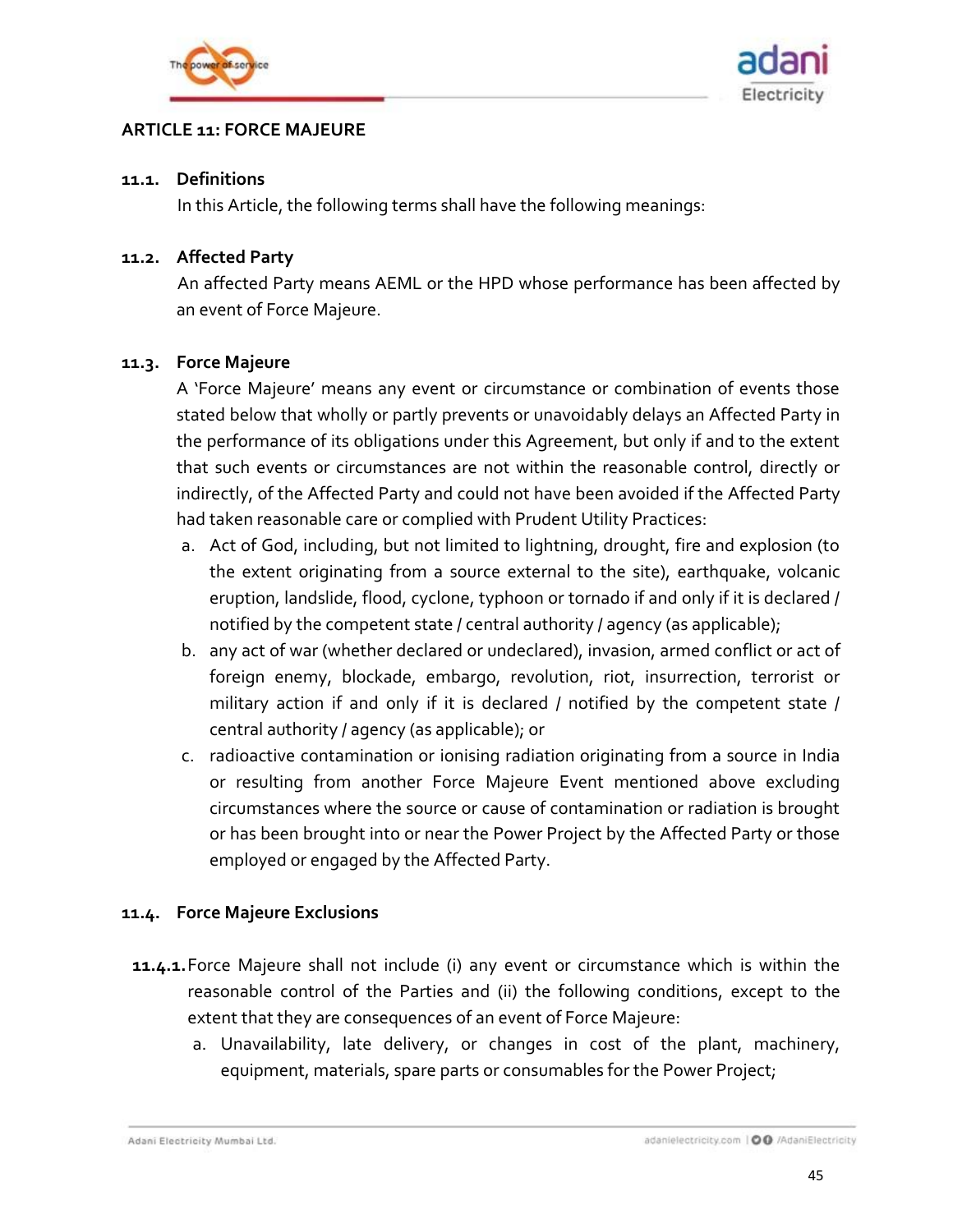## ARTICLE 11: FORCE MAJEURE

### 11.1. Definitions

In this Article, the following terms shall have the following meanings:

### 11.2. Affected Party

An affected Party means AEML or the HPD whose performance has been affected by an event of Force Majeure.

### 11.3. Force Majeure

A 'Force Majeure' means any event or circumstance or combination of events those stated below that wholly or partly prevents or unavoidably delays an Affected Party in the performance of its obligations under this Agreement, but only if and to the extent that such events or circumstances are not within the reasonable control, directly or indirectly, of the Affected Party and could not have been avoided if the Affected Party had taken reasonable care or complied with Prudent Utility Practices:

a. Act of God, including, but not limited to lightning, drought, fire and explosion (to the extent originating from a source external to the site), earthquake, volcanic eruption, landslide, flood, cyclone, typhoon or tornado if and only if it is declared / notified by the competent state / central authority / agency (as applicable);
b. any act of war (whether declared or undeclared), invasion, armed conflict or act of foreign enemy, blockade, embargo, revolution, riot, insurrection, terrorist or military action if and only if it is declared / notified by the competent state / central authority / agency (as applicable); or
c. radioactive contamination or ionising radiation originating from a source in India or resulting from another Force Majeure Event mentioned above excluding circumstances where the source or cause of contamination or radiation is brought or has been brought into or near the Power Project by the Affected Party or those employed or engaged by the Affected Party.

### 11.4. Force Majeure Exclusions

**11.4.1.** Force Majeure shall not include (i) any event or circumstance which is within the reasonable control of the Parties and (ii) the following conditions, except to the extent that they are consequences of an event of Force Majeure:

a. Unavailability, late delivery, or changes in cost of the plant, machinery, equipment, materials, spare parts or consumables for the Power Project;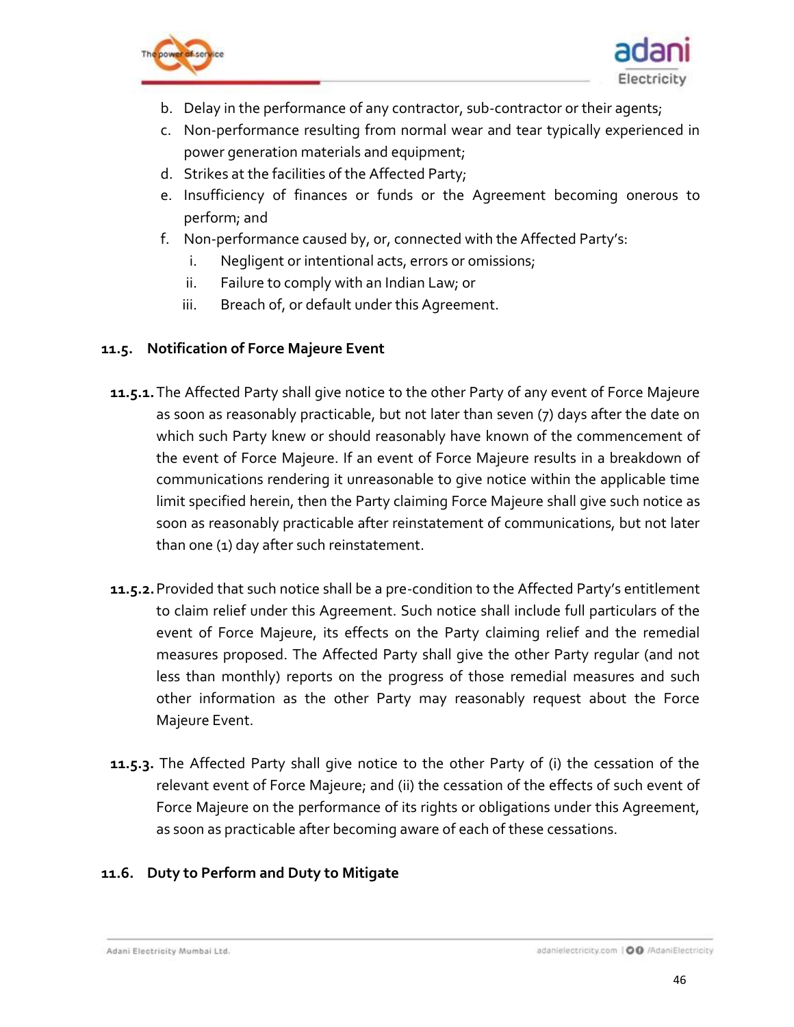b. Delay in the performance of any contractor, sub-contractor or their agents;
c. Non-performance resulting from normal wear and tear typically experienced in power generation materials and equipment;
d. Strikes at the facilities of the Affected Party;
e. Insufficiency of finances or funds or the Agreement becoming onerous to perform; and
f. Non-performance caused by, or, connected with the Affected Party's:
    i. Negligent or intentional acts, errors or omissions;
    ii. Failure to comply with an Indian Law; or
    iii. Breach of, or default under this Agreement.

### 11.5. Notification of Force Majeure Event

**11.5.1.** The Affected Party shall give notice to the other Party of any event of Force Majeure as soon as reasonably practicable, but not later than seven (7) days after the date on which such Party knew or should reasonably have known of the commencement of the event of Force Majeure. If an event of Force Majeure results in a breakdown of communications rendering it unreasonable to give notice within the applicable time limit specified herein, then the Party claiming Force Majeure shall give such notice as soon as reasonably practicable after reinstatement of communications, but not later than one (1) day after such reinstatement.

**11.5.2.** Provided that such notice shall be a pre-condition to the Affected Party's entitlement to claim relief under this Agreement. Such notice shall include full particulars of the event of Force Majeure, its effects on the Party claiming relief and the remedial measures proposed. The Affected Party shall give the other Party regular (and not less than monthly) reports on the progress of those remedial measures and such other information as the other Party may reasonably request about the Force Majeure Event.

**11.5.3.** The Affected Party shall give notice to the other Party of (i) the cessation of the relevant event of Force Majeure; and (ii) the cessation of the effects of such event of Force Majeure on the performance of its rights or obligations under this Agreement, as soon as practicable after becoming aware of each of these cessations.

### 11.6. Duty to Perform and Duty to Mitigate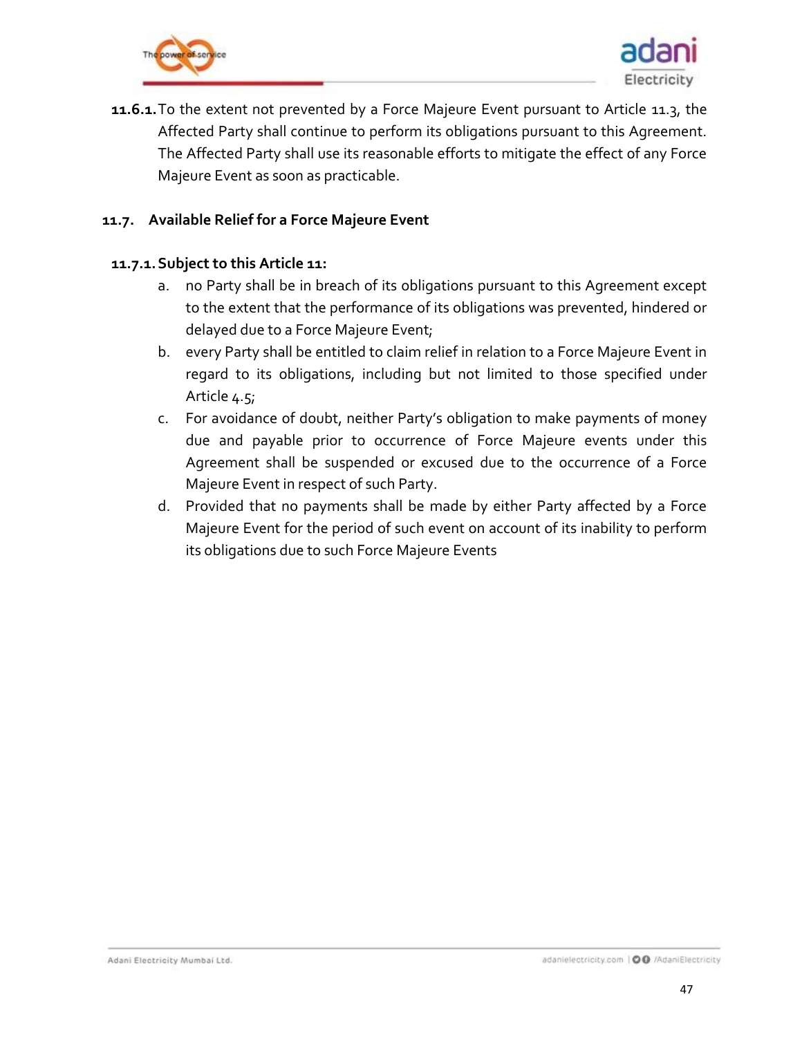**11.6.1.** To the extent not prevented by a Force Majeure Event pursuant to Article 11.3, the Affected Party shall continue to perform its obligations pursuant to this Agreement. The Affected Party shall use its reasonable efforts to mitigate the effect of any Force Majeure Event as soon as practicable.

### 11.7. Available Relief for a Force Majeure Event

**11.7.1. Subject to this Article 11:**

a. no Party shall be in breach of its obligations pursuant to this Agreement except to the extent that the performance of its obligations was prevented, hindered or delayed due to a Force Majeure Event;

b. every Party shall be entitled to claim relief in relation to a Force Majeure Event in regard to its obligations, including but not limited to those specified under Article 4.5;

c. For avoidance of doubt, neither Party's obligation to make payments of money due and payable prior to occurrence of Force Majeure events under this Agreement shall be suspended or excused due to the occurrence of a Force Majeure Event in respect of such Party.

d. Provided that no payments shall be made by either Party affected by a Force Majeure Event for the period of such event on account of its inability to perform its obligations due to such Force Majeure Events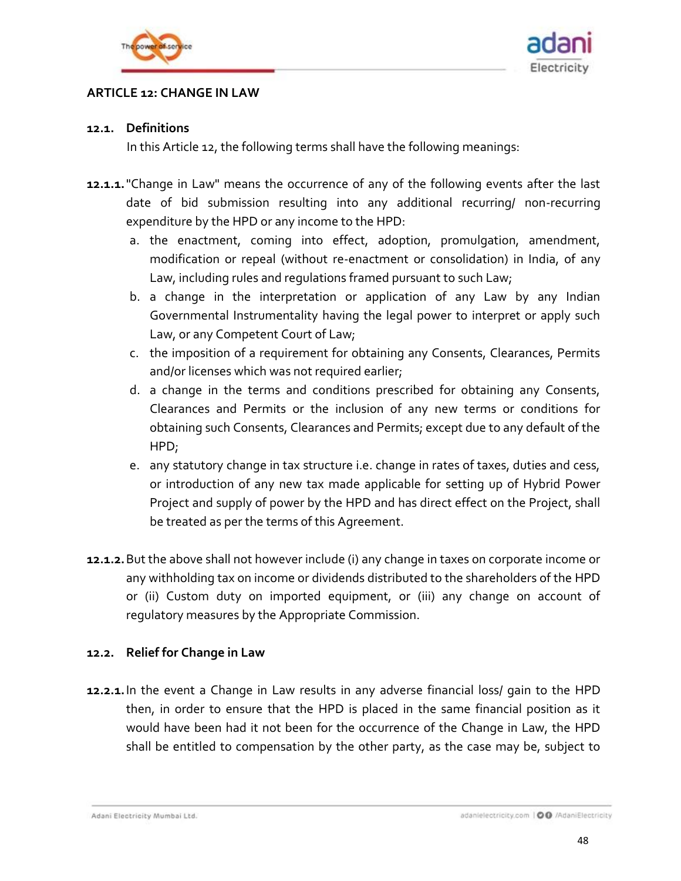## ARTICLE 12: CHANGE IN LAW

### 12.1. Definitions

In this Article 12, the following terms shall have the following meanings:

**12.1.1.** "Change in Law" means the occurrence of any of the following events after the last date of bid submission resulting into any additional recurring/ non-recurring expenditure by the HPD or any income to the HPD:

a. the enactment, coming into effect, adoption, promulgation, amendment, modification or repeal (without re-enactment or consolidation) in India, of any Law, including rules and regulations framed pursuant to such Law;
b. a change in the interpretation or application of any Law by any Indian Governmental Instrumentality having the legal power to interpret or apply such Law, or any Competent Court of Law;
c. the imposition of a requirement for obtaining any Consents, Clearances, Permits and/or licenses which was not required earlier;
d. a change in the terms and conditions prescribed for obtaining any Consents, Clearances and Permits or the inclusion of any new terms or conditions for obtaining such Consents, Clearances and Permits; except due to any default of the HPD;
e. any statutory change in tax structure i.e. change in rates of taxes, duties and cess, or introduction of any new tax made applicable for setting up of Hybrid Power Project and supply of power by the HPD and has direct effect on the Project, shall be treated as per the terms of this Agreement.

**12.1.2.** But the above shall not however include (i) any change in taxes on corporate income or any withholding tax on income or dividends distributed to the shareholders of the HPD or (ii) Custom duty on imported equipment, or (iii) any change on account of regulatory measures by the Appropriate Commission.

### 12.2. Relief for Change in Law

**12.2.1.** In the event a Change in Law results in any adverse financial loss/ gain to the HPD then, in order to ensure that the HPD is placed in the same financial position as it would have been had it not been for the occurrence of the Change in Law, the HPD shall be entitled to compensation by the other party, as the case may be, subject to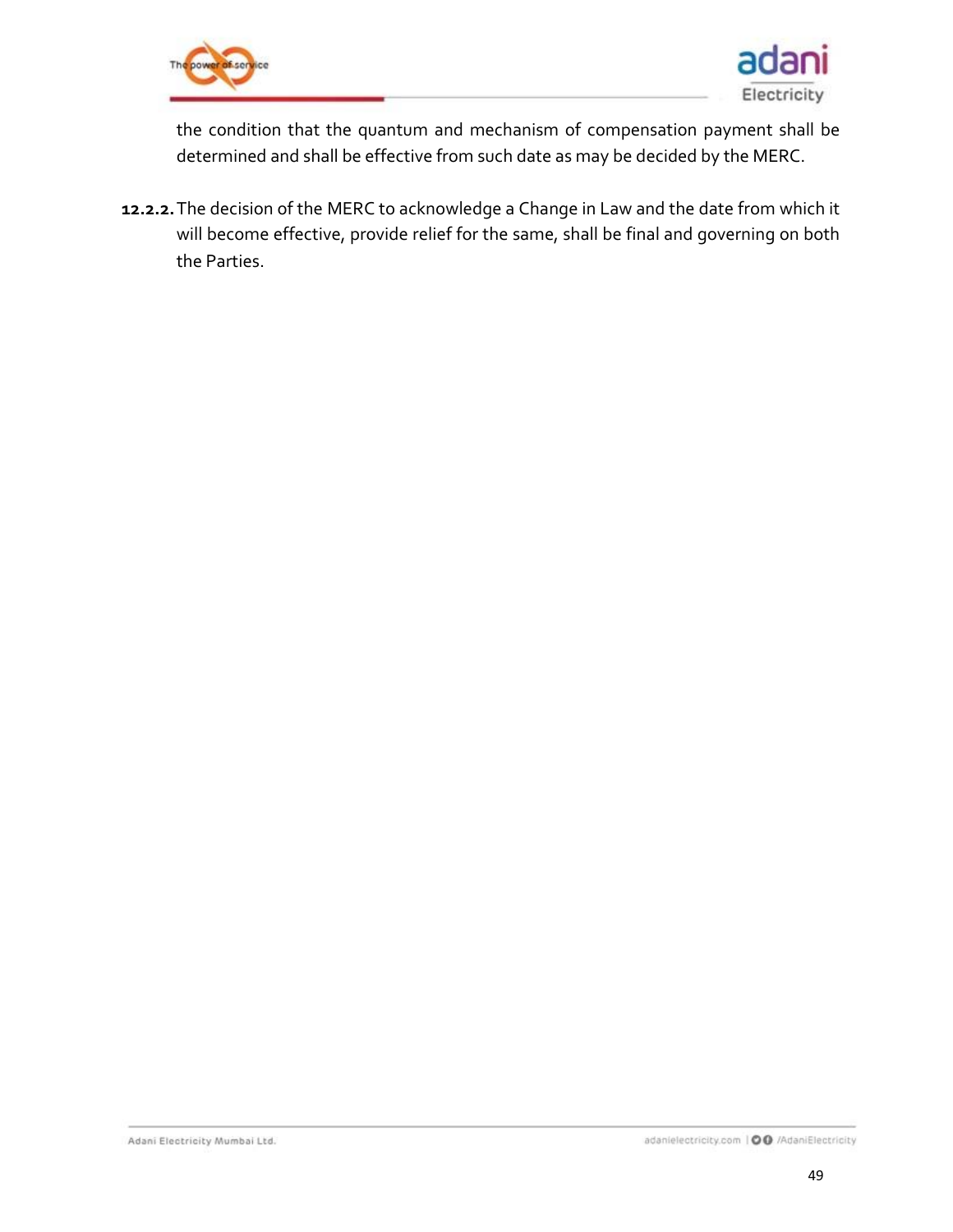the condition that the quantum and mechanism of compensation payment shall be determined and shall be effective from such date as may be decided by the MERC.

**12.2.2.** The decision of the MERC to acknowledge a Change in Law and the date from which it will become effective, provide relief for the same, shall be final and governing on both the Parties.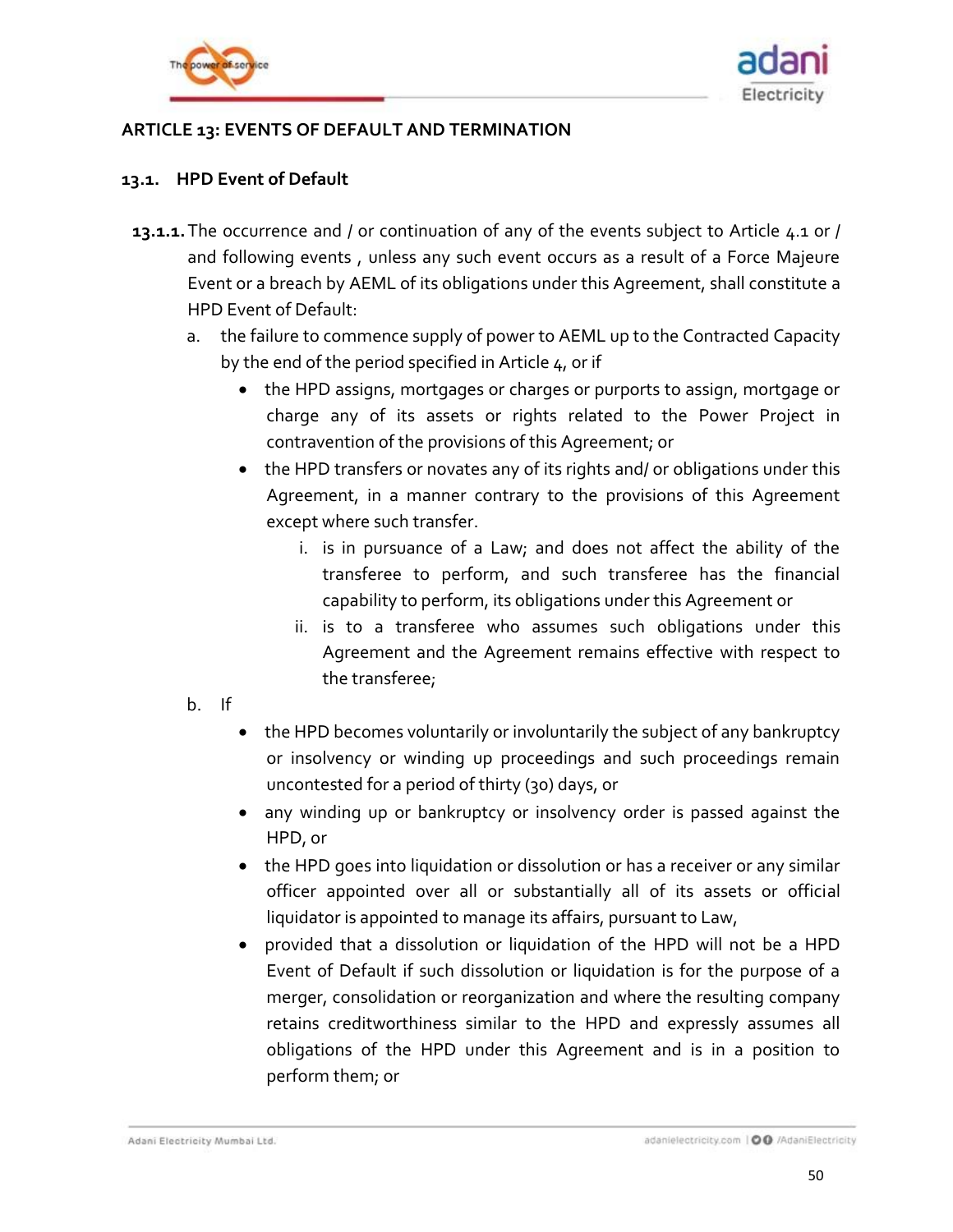## ARTICLE 13: EVENTS OF DEFAULT AND TERMINATION

### 13.1. HPD Event of Default

**13.1.1.** The occurrence and / or continuation of any of the events subject to Article 4.1 or / and following events , unless any such event occurs as a result of a Force Majeure Event or a breach by AEML of its obligations under this Agreement, shall constitute a HPD Event of Default:

a. the failure to commence supply of power to AEML up to the Contracted Capacity by the end of the period specified in Article 4, or if

- the HPD assigns, mortgages or charges or purports to assign, mortgage or charge any of its assets or rights related to the Power Project in contravention of the provisions of this Agreement; or
- the HPD transfers or novates any of its rights and/ or obligations under this Agreement, in a manner contrary to the provisions of this Agreement except where such transfer.
  i. is in pursuance of a Law; and does not affect the ability of the transferee to perform, and such transferee has the financial capability to perform, its obligations under this Agreement or
  ii. is to a transferee who assumes such obligations under this Agreement and the Agreement remains effective with respect to the transferee;

b. If

- the HPD becomes voluntarily or involuntarily the subject of any bankruptcy or insolvency or winding up proceedings and such proceedings remain uncontested for a period of thirty (30) days, or
- any winding up or bankruptcy or insolvency order is passed against the HPD, or
- the HPD goes into liquidation or dissolution or has a receiver or any similar officer appointed over all or substantially all of its assets or official liquidator is appointed to manage its affairs, pursuant to Law,
- provided that a dissolution or liquidation of the HPD will not be a HPD Event of Default if such dissolution or liquidation is for the purpose of a merger, consolidation or reorganization and where the resulting company retains creditworthiness similar to the HPD and expressly assumes all obligations of the HPD under this Agreement and is in a position to perform them; or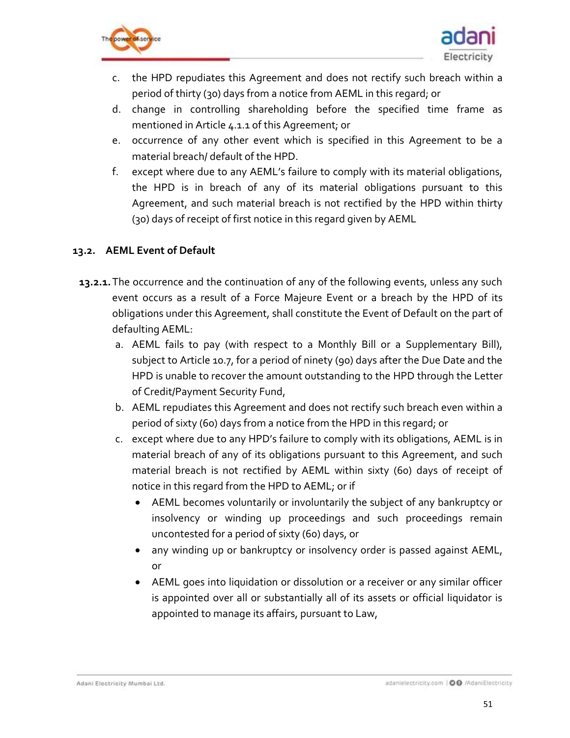c. the HPD repudiates this Agreement and does not rectify such breach within a period of thirty (30) days from a notice from AEML in this regard; or
d. change in controlling shareholding before the specified time frame as mentioned in Article 4.1.1 of this Agreement; or
e. occurrence of any other event which is specified in this Agreement to be a material breach/ default of the HPD.
f. except where due to any AEML's failure to comply with its material obligations, the HPD is in breach of any of its material obligations pursuant to this Agreement, and such material breach is not rectified by the HPD within thirty (30) days of receipt of first notice in this regard given by AEML

**13.2. AEML Event of Default**

**13.2.1.** The occurrence and the continuation of any of the following events, unless any such event occurs as a result of a Force Majeure Event or a breach by the HPD of its obligations under this Agreement, shall constitute the Event of Default on the part of defaulting AEML:

a. AEML fails to pay (with respect to a Monthly Bill or a Supplementary Bill), subject to Article 10.7, for a period of ninety (90) days after the Due Date and the HPD is unable to recover the amount outstanding to the HPD through the Letter of Credit/Payment Security Fund,
b. AEML repudiates this Agreement and does not rectify such breach even within a period of sixty (60) days from a notice from the HPD in this regard; or
c. except where due to any HPD's failure to comply with its obligations, AEML is in material breach of any of its obligations pursuant to this Agreement, and such material breach is not rectified by AEML within sixty (60) days of receipt of notice in this regard from the HPD to AEML; or if
   - AEML becomes voluntarily or involuntarily the subject of any bankruptcy or insolvency or winding up proceedings and such proceedings remain uncontested for a period of sixty (60) days, or
   - any winding up or bankruptcy or insolvency order is passed against AEML, or
   - AEML goes into liquidation or dissolution or a receiver or any similar officer is appointed over all or substantially all of its assets or official liquidator is appointed to manage its affairs, pursuant to Law,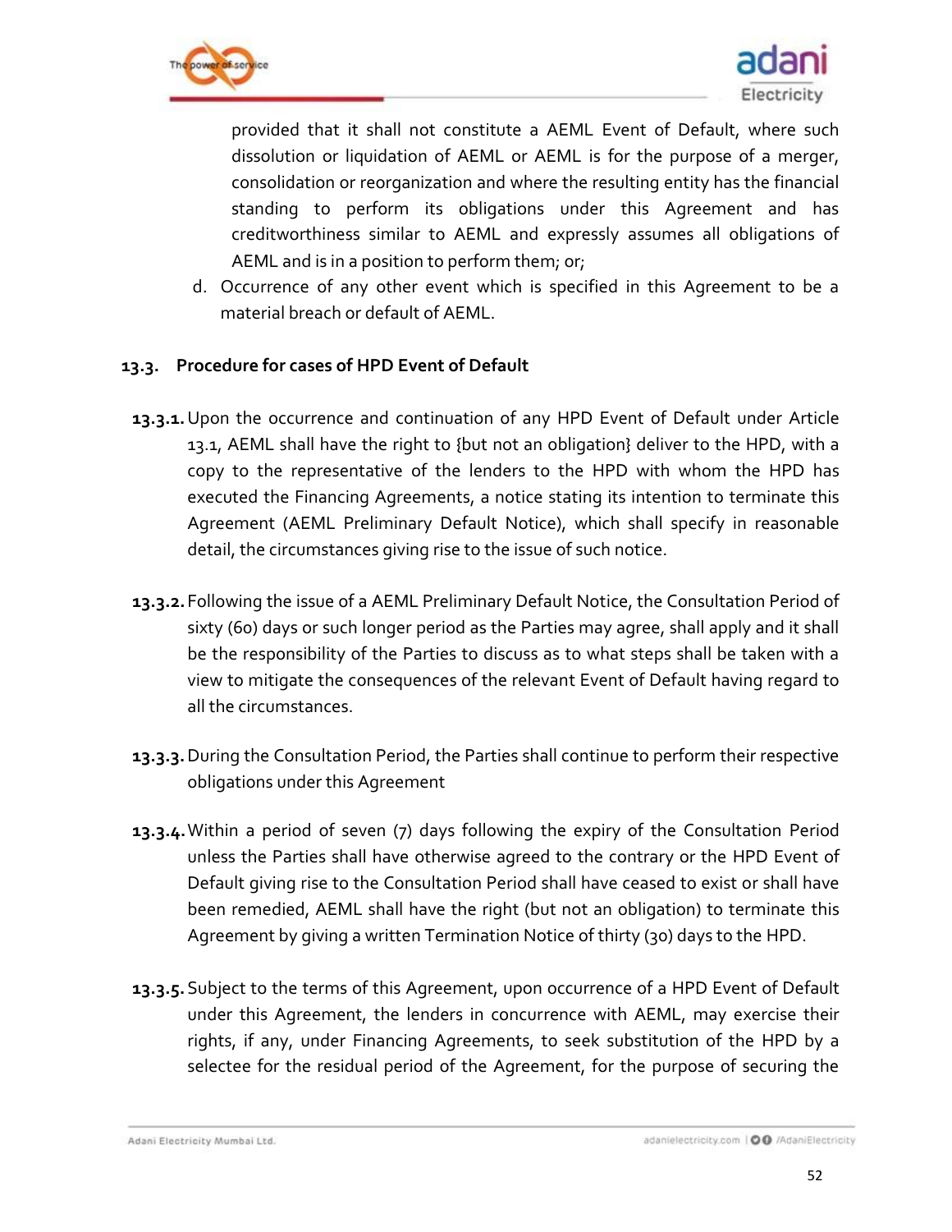provided that it shall not constitute a AEML Event of Default, where such dissolution or liquidation of AEML or AEML is for the purpose of a merger, consolidation or reorganization and where the resulting entity has the financial standing to perform its obligations under this Agreement and has creditworthiness similar to AEML and expressly assumes all obligations of AEML and is in a position to perform them; or;

d. Occurrence of any other event which is specified in this Agreement to be a material breach or default of AEML.

## 13.3. Procedure for cases of HPD Event of Default

**13.3.1.** Upon the occurrence and continuation of any HPD Event of Default under Article 13.1, AEML shall have the right to {but not an obligation} deliver to the HPD, with a copy to the representative of the lenders to the HPD with whom the HPD has executed the Financing Agreements, a notice stating its intention to terminate this Agreement (AEML Preliminary Default Notice), which shall specify in reasonable detail, the circumstances giving rise to the issue of such notice.

**13.3.2.** Following the issue of a AEML Preliminary Default Notice, the Consultation Period of sixty (60) days or such longer period as the Parties may agree, shall apply and it shall be the responsibility of the Parties to discuss as to what steps shall be taken with a view to mitigate the consequences of the relevant Event of Default having regard to all the circumstances.

**13.3.3.** During the Consultation Period, the Parties shall continue to perform their respective obligations under this Agreement

**13.3.4.** Within a period of seven (7) days following the expiry of the Consultation Period unless the Parties shall have otherwise agreed to the contrary or the HPD Event of Default giving rise to the Consultation Period shall have ceased to exist or shall have been remedied, AEML shall have the right (but not an obligation) to terminate this Agreement by giving a written Termination Notice of thirty (30) days to the HPD.

**13.3.5.** Subject to the terms of this Agreement, upon occurrence of a HPD Event of Default under this Agreement, the lenders in concurrence with AEML, may exercise their rights, if any, under Financing Agreements, to seek substitution of the HPD by a selectee for the residual period of the Agreement, for the purpose of securing the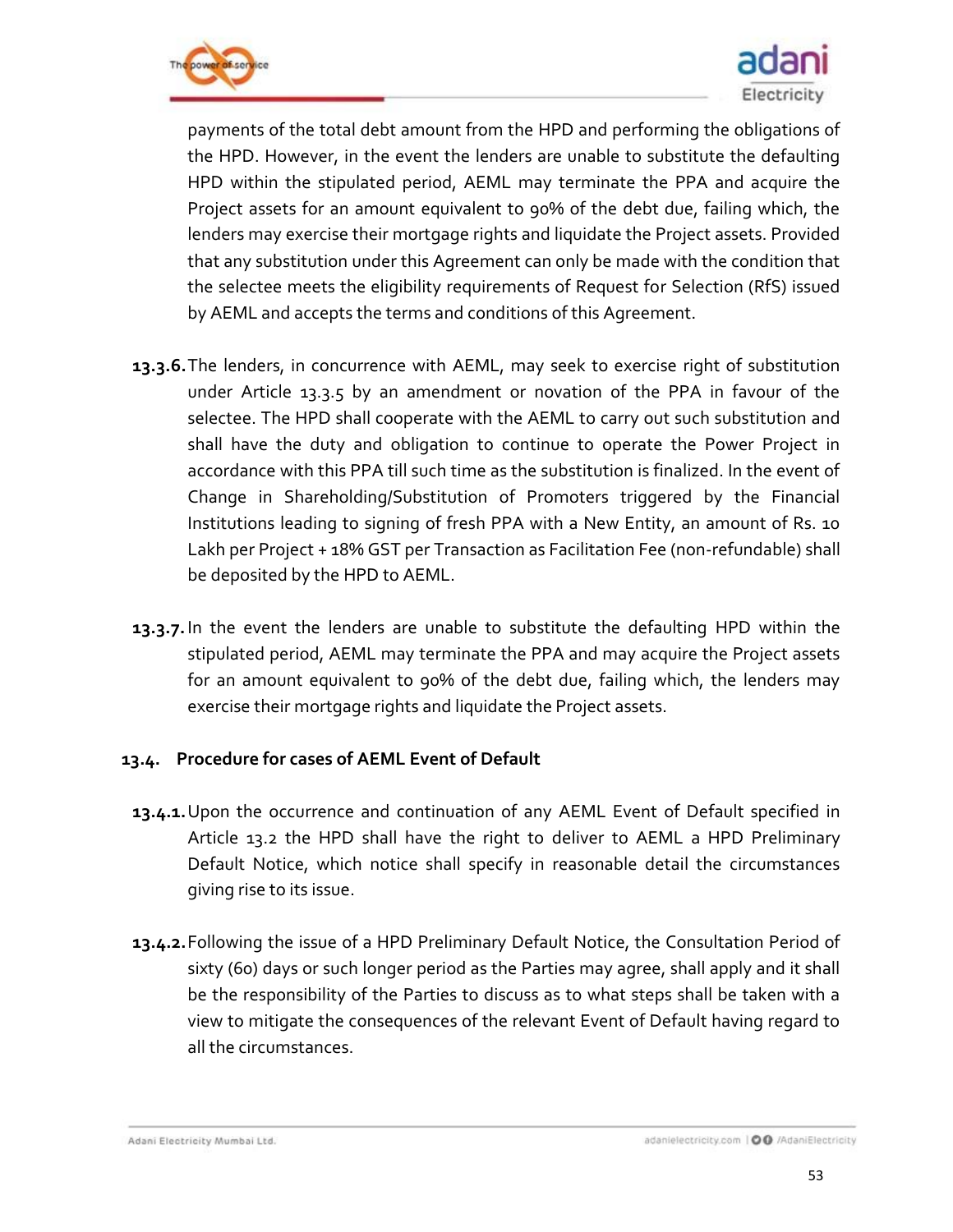payments of the total debt amount from the HPD and performing the obligations of the HPD. However, in the event the lenders are unable to substitute the defaulting HPD within the stipulated period, AEML may terminate the PPA and acquire the Project assets for an amount equivalent to 90% of the debt due, failing which, the lenders may exercise their mortgage rights and liquidate the Project assets. Provided that any substitution under this Agreement can only be made with the condition that the selectee meets the eligibility requirements of Request for Selection (RfS) issued by AEML and accepts the terms and conditions of this Agreement.

**13.3.6.** The lenders, in concurrence with AEML, may seek to exercise right of substitution under Article 13.3.5 by an amendment or novation of the PPA in favour of the selectee. The HPD shall cooperate with the AEML to carry out such substitution and shall have the duty and obligation to continue to operate the Power Project in accordance with this PPA till such time as the substitution is finalized. In the event of Change in Shareholding/Substitution of Promoters triggered by the Financial Institutions leading to signing of fresh PPA with a New Entity, an amount of Rs. 10 Lakh per Project + 18% GST per Transaction as Facilitation Fee (non-refundable) shall be deposited by the HPD to AEML.

**13.3.7.** In the event the lenders are unable to substitute the defaulting HPD within the stipulated period, AEML may terminate the PPA and may acquire the Project assets for an amount equivalent to 90% of the debt due, failing which, the lenders may exercise their mortgage rights and liquidate the Project assets.

## 13.4. Procedure for cases of AEML Event of Default

**13.4.1.** Upon the occurrence and continuation of any AEML Event of Default specified in Article 13.2 the HPD shall have the right to deliver to AEML a HPD Preliminary Default Notice, which notice shall specify in reasonable detail the circumstances giving rise to its issue.

**13.4.2.** Following the issue of a HPD Preliminary Default Notice, the Consultation Period of sixty (60) days or such longer period as the Parties may agree, shall apply and it shall be the responsibility of the Parties to discuss as to what steps shall be taken with a view to mitigate the consequences of the relevant Event of Default having regard to all the circumstances.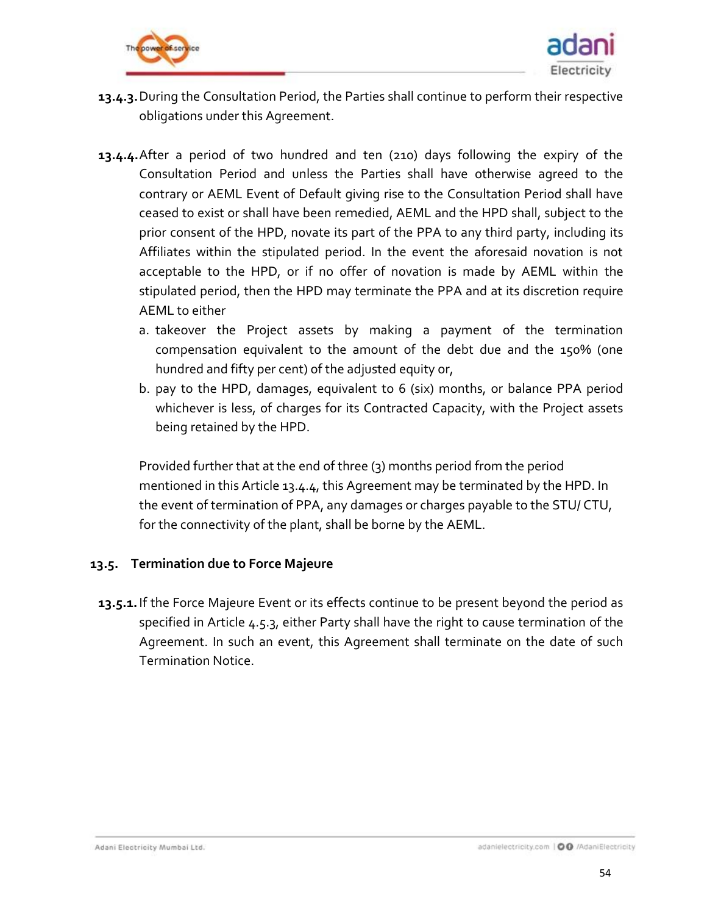**13.4.3.** During the Consultation Period, the Parties shall continue to perform their respective obligations under this Agreement.

**13.4.4.** After a period of two hundred and ten (210) days following the expiry of the Consultation Period and unless the Parties shall have otherwise agreed to the contrary or AEML Event of Default giving rise to the Consultation Period shall have ceased to exist or shall have been remedied, AEML and the HPD shall, subject to the prior consent of the HPD, novate its part of the PPA to any third party, including its Affiliates within the stipulated period. In the event the aforesaid novation is not acceptable to the HPD, or if no offer of novation is made by AEML within the stipulated period, then the HPD may terminate the PPA and at its discretion require AEML to either

a. takeover the Project assets by making a payment of the termination compensation equivalent to the amount of the debt due and the 150% (one hundred and fifty per cent) of the adjusted equity or,
b. pay to the HPD, damages, equivalent to 6 (six) months, or balance PPA period whichever is less, of charges for its Contracted Capacity, with the Project assets being retained by the HPD.

Provided further that at the end of three (3) months period from the period mentioned in this Article 13.4.4, this Agreement may be terminated by the HPD. In the event of termination of PPA, any damages or charges payable to the STU/ CTU, for the connectivity of the plant, shall be borne by the AEML.

## 13.5. Termination due to Force Majeure

**13.5.1.** If the Force Majeure Event or its effects continue to be present beyond the period as specified in Article 4.5.3, either Party shall have the right to cause termination of the Agreement. In such an event, this Agreement shall terminate on the date of such Termination Notice.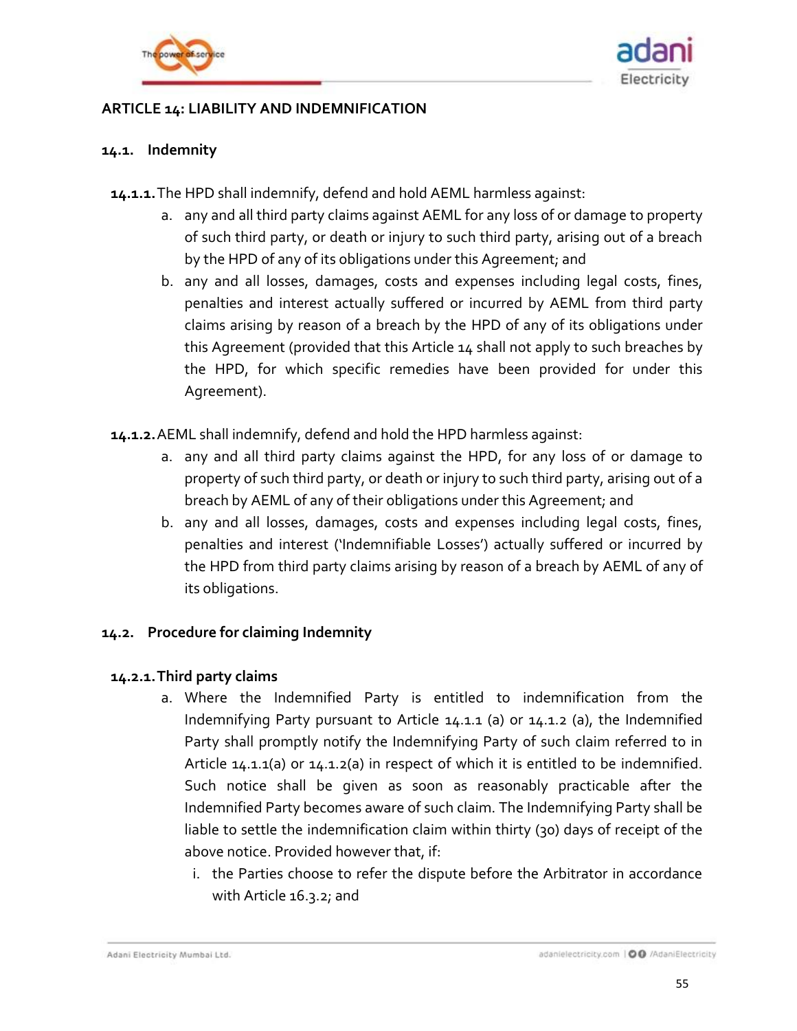## ARTICLE 14: LIABILITY AND INDEMNIFICATION

### 14.1. Indemnity

**14.1.1.** The HPD shall indemnify, defend and hold AEML harmless against:

a. any and all third party claims against AEML for any loss of or damage to property of such third party, or death or injury to such third party, arising out of a breach by the HPD of any of its obligations under this Agreement; and

b. any and all losses, damages, costs and expenses including legal costs, fines, penalties and interest actually suffered or incurred by AEML from third party claims arising by reason of a breach by the HPD of any of its obligations under this Agreement (provided that this Article 14 shall not apply to such breaches by the HPD, for which specific remedies have been provided for under this Agreement).

**14.1.2.** AEML shall indemnify, defend and hold the HPD harmless against:

a. any and all third party claims against the HPD, for any loss of or damage to property of such third party, or death or injury to such third party, arising out of a breach by AEML of any of their obligations under this Agreement; and

b. any and all losses, damages, costs and expenses including legal costs, fines, penalties and interest ('Indemnifiable Losses') actually suffered or incurred by the HPD from third party claims arising by reason of a breach by AEML of any of its obligations.

### 14.2. Procedure for claiming Indemnity

**14.2.1. Third party claims**

a. Where the Indemnified Party is entitled to indemnification from the Indemnifying Party pursuant to Article 14.1.1 (a) or 14.1.2 (a), the Indemnified Party shall promptly notify the Indemnifying Party of such claim referred to in Article 14.1.1(a) or 14.1.2(a) in respect of which it is entitled to be indemnified. Such notice shall be given as soon as reasonably practicable after the Indemnified Party becomes aware of such claim. The Indemnifying Party shall be liable to settle the indemnification claim within thirty (30) days of receipt of the above notice. Provided however that, if:

   i. the Parties choose to refer the dispute before the Arbitrator in accordance with Article 16.3.2; and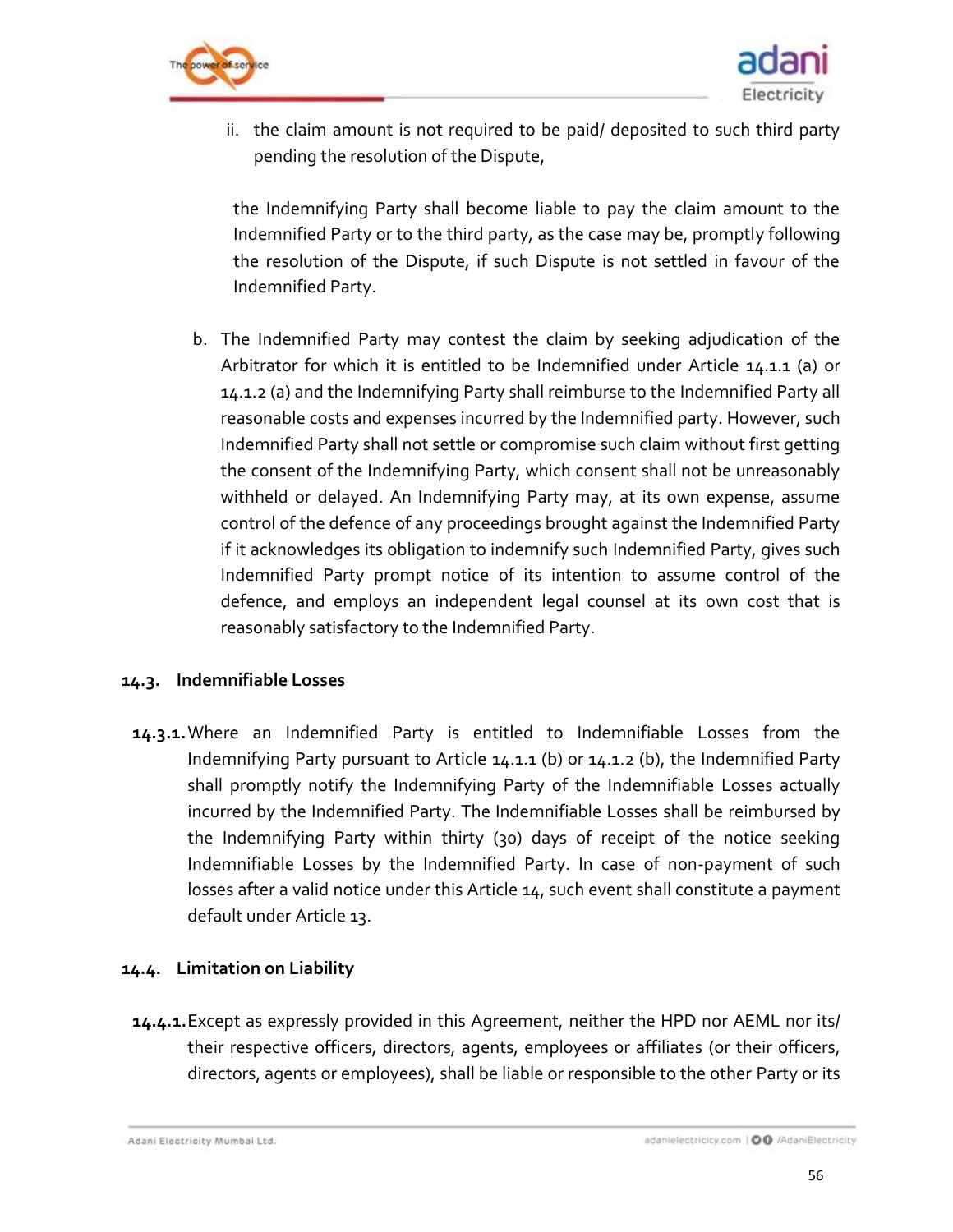ii. the claim amount is not required to be paid/ deposited to such third party pending the resolution of the Dispute,

the Indemnifying Party shall become liable to pay the claim amount to the Indemnified Party or to the third party, as the case may be, promptly following the resolution of the Dispute, if such Dispute is not settled in favour of the Indemnified Party.

b. The Indemnified Party may contest the claim by seeking adjudication of the Arbitrator for which it is entitled to be Indemnified under Article 14.1.1 (a) or 14.1.2 (a) and the Indemnifying Party shall reimburse to the Indemnified Party all reasonable costs and expenses incurred by the Indemnified party. However, such Indemnified Party shall not settle or compromise such claim without first getting the consent of the Indemnifying Party, which consent shall not be unreasonably withheld or delayed. An Indemnifying Party may, at its own expense, assume control of the defence of any proceedings brought against the Indemnified Party if it acknowledges its obligation to indemnify such Indemnified Party, gives such Indemnified Party prompt notice of its intention to assume control of the defence, and employs an independent legal counsel at its own cost that is reasonably satisfactory to the Indemnified Party.

**14.3. Indemnifiable Losses**

**14.3.1.** Where an Indemnified Party is entitled to Indemnifiable Losses from the Indemnifying Party pursuant to Article 14.1.1 (b) or 14.1.2 (b), the Indemnified Party shall promptly notify the Indemnifying Party of the Indemnifiable Losses actually incurred by the Indemnified Party. The Indemnifiable Losses shall be reimbursed by the Indemnifying Party within thirty (30) days of receipt of the notice seeking Indemnifiable Losses by the Indemnified Party. In case of non-payment of such losses after a valid notice under this Article 14, such event shall constitute a payment default under Article 13.

**14.4. Limitation on Liability**

**14.4.1.** Except as expressly provided in this Agreement, neither the HPD nor AEML nor its/ their respective officers, directors, agents, employees or affiliates (or their officers, directors, agents or employees), shall be liable or responsible to the other Party or its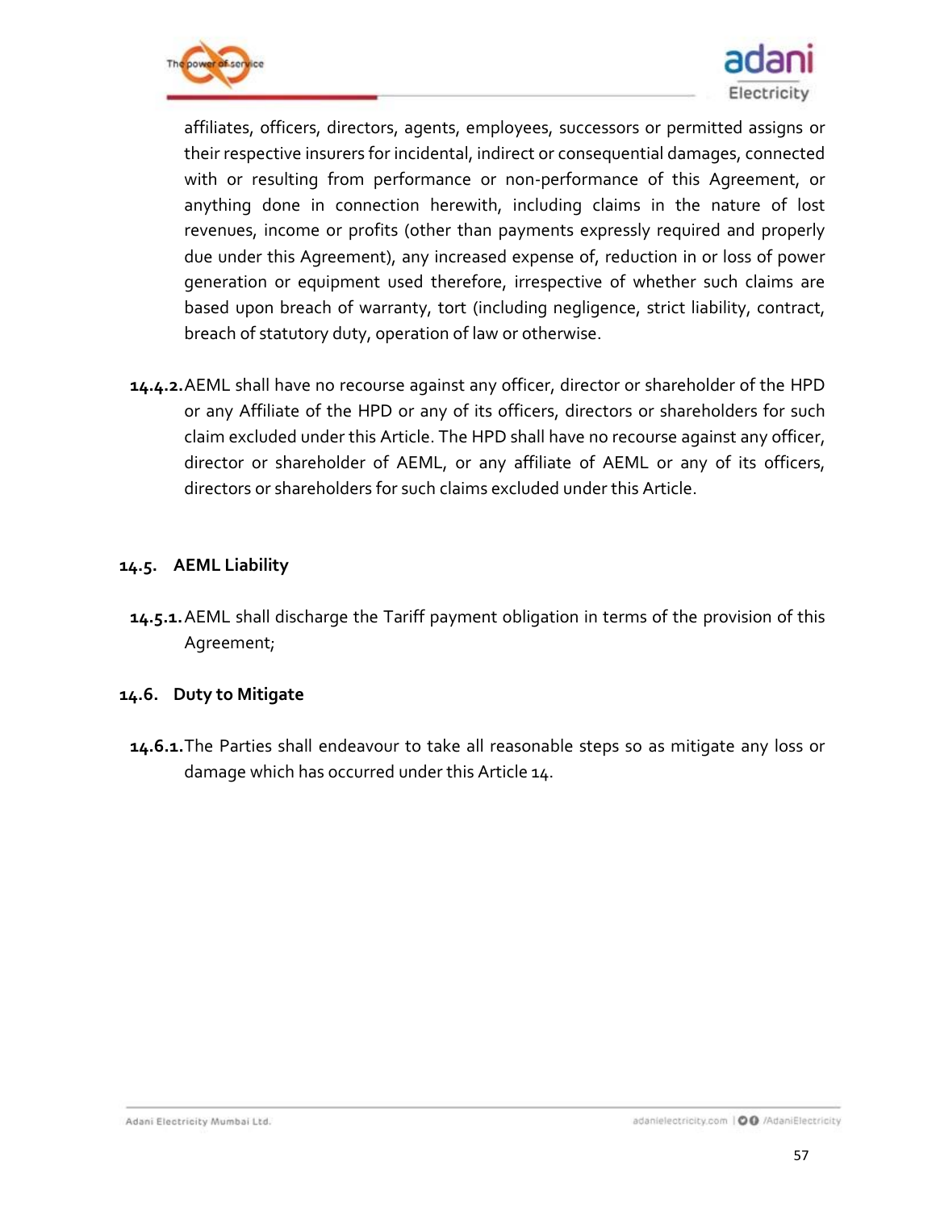affiliates, officers, directors, agents, employees, successors or permitted assigns or their respective insurers for incidental, indirect or consequential damages, connected with or resulting from performance or non-performance of this Agreement, or anything done in connection herewith, including claims in the nature of lost revenues, income or profits (other than payments expressly required and properly due under this Agreement), any increased expense of, reduction in or loss of power generation or equipment used therefore, irrespective of whether such claims are based upon breach of warranty, tort (including negligence, strict liability, contract, breach of statutory duty, operation of law or otherwise.

**14.4.2.** AEML shall have no recourse against any officer, director or shareholder of the HPD or any Affiliate of the HPD or any of its officers, directors or shareholders for such claim excluded under this Article. The HPD shall have no recourse against any officer, director or shareholder of AEML, or any affiliate of AEML or any of its officers, directors or shareholders for such claims excluded under this Article.

### 14.5. AEML Liability

**14.5.1.** AEML shall discharge the Tariff payment obligation in terms of the provision of this Agreement;

### 14.6. Duty to Mitigate

**14.6.1.** The Parties shall endeavour to take all reasonable steps so as mitigate any loss or damage which has occurred under this Article 14.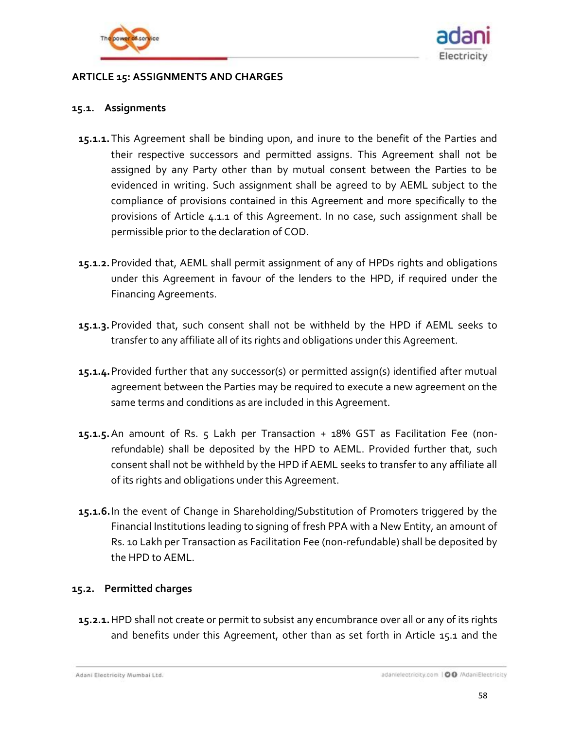## ARTICLE 15: ASSIGNMENTS AND CHARGES

### 15.1. Assignments

**15.1.1.** This Agreement shall be binding upon, and inure to the benefit of the Parties and their respective successors and permitted assigns. This Agreement shall not be assigned by any Party other than by mutual consent between the Parties to be evidenced in writing. Such assignment shall be agreed to by AEML subject to the compliance of provisions contained in this Agreement and more specifically to the provisions of Article 4.1.1 of this Agreement. In no case, such assignment shall be permissible prior to the declaration of COD.

**15.1.2.** Provided that, AEML shall permit assignment of any of HPDs rights and obligations under this Agreement in favour of the lenders to the HPD, if required under the Financing Agreements.

**15.1.3.** Provided that, such consent shall not be withheld by the HPD if AEML seeks to transfer to any affiliate all of its rights and obligations under this Agreement.

**15.1.4.** Provided further that any successor(s) or permitted assign(s) identified after mutual agreement between the Parties may be required to execute a new agreement on the same terms and conditions as are included in this Agreement.

**15.1.5.** An amount of Rs. 5 Lakh per Transaction + 18% GST as Facilitation Fee (non-refundable) shall be deposited by the HPD to AEML. Provided further that, such consent shall not be withheld by the HPD if AEML seeks to transfer to any affiliate all of its rights and obligations under this Agreement.

**15.1.6.** In the event of Change in Shareholding/Substitution of Promoters triggered by the Financial Institutions leading to signing of fresh PPA with a New Entity, an amount of Rs. 10 Lakh per Transaction as Facilitation Fee (non-refundable) shall be deposited by the HPD to AEML.

### 15.2. Permitted charges

**15.2.1.** HPD shall not create or permit to subsist any encumbrance over all or any of its rights and benefits under this Agreement, other than as set forth in Article 15.1 and the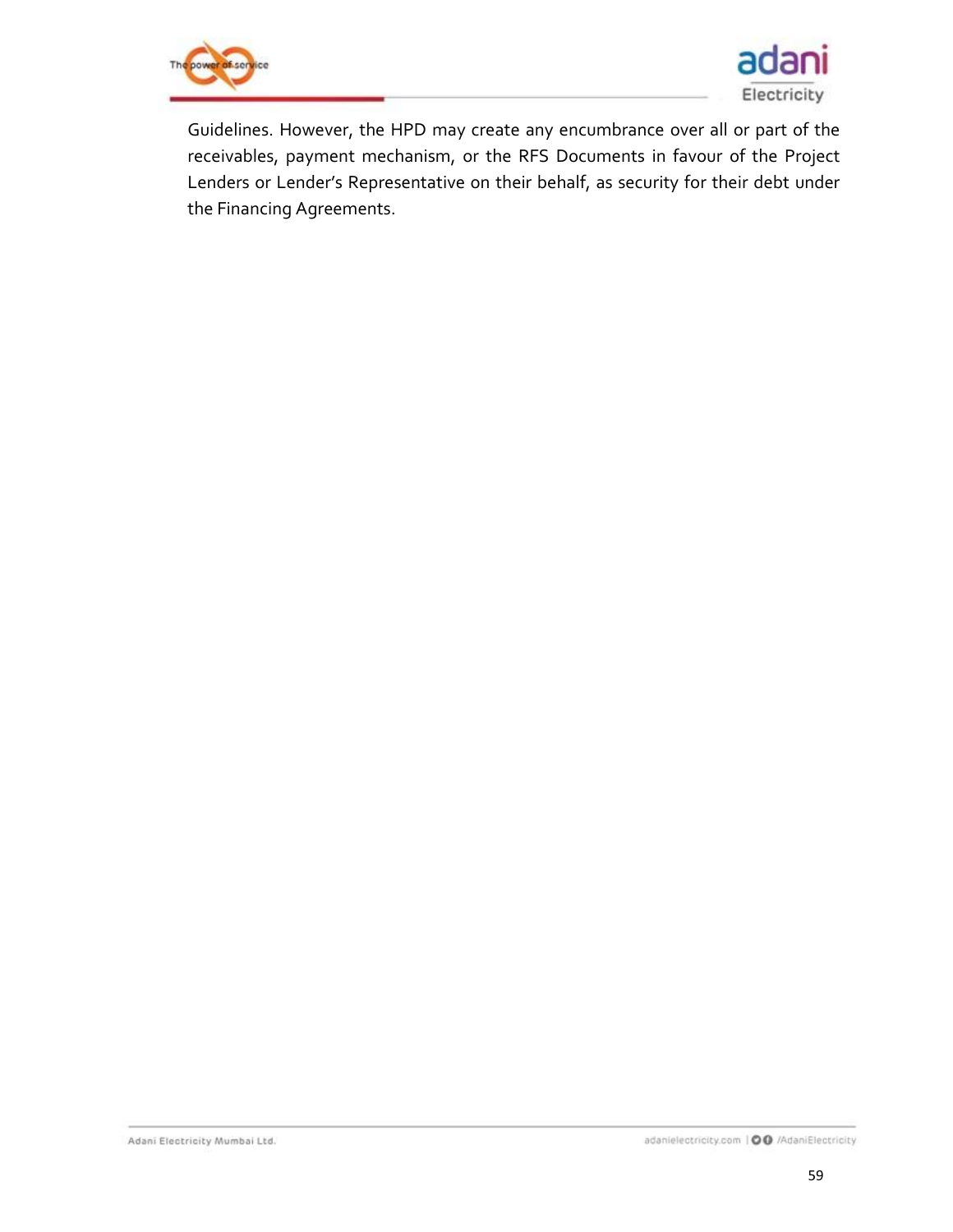Guidelines. However, the HPD may create any encumbrance over all or part of the receivables, payment mechanism, or the RFS Documents in favour of the Project Lenders or Lender's Representative on their behalf, as security for their debt under the Financing Agreements.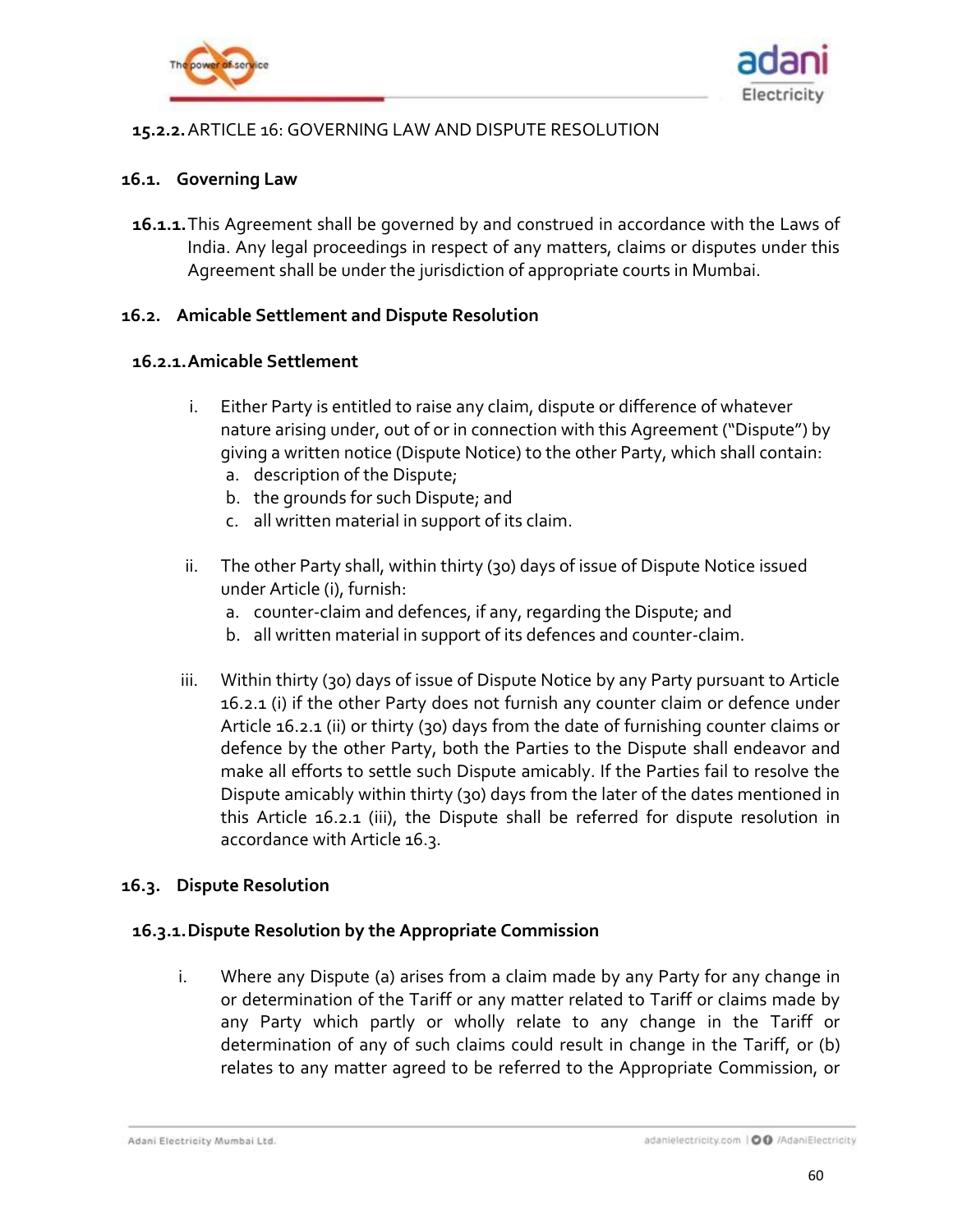**15.2.2.** ARTICLE 16: GOVERNING LAW AND DISPUTE RESOLUTION

## 16.1. Governing Law

**16.1.1.** This Agreement shall be governed by and construed in accordance with the Laws of India. Any legal proceedings in respect of any matters, claims or disputes under this Agreement shall be under the jurisdiction of appropriate courts in Mumbai.

## 16.2. Amicable Settlement and Dispute Resolution

### 16.2.1. Amicable Settlement

i. Either Party is entitled to raise any claim, dispute or difference of whatever nature arising under, out of or in connection with this Agreement ("Dispute") by giving a written notice (Dispute Notice) to the other Party, which shall contain:
   a. description of the Dispute;
   b. the grounds for such Dispute; and
   c. all written material in support of its claim.

ii. The other Party shall, within thirty (30) days of issue of Dispute Notice issued under Article (i), furnish:
   a. counter-claim and defences, if any, regarding the Dispute; and
   b. all written material in support of its defences and counter-claim.

iii. Within thirty (30) days of issue of Dispute Notice by any Party pursuant to Article 16.2.1 (i) if the other Party does not furnish any counter claim or defence under Article 16.2.1 (ii) or thirty (30) days from the date of furnishing counter claims or defence by the other Party, both the Parties to the Dispute shall endeavor and make all efforts to settle such Dispute amicably. If the Parties fail to resolve the Dispute amicably within thirty (30) days from the later of the dates mentioned in this Article 16.2.1 (iii), the Dispute shall be referred for dispute resolution in accordance with Article 16.3.

## 16.3. Dispute Resolution

### 16.3.1. Dispute Resolution by the Appropriate Commission

i. Where any Dispute (a) arises from a claim made by any Party for any change in or determination of the Tariff or any matter related to Tariff or claims made by any Party which partly or wholly relate to any change in the Tariff or determination of any of such claims could result in change in the Tariff, or (b) relates to any matter agreed to be referred to the Appropriate Commission, or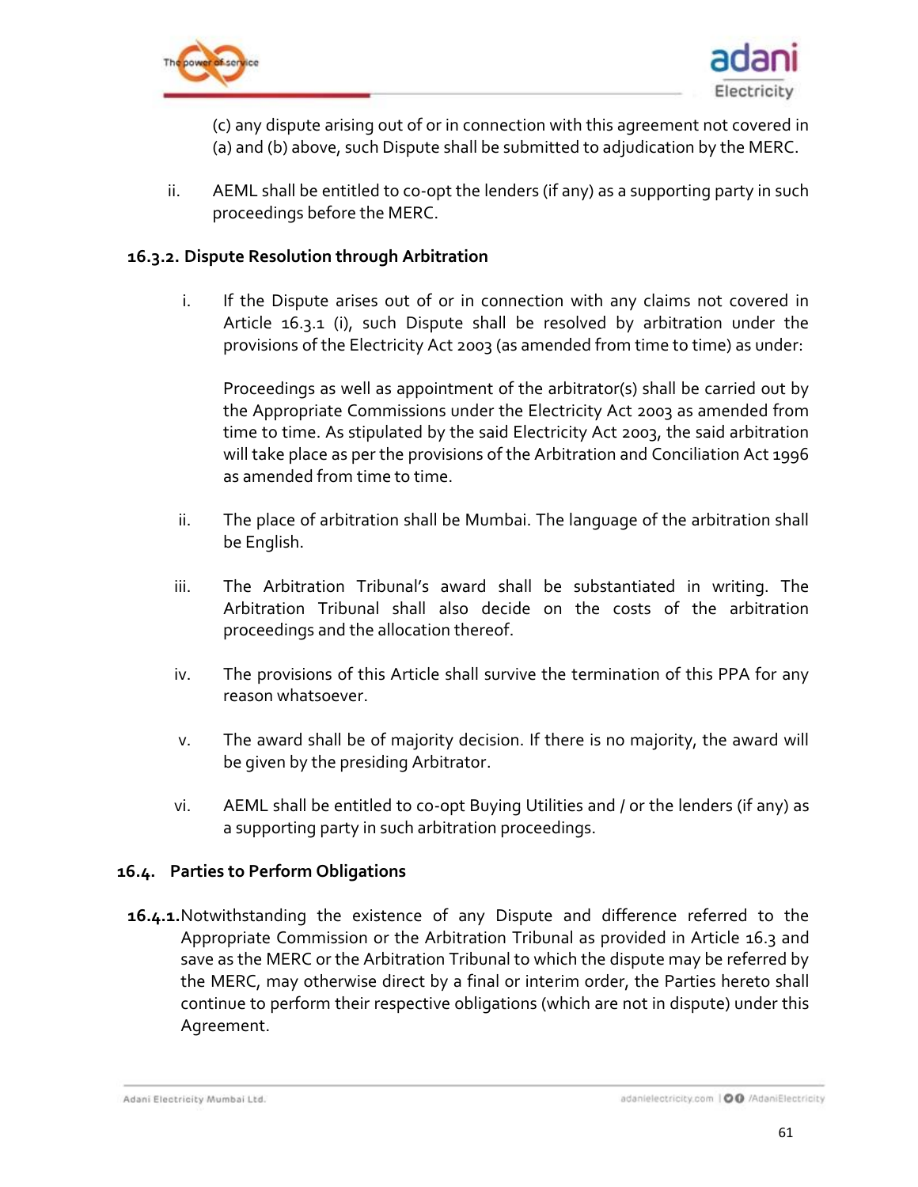(c) any dispute arising out of or in connection with this agreement not covered in (a) and (b) above, such Dispute shall be submitted to adjudication by the MERC.

ii. AEML shall be entitled to co-opt the lenders (if any) as a supporting party in such proceedings before the MERC.

**16.3.2. Dispute Resolution through Arbitration**

i. If the Dispute arises out of or in connection with any claims not covered in Article 16.3.1 (i), such Dispute shall be resolved by arbitration under the provisions of the Electricity Act 2003 (as amended from time to time) as under:

   Proceedings as well as appointment of the arbitrator(s) shall be carried out by the Appropriate Commissions under the Electricity Act 2003 as amended from time to time. As stipulated by the said Electricity Act 2003, the said arbitration will take place as per the provisions of the Arbitration and Conciliation Act 1996 as amended from time to time.

ii. The place of arbitration shall be Mumbai. The language of the arbitration shall be English.

iii. The Arbitration Tribunal's award shall be substantiated in writing. The Arbitration Tribunal shall also decide on the costs of the arbitration proceedings and the allocation thereof.

iv. The provisions of this Article shall survive the termination of this PPA for any reason whatsoever.

v. The award shall be of majority decision. If there is no majority, the award will be given by the presiding Arbitrator.

vi. AEML shall be entitled to co-opt Buying Utilities and / or the lenders (if any) as a supporting party in such arbitration proceedings.

**16.4. Parties to Perform Obligations**

**16.4.1.** Notwithstanding the existence of any Dispute and difference referred to the Appropriate Commission or the Arbitration Tribunal as provided in Article 16.3 and save as the MERC or the Arbitration Tribunal to which the dispute may be referred by the MERC, may otherwise direct by a final or interim order, the Parties hereto shall continue to perform their respective obligations (which are not in dispute) under this Agreement.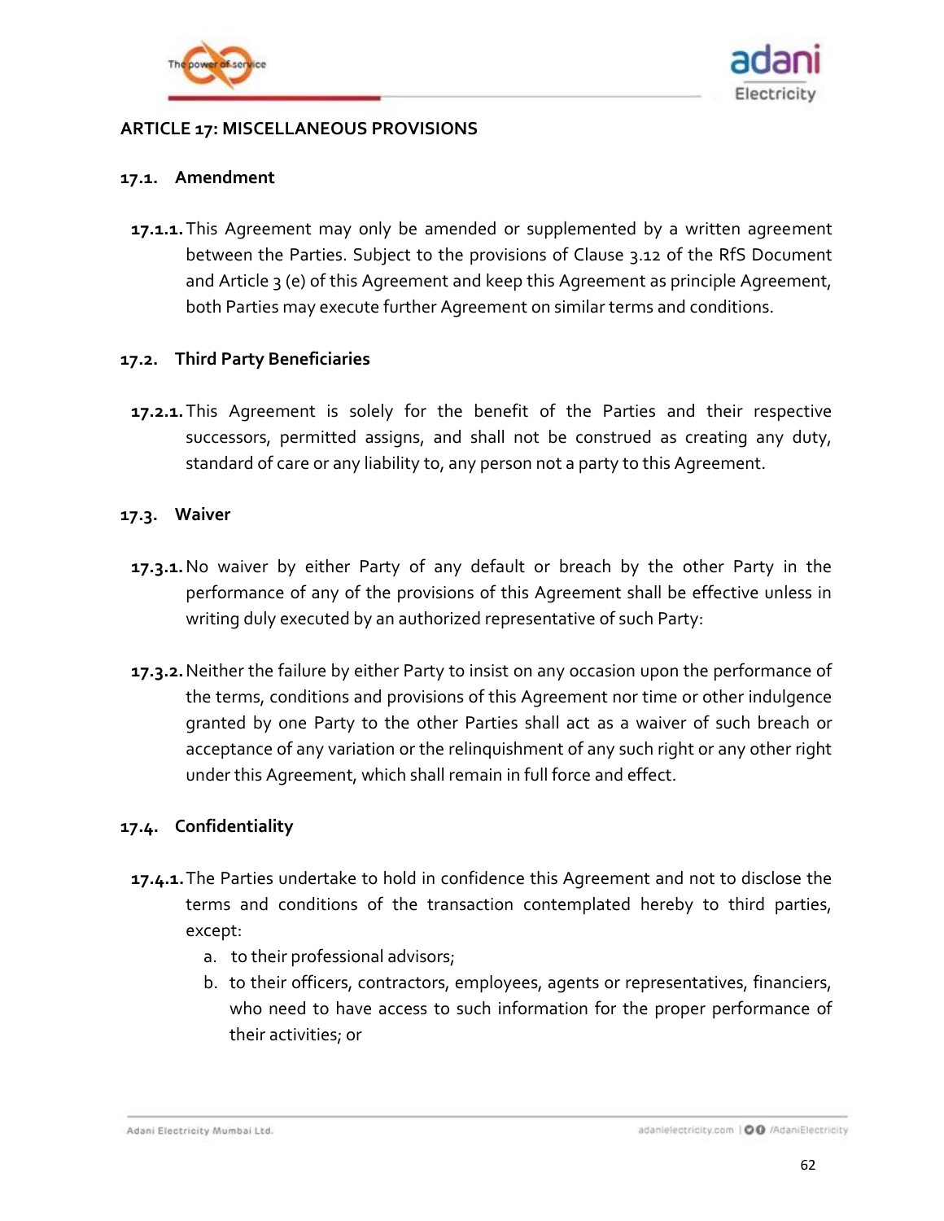## ARTICLE 17: MISCELLANEOUS PROVISIONS

### 17.1. Amendment

**17.1.1.** This Agreement may only be amended or supplemented by a written agreement between the Parties. Subject to the provisions of Clause 3.12 of the RfS Document and Article 3 (e) of this Agreement and keep this Agreement as principle Agreement, both Parties may execute further Agreement on similar terms and conditions.

### 17.2. Third Party Beneficiaries

**17.2.1.** This Agreement is solely for the benefit of the Parties and their respective successors, permitted assigns, and shall not be construed as creating any duty, standard of care or any liability to, any person not a party to this Agreement.

### 17.3. Waiver

**17.3.1.** No waiver by either Party of any default or breach by the other Party in the performance of any of the provisions of this Agreement shall be effective unless in writing duly executed by an authorized representative of such Party:

**17.3.2.** Neither the failure by either Party to insist on any occasion upon the performance of the terms, conditions and provisions of this Agreement nor time or other indulgence granted by one Party to the other Parties shall act as a waiver of such breach or acceptance of any variation or the relinquishment of any such right or any other right under this Agreement, which shall remain in full force and effect.

### 17.4. Confidentiality

**17.4.1.** The Parties undertake to hold in confidence this Agreement and not to disclose the terms and conditions of the transaction contemplated hereby to third parties, except:

a. to their professional advisors;
b. to their officers, contractors, employees, agents or representatives, financiers, who need to have access to such information for the proper performance of their activities; or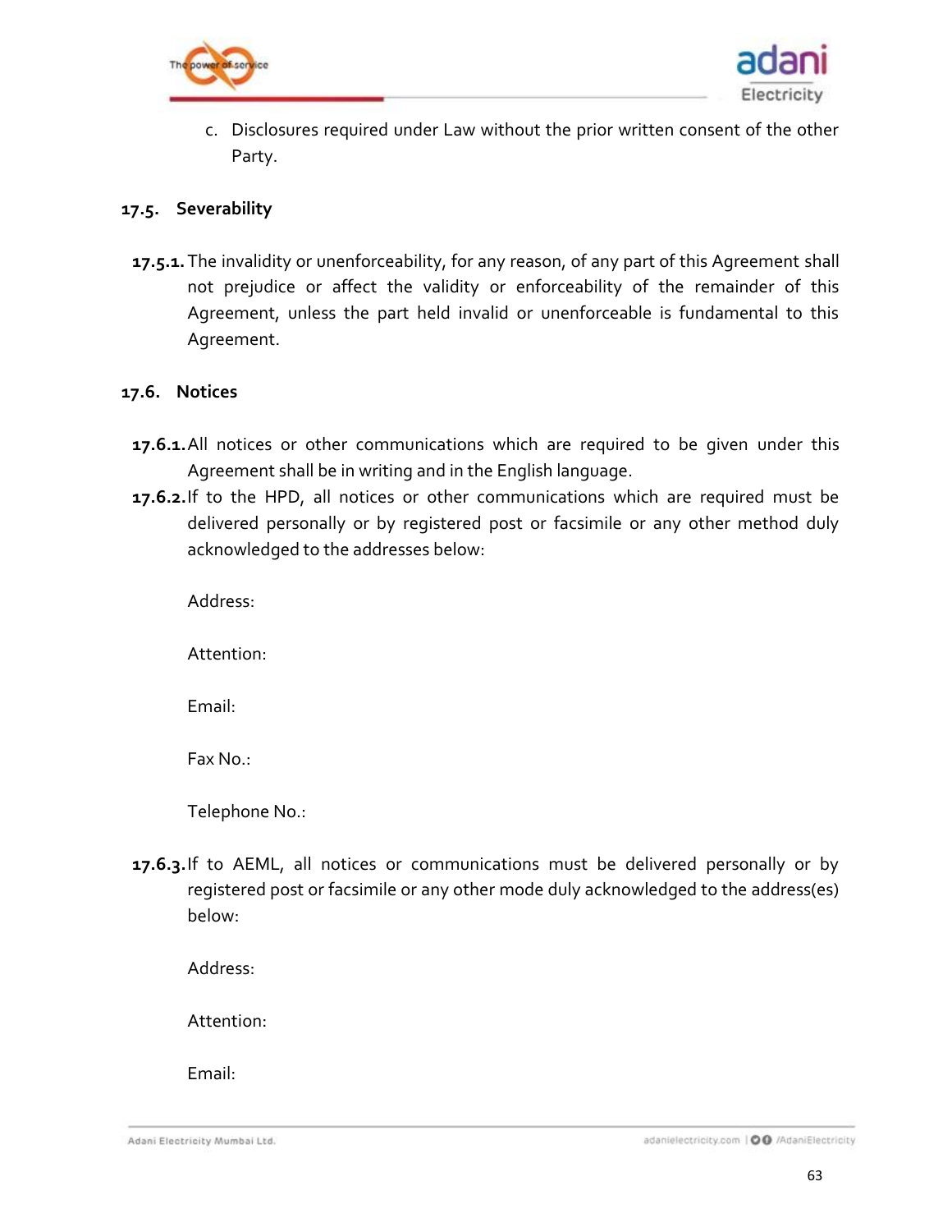c. Disclosures required under Law without the prior written consent of the other Party.

### 17.5. Severability

**17.5.1.** The invalidity or unenforceability, for any reason, of any part of this Agreement shall not prejudice or affect the validity or enforceability of the remainder of this Agreement, unless the part held invalid or unenforceable is fundamental to this Agreement.

### 17.6. Notices

**17.6.1.** All notices or other communications which are required to be given under this Agreement shall be in writing and in the English language.

**17.6.2.** If to the HPD, all notices or other communications which are required must be delivered personally or by registered post or facsimile or any other method duly acknowledged to the addresses below:

Address:

Attention:

Email:

Fax No.:

Telephone No.:

**17.6.3.** If to AEML, all notices or communications must be delivered personally or by registered post or facsimile or any other mode duly acknowledged to the address(es) below:

Address:

Attention:

Email: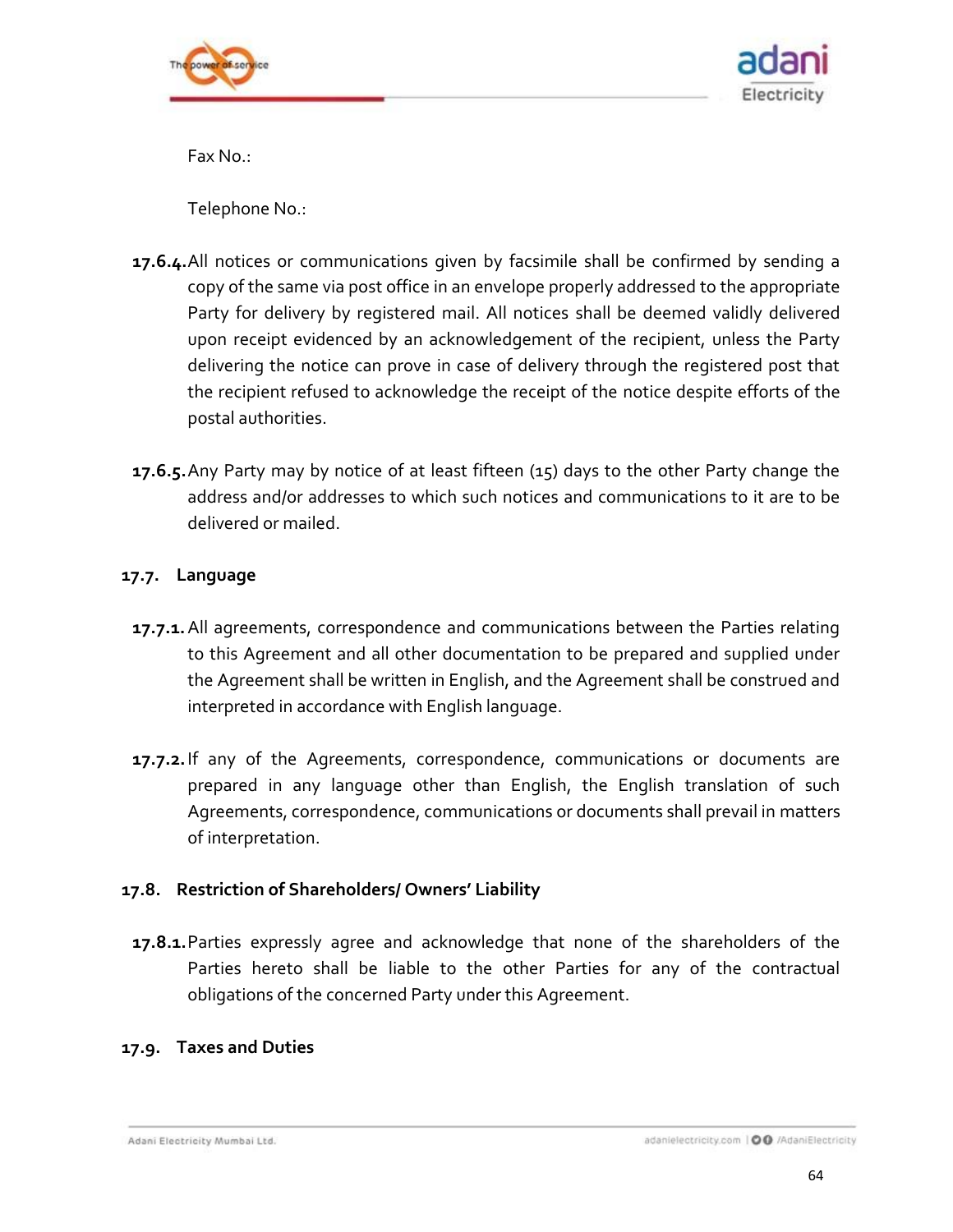Fax No.:

Telephone No.:

**17.6.4.** All notices or communications given by facsimile shall be confirmed by sending a copy of the same via post office in an envelope properly addressed to the appropriate Party for delivery by registered mail. All notices shall be deemed validly delivered upon receipt evidenced by an acknowledgement of the recipient, unless the Party delivering the notice can prove in case of delivery through the registered post that the recipient refused to acknowledge the receipt of the notice despite efforts of the postal authorities.

**17.6.5.** Any Party may by notice of at least fifteen (15) days to the other Party change the address and/or addresses to which such notices and communications to it are to be delivered or mailed.

## 17.7. Language

**17.7.1.** All agreements, correspondence and communications between the Parties relating to this Agreement and all other documentation to be prepared and supplied under the Agreement shall be written in English, and the Agreement shall be construed and interpreted in accordance with English language.

**17.7.2.** If any of the Agreements, correspondence, communications or documents are prepared in any language other than English, the English translation of such Agreements, correspondence, communications or documents shall prevail in matters of interpretation.

## 17.8. Restriction of Shareholders/ Owners' Liability

**17.8.1.** Parties expressly agree and acknowledge that none of the shareholders of the Parties hereto shall be liable to the other Parties for any of the contractual obligations of the concerned Party under this Agreement.

## 17.9. Taxes and Duties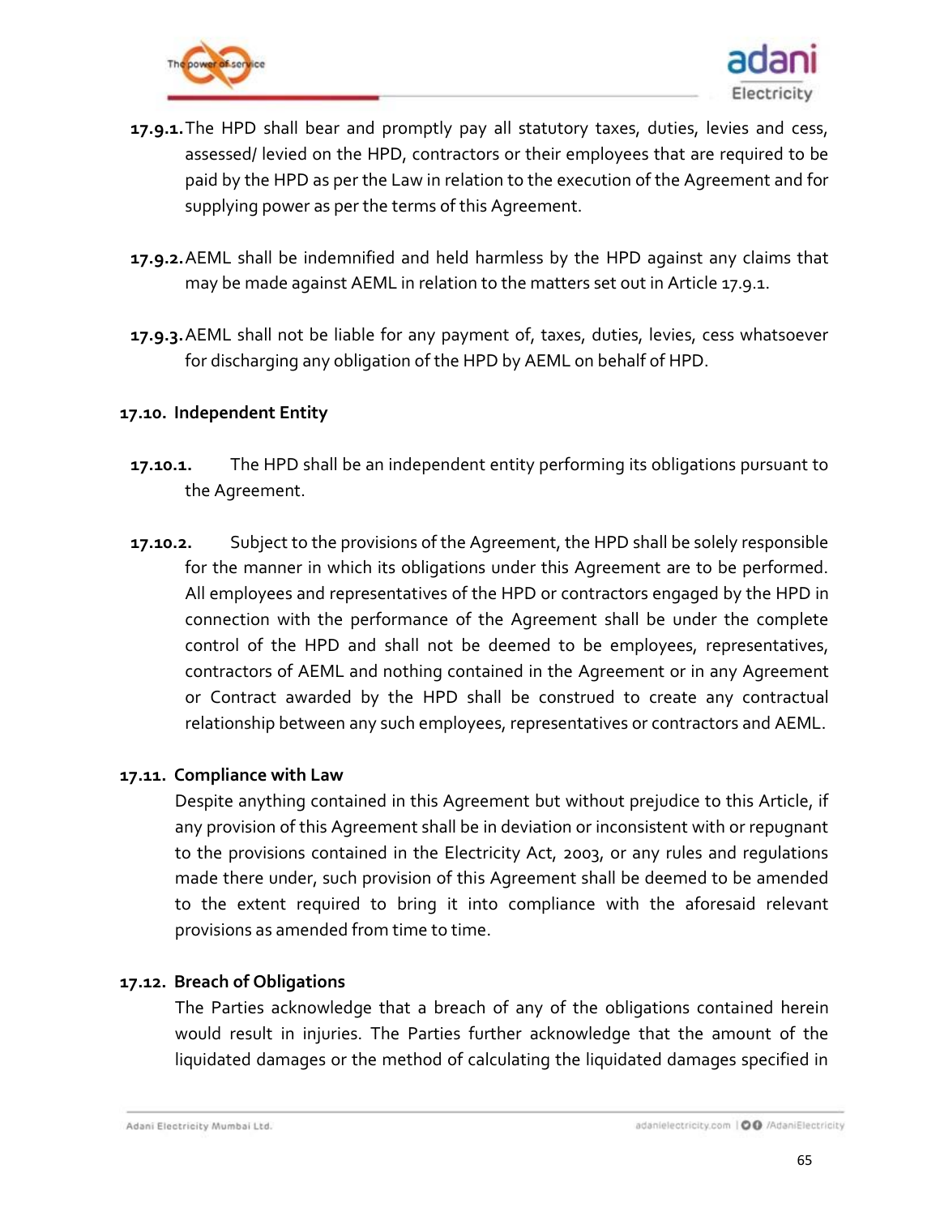**17.9.1.** The HPD shall bear and promptly pay all statutory taxes, duties, levies and cess, assessed/ levied on the HPD, contractors or their employees that are required to be paid by the HPD as per the Law in relation to the execution of the Agreement and for supplying power as per the terms of this Agreement.

**17.9.2.** AEML shall be indemnified and held harmless by the HPD against any claims that may be made against AEML in relation to the matters set out in Article 17.9.1.

**17.9.3.** AEML shall not be liable for any payment of, taxes, duties, levies, cess whatsoever for discharging any obligation of the HPD by AEML on behalf of HPD.

### 17.10. Independent Entity

**17.10.1.** The HPD shall be an independent entity performing its obligations pursuant to the Agreement.

**17.10.2.** Subject to the provisions of the Agreement, the HPD shall be solely responsible for the manner in which its obligations under this Agreement are to be performed. All employees and representatives of the HPD or contractors engaged by the HPD in connection with the performance of the Agreement shall be under the complete control of the HPD and shall not be deemed to be employees, representatives, contractors of AEML and nothing contained in the Agreement or in any Agreement or Contract awarded by the HPD shall be construed to create any contractual relationship between any such employees, representatives or contractors and AEML.

### 17.11. Compliance with Law

Despite anything contained in this Agreement but without prejudice to this Article, if any provision of this Agreement shall be in deviation or inconsistent with or repugnant to the provisions contained in the Electricity Act, 2003, or any rules and regulations made there under, such provision of this Agreement shall be deemed to be amended to the extent required to bring it into compliance with the aforesaid relevant provisions as amended from time to time.

### 17.12. Breach of Obligations

The Parties acknowledge that a breach of any of the obligations contained herein would result in injuries. The Parties further acknowledge that the amount of the liquidated damages or the method of calculating the liquidated damages specified in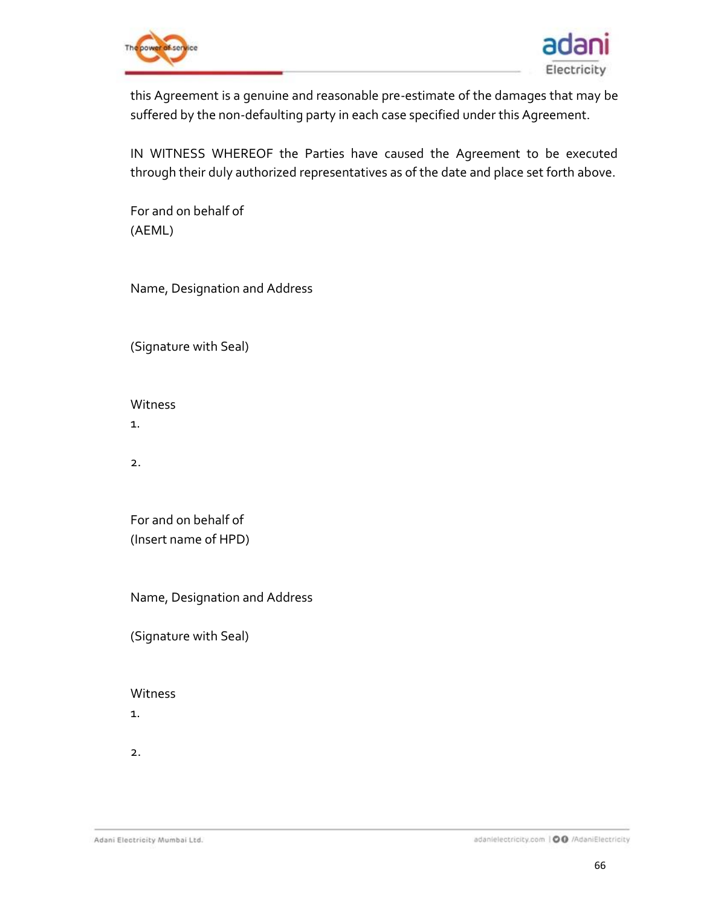this Agreement is a genuine and reasonable pre-estimate of the damages that may be suffered by the non-defaulting party in each case specified under this Agreement.

IN WITNESS WHEREOF the Parties have caused the Agreement to be executed through their duly authorized representatives as of the date and place set forth above.

For and on behalf of
(AEML)

Name, Designation and Address

(Signature with Seal)

Witness

1.

2.

For and on behalf of
(Insert name of HPD)

Name, Designation and Address

(Signature with Seal)

Witness

1.

2.